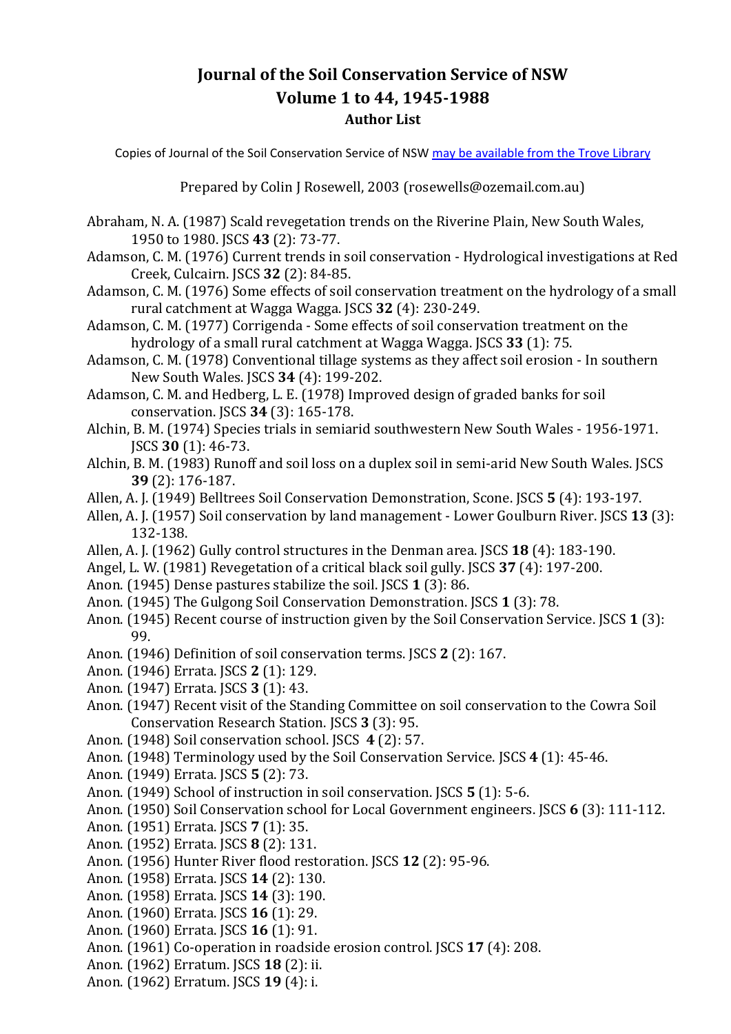# Journal of the Soil Conservation Service of NSW
# Volume 1 to 44, 1945-1988
### Author List

Copies of Journal of the Soil Conservation Service of NSW may be available from the Trove Library

Prepared by Colin J Rosewell, 2003 (rosewells@ozemail.com.au)

Abraham, N. A. (1987) Scald revegetation trends on the Riverine Plain, New South Wales, 1950 to 1980. JSCS **43** (2): 73-77.

Adamson, C. M. (1976) Current trends in soil conservation - Hydrological investigations at Red Creek, Culcairn. JSCS **32** (2): 84-85.

Adamson, C. M. (1976) Some effects of soil conservation treatment on the hydrology of a small rural catchment at Wagga Wagga. JSCS **32** (4): 230-249.

Adamson, C. M. (1977) Corrigenda - Some effects of soil conservation treatment on the hydrology of a small rural catchment at Wagga Wagga. JSCS **33** (1): 75.

Adamson, C. M. (1978) Conventional tillage systems as they affect soil erosion - In southern New South Wales. JSCS **34** (4): 199-202.

Adamson, C. M. and Hedberg, L. E. (1978) Improved design of graded banks for soil conservation. JSCS **34** (3): 165-178.

Alchin, B. M. (1974) Species trials in semiarid southwestern New South Wales - 1956-1971. JSCS **30** (1): 46-73.

Alchin, B. M. (1983) Runoff and soil loss on a duplex soil in semi-arid New South Wales. JSCS **39** (2): 176-187.

Allen, A. J. (1949) Belltrees Soil Conservation Demonstration, Scone. JSCS **5** (4): 193-197.

Allen, A. J. (1957) Soil conservation by land management - Lower Goulburn River. JSCS **13** (3): 132-138.

Allen, A. J. (1962) Gully control structures in the Denman area. JSCS **18** (4): 183-190.

Angel, L. W. (1981) Revegetation of a critical black soil gully. JSCS **37** (4): 197-200.

Anon. (1945) Dense pastures stabilize the soil. JSCS **1** (3): 86.

Anon. (1945) The Gulgong Soil Conservation Demonstration. JSCS **1** (3): 78.

Anon. (1945) Recent course of instruction given by the Soil Conservation Service. JSCS **1** (3): 99.

Anon. (1946) Definition of soil conservation terms. JSCS **2** (2): 167.

Anon. (1946) Errata. JSCS **2** (1): 129.

Anon. (1947) Errata. JSCS **3** (1): 43.

Anon. (1947) Recent visit of the Standing Committee on soil conservation to the Cowra Soil Conservation Research Station. JSCS **3** (3): 95.

Anon. (1948) Soil conservation school. JSCS **4** (2): 57.

Anon. (1948) Terminology used by the Soil Conservation Service. JSCS **4** (1): 45-46.

Anon. (1949) Errata. JSCS **5** (2): 73.

Anon. (1949) School of instruction in soil conservation. JSCS **5** (1): 5-6.

Anon. (1950) Soil Conservation school for Local Government engineers. JSCS **6** (3): 111-112.

Anon. (1951) Errata. JSCS **7** (1): 35.

Anon. (1952) Errata. JSCS **8** (2): 131.

Anon. (1956) Hunter River flood restoration. JSCS **12** (2): 95-96.

Anon. (1958) Errata. JSCS **14** (2): 130.

Anon. (1958) Errata. JSCS **14** (3): 190.

Anon. (1960) Errata. JSCS **16** (1): 29.

Anon. (1960) Errata. JSCS **16** (1): 91.

Anon. (1961) Co-operation in roadside erosion control. JSCS **17** (4): 208.

Anon. (1962) Erratum. JSCS **18** (2): ii.

Anon. (1962) Erratum. JSCS **19** (4): i.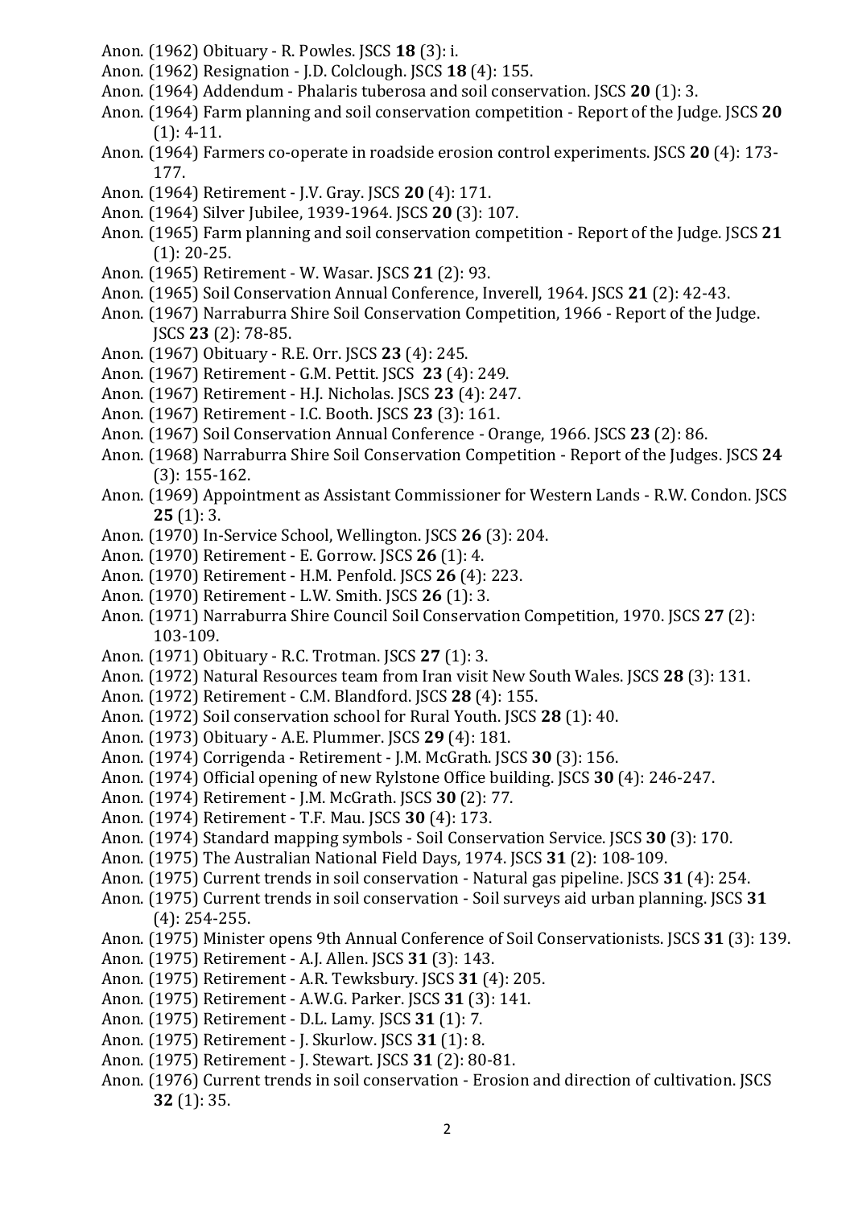Anon. (1962) Obituary - R. Powles. JSCS **18** (3): i.

Anon. (1962) Resignation - J.D. Colclough. JSCS **18** (4): 155.

Anon. (1964) Addendum - Phalaris tuberosa and soil conservation. JSCS **20** (1): 3.

Anon. (1964) Farm planning and soil conservation competition - Report of the Judge. JSCS **20** (1): 4-11.

Anon. (1964) Farmers co-operate in roadside erosion control experiments. JSCS **20** (4): 173-177.

Anon. (1964) Retirement - J.V. Gray. JSCS **20** (4): 171.

Anon. (1964) Silver Jubilee, 1939-1964. JSCS **20** (3): 107.

Anon. (1965) Farm planning and soil conservation competition - Report of the Judge. JSCS **21** (1): 20-25.

Anon. (1965) Retirement - W. Wasar. JSCS **21** (2): 93.

Anon. (1965) Soil Conservation Annual Conference, Inverell, 1964. JSCS **21** (2): 42-43.

Anon. (1967) Narraburra Shire Soil Conservation Competition, 1966 - Report of the Judge. JSCS **23** (2): 78-85.

Anon. (1967) Obituary - R.E. Orr. JSCS **23** (4): 245.

Anon. (1967) Retirement - G.M. Pettit. JSCS **23** (4): 249.

Anon. (1967) Retirement - H.J. Nicholas. JSCS **23** (4): 247.

Anon. (1967) Retirement - I.C. Booth. JSCS **23** (3): 161.

Anon. (1967) Soil Conservation Annual Conference - Orange, 1966. JSCS **23** (2): 86.

Anon. (1968) Narraburra Shire Soil Conservation Competition - Report of the Judges. JSCS **24** (3): 155-162.

Anon. (1969) Appointment as Assistant Commissioner for Western Lands - R.W. Condon. JSCS **25** (1): 3.

Anon. (1970) In-Service School, Wellington. JSCS **26** (3): 204.

Anon. (1970) Retirement - E. Gorrow. JSCS **26** (1): 4.

Anon. (1970) Retirement - H.M. Penfold. JSCS **26** (4): 223.

Anon. (1970) Retirement - L.W. Smith. JSCS **26** (1): 3.

Anon. (1971) Narraburra Shire Council Soil Conservation Competition, 1970. JSCS **27** (2): 103-109.

Anon. (1971) Obituary - R.C. Trotman. JSCS **27** (1): 3.

Anon. (1972) Natural Resources team from Iran visit New South Wales. JSCS **28** (3): 131.

Anon. (1972) Retirement - C.M. Blandford. JSCS **28** (4): 155.

Anon. (1972) Soil conservation school for Rural Youth. JSCS **28** (1): 40.

Anon. (1973) Obituary - A.E. Plummer. JSCS **29** (4): 181.

Anon. (1974) Corrigenda - Retirement - J.M. McGrath. JSCS **30** (3): 156.

Anon. (1974) Official opening of new Rylstone Office building. JSCS **30** (4): 246-247.

Anon. (1974) Retirement - J.M. McGrath. JSCS **30** (2): 77.

Anon. (1974) Retirement - T.F. Mau. JSCS **30** (4): 173.

Anon. (1974) Standard mapping symbols - Soil Conservation Service. JSCS **30** (3): 170.

Anon. (1975) The Australian National Field Days, 1974. JSCS **31** (2): 108-109.

Anon. (1975) Current trends in soil conservation - Natural gas pipeline. JSCS **31** (4): 254.

Anon. (1975) Current trends in soil conservation - Soil surveys aid urban planning. JSCS **31** (4): 254-255.

Anon. (1975) Minister opens 9th Annual Conference of Soil Conservationists. JSCS **31** (3): 139.

Anon. (1975) Retirement - A.J. Allen. JSCS **31** (3): 143.

Anon. (1975) Retirement - A.R. Tewksbury. JSCS **31** (4): 205.

Anon. (1975) Retirement - A.W.G. Parker. JSCS **31** (3): 141.

Anon. (1975) Retirement - D.L. Lamy. JSCS **31** (1): 7.

Anon. (1975) Retirement - J. Skurlow. JSCS **31** (1): 8.

Anon. (1975) Retirement - J. Stewart. JSCS **31** (2): 80-81.

Anon. (1976) Current trends in soil conservation - Erosion and direction of cultivation. JSCS **32** (1): 35.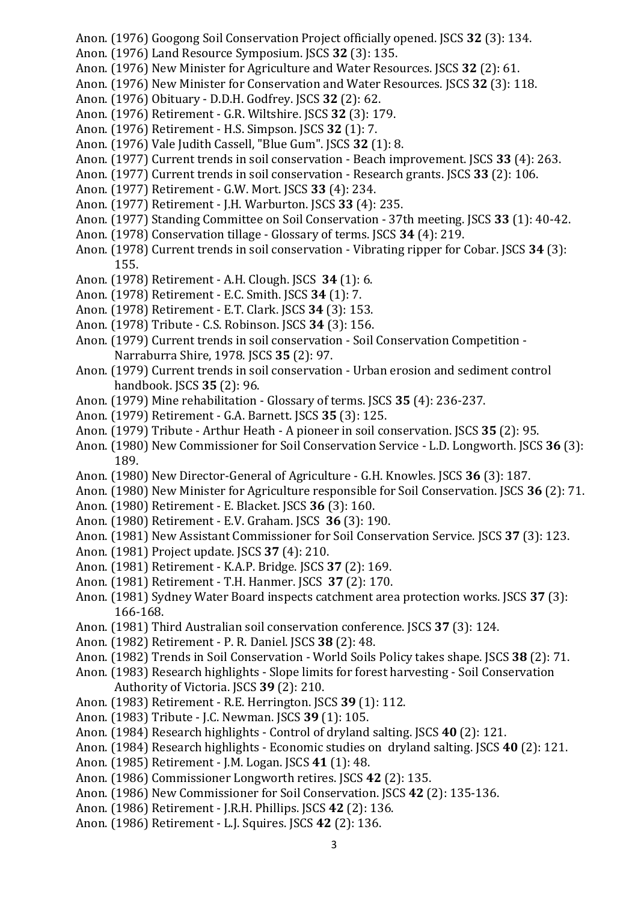Anon. (1976) Googong Soil Conservation Project officially opened. JSCS **32** (3): 134.

Anon. (1976) Land Resource Symposium. JSCS **32** (3): 135.

Anon. (1976) New Minister for Agriculture and Water Resources. JSCS **32** (2): 61.

Anon. (1976) New Minister for Conservation and Water Resources. JSCS **32** (3): 118.

Anon. (1976) Obituary - D.D.H. Godfrey. JSCS **32** (2): 62.

Anon. (1976) Retirement - G.R. Wiltshire. JSCS **32** (3): 179.

Anon. (1976) Retirement - H.S. Simpson. JSCS **32** (1): 7.

Anon. (1976) Vale Judith Cassell, "Blue Gum". JSCS **32** (1): 8.

Anon. (1977) Current trends in soil conservation - Beach improvement. JSCS **33** (4): 263.

Anon. (1977) Current trends in soil conservation - Research grants. JSCS **33** (2): 106.

Anon. (1977) Retirement - G.W. Mort. JSCS **33** (4): 234.

Anon. (1977) Retirement - J.H. Warburton. JSCS **33** (4): 235.

Anon. (1977) Standing Committee on Soil Conservation - 37th meeting. JSCS **33** (1): 40-42.

Anon. (1978) Conservation tillage - Glossary of terms. JSCS **34** (4): 219.

Anon. (1978) Current trends in soil conservation - Vibrating ripper for Cobar. JSCS **34** (3): 155.

Anon. (1978) Retirement - A.H. Clough. JSCS **34** (1): 6.

Anon. (1978) Retirement - E.C. Smith. JSCS **34** (1): 7.

Anon. (1978) Retirement - E.T. Clark. JSCS **34** (3): 153.

Anon. (1978) Tribute - C.S. Robinson. JSCS **34** (3): 156.

Anon. (1979) Current trends in soil conservation - Soil Conservation Competition - Narraburra Shire, 1978. JSCS **35** (2): 97.

Anon. (1979) Current trends in soil conservation - Urban erosion and sediment control handbook. JSCS **35** (2): 96.

Anon. (1979) Mine rehabilitation - Glossary of terms. JSCS **35** (4): 236-237.

Anon. (1979) Retirement - G.A. Barnett. JSCS **35** (3): 125.

Anon. (1979) Tribute - Arthur Heath - A pioneer in soil conservation. JSCS **35** (2): 95.

Anon. (1980) New Commissioner for Soil Conservation Service - L.D. Longworth. JSCS **36** (3): 189.

Anon. (1980) New Director-General of Agriculture - G.H. Knowles. JSCS **36** (3): 187.

Anon. (1980) New Minister for Agriculture responsible for Soil Conservation. JSCS **36** (2): 71.

Anon. (1980) Retirement - E. Blacket. JSCS **36** (3): 160.

Anon. (1980) Retirement - E.V. Graham. JSCS **36** (3): 190.

Anon. (1981) New Assistant Commissioner for Soil Conservation Service. JSCS **37** (3): 123.

Anon. (1981) Project update. JSCS **37** (4): 210.

Anon. (1981) Retirement - K.A.P. Bridge. JSCS **37** (2): 169.

Anon. (1981) Retirement - T.H. Hanmer. JSCS **37** (2): 170.

Anon. (1981) Sydney Water Board inspects catchment area protection works. JSCS **37** (3): 166-168.

Anon. (1981) Third Australian soil conservation conference. JSCS **37** (3): 124.

Anon. (1982) Retirement - P. R. Daniel. JSCS **38** (2): 48.

Anon. (1982) Trends in Soil Conservation - World Soils Policy takes shape. JSCS **38** (2): 71.

Anon. (1983) Research highlights - Slope limits for forest harvesting - Soil Conservation Authority of Victoria. JSCS **39** (2): 210.

Anon. (1983) Retirement - R.E. Herrington. JSCS **39** (1): 112.

Anon. (1983) Tribute - J.C. Newman. JSCS **39** (1): 105.

Anon. (1984) Research highlights - Control of dryland salting. JSCS **40** (2): 121.

Anon. (1984) Research highlights - Economic studies on dryland salting. JSCS **40** (2): 121.

Anon. (1985) Retirement - J.M. Logan. JSCS **41** (1): 48.

Anon. (1986) Commissioner Longworth retires. JSCS **42** (2): 135.

Anon. (1986) New Commissioner for Soil Conservation. JSCS **42** (2): 135-136.

Anon. (1986) Retirement - J.R.H. Phillips. JSCS **42** (2): 136.

Anon. (1986) Retirement - L.J. Squires. JSCS **42** (2): 136.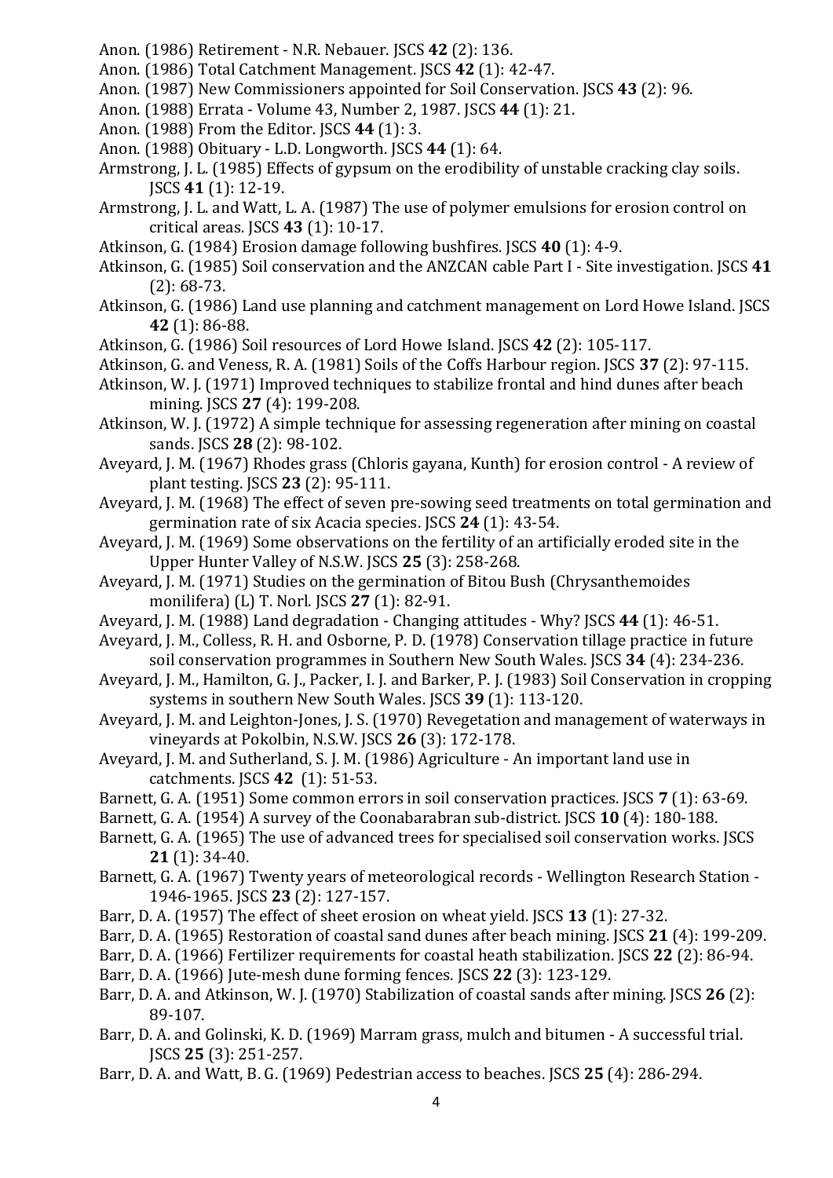Anon. (1986) Retirement - N.R. Nebauer. JSCS **42** (2): 136.

Anon. (1986) Total Catchment Management. JSCS **42** (1): 42-47.

Anon. (1987) New Commissioners appointed for Soil Conservation. JSCS **43** (2): 96.

Anon. (1988) Errata - Volume 43, Number 2, 1987. JSCS **44** (1): 21.

Anon. (1988) From the Editor. JSCS **44** (1): 3.

Anon. (1988) Obituary - L.D. Longworth. JSCS **44** (1): 64.

Armstrong, J. L. (1985) Effects of gypsum on the erodibility of unstable cracking clay soils. JSCS **41** (1): 12-19.

Armstrong, J. L. and Watt, L. A. (1987) The use of polymer emulsions for erosion control on critical areas. JSCS **43** (1): 10-17.

Atkinson, G. (1984) Erosion damage following bushfires. JSCS **40** (1): 4-9.

Atkinson, G. (1985) Soil conservation and the ANZCAN cable Part I - Site investigation. JSCS **41** (2): 68-73.

Atkinson, G. (1986) Land use planning and catchment management on Lord Howe Island. JSCS **42** (1): 86-88.

Atkinson, G. (1986) Soil resources of Lord Howe Island. JSCS **42** (2): 105-117.

Atkinson, G. and Veness, R. A. (1981) Soils of the Coffs Harbour region. JSCS **37** (2): 97-115.

Atkinson, W. J. (1971) Improved techniques to stabilize frontal and hind dunes after beach mining. JSCS **27** (4): 199-208.

Atkinson, W. J. (1972) A simple technique for assessing regeneration after mining on coastal sands. JSCS **28** (2): 98-102.

Aveyard, J. M. (1967) Rhodes grass (Chloris gayana, Kunth) for erosion control - A review of plant testing. JSCS **23** (2): 95-111.

Aveyard, J. M. (1968) The effect of seven pre-sowing seed treatments on total germination and germination rate of six Acacia species. JSCS **24** (1): 43-54.

Aveyard, J. M. (1969) Some observations on the fertility of an artificially eroded site in the Upper Hunter Valley of N.S.W. JSCS **25** (3): 258-268.

Aveyard, J. M. (1971) Studies on the germination of Bitou Bush (Chrysanthemoides monilifera) (L) T. Norl. JSCS **27** (1): 82-91.

Aveyard, J. M. (1988) Land degradation - Changing attitudes - Why? JSCS **44** (1): 46-51.

Aveyard, J. M., Colless, R. H. and Osborne, P. D. (1978) Conservation tillage practice in future soil conservation programmes in Southern New South Wales. JSCS **34** (4): 234-236.

Aveyard, J. M., Hamilton, G. J., Packer, I. J. and Barker, P. J. (1983) Soil Conservation in cropping systems in southern New South Wales. JSCS **39** (1): 113-120.

Aveyard, J. M. and Leighton-Jones, J. S. (1970) Revegetation and management of waterways in vineyards at Pokolbin, N.S.W. JSCS **26** (3): 172-178.

Aveyard, J. M. and Sutherland, S. J. M. (1986) Agriculture - An important land use in catchments. JSCS **42** (1): 51-53.

Barnett, G. A. (1951) Some common errors in soil conservation practices. JSCS **7** (1): 63-69.

Barnett, G. A. (1954) A survey of the Coonabarabran sub-district. JSCS **10** (4): 180-188.

Barnett, G. A. (1965) The use of advanced trees for specialised soil conservation works. JSCS **21** (1): 34-40.

Barnett, G. A. (1967) Twenty years of meteorological records - Wellington Research Station - 1946-1965. JSCS **23** (2): 127-157.

Barr, D. A. (1957) The effect of sheet erosion on wheat yield. JSCS **13** (1): 27-32.

Barr, D. A. (1965) Restoration of coastal sand dunes after beach mining. JSCS **21** (4): 199-209.

Barr, D. A. (1966) Fertilizer requirements for coastal heath stabilization. JSCS **22** (2): 86-94.

Barr, D. A. (1966) Jute-mesh dune forming fences. JSCS **22** (3): 123-129.

Barr, D. A. and Atkinson, W. J. (1970) Stabilization of coastal sands after mining. JSCS **26** (2): 89-107.

Barr, D. A. and Golinski, K. D. (1969) Marram grass, mulch and bitumen - A successful trial. JSCS **25** (3): 251-257.

Barr, D. A. and Watt, B. G. (1969) Pedestrian access to beaches. JSCS **25** (4): 286-294.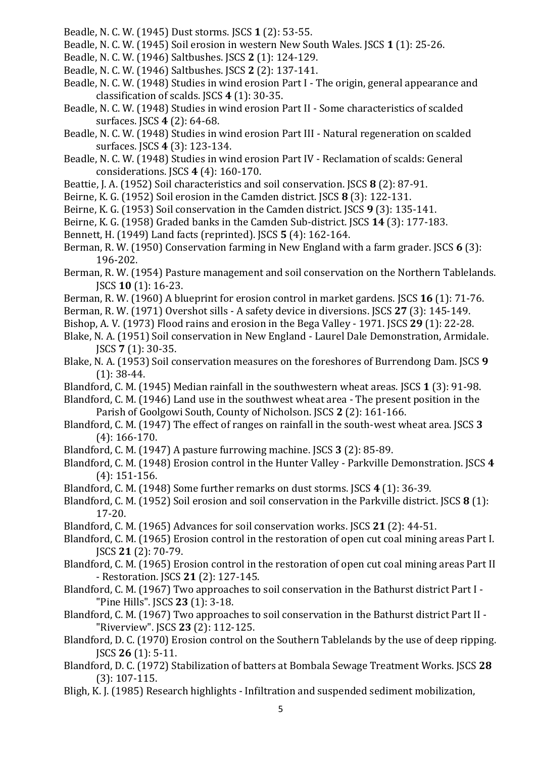Beadle, N. C. W. (1945) Dust storms. JSCS **1** (2): 53-55.

Beadle, N. C. W. (1945) Soil erosion in western New South Wales. JSCS **1** (1): 25-26.

Beadle, N. C. W. (1946) Saltbushes. JSCS **2** (1): 124-129.

Beadle, N. C. W. (1946) Saltbushes. JSCS **2** (2): 137-141.

Beadle, N. C. W. (1948) Studies in wind erosion Part I - The origin, general appearance and classification of scalds. JSCS **4** (1): 30-35.

Beadle, N. C. W. (1948) Studies in wind erosion Part II - Some characteristics of scalded surfaces. JSCS **4** (2): 64-68.

Beadle, N. C. W. (1948) Studies in wind erosion Part III - Natural regeneration on scalded surfaces. JSCS **4** (3): 123-134.

Beadle, N. C. W. (1948) Studies in wind erosion Part IV - Reclamation of scalds: General considerations. JSCS **4** (4): 160-170.

Beattie, J. A. (1952) Soil characteristics and soil conservation. JSCS **8** (2): 87-91.

Beirne, K. G. (1952) Soil erosion in the Camden district. JSCS **8** (3): 122-131.

Beirne, K. G. (1953) Soil conservation in the Camden district. JSCS **9** (3): 135-141.

Beirne, K. G. (1958) Graded banks in the Camden Sub-district. JSCS **14** (3): 177-183.

Bennett, H. (1949) Land facts (reprinted). JSCS **5** (4): 162-164.

Berman, R. W. (1950) Conservation farming in New England with a farm grader. JSCS **6** (3): 196-202.

Berman, R. W. (1954) Pasture management and soil conservation on the Northern Tablelands. JSCS **10** (1): 16-23.

Berman, R. W. (1960) A blueprint for erosion control in market gardens. JSCS **16** (1): 71-76.

Berman, R. W. (1971) Overshot sills - A safety device in diversions. JSCS **27** (3): 145-149.

Bishop, A. V. (1973) Flood rains and erosion in the Bega Valley - 1971. JSCS **29** (1): 22-28.

Blake, N. A. (1951) Soil conservation in New England - Laurel Dale Demonstration, Armidale. JSCS **7** (1): 30-35.

Blake, N. A. (1953) Soil conservation measures on the foreshores of Burrendong Dam. JSCS **9** (1): 38-44.

Blandford, C. M. (1945) Median rainfall in the southwestern wheat areas. JSCS **1** (3): 91-98.

Blandford, C. M. (1946) Land use in the southwest wheat area - The present position in the Parish of Goolgowi South, County of Nicholson. JSCS **2** (2): 161-166.

Blandford, C. M. (1947) The effect of ranges on rainfall in the south-west wheat area. JSCS **3** (4): 166-170.

Blandford, C. M. (1947) A pasture furrowing machine. JSCS **3** (2): 85-89.

Blandford, C. M. (1948) Erosion control in the Hunter Valley - Parkville Demonstration. JSCS **4** (4): 151-156.

Blandford, C. M. (1948) Some further remarks on dust storms. JSCS **4** (1): 36-39.

Blandford, C. M. (1952) Soil erosion and soil conservation in the Parkville district. JSCS **8** (1): 17-20.

Blandford, C. M. (1965) Advances for soil conservation works. JSCS **21** (2): 44-51.

Blandford, C. M. (1965) Erosion control in the restoration of open cut coal mining areas Part I. JSCS **21** (2): 70-79.

Blandford, C. M. (1965) Erosion control in the restoration of open cut coal mining areas Part II - Restoration. JSCS **21** (2): 127-145.

Blandford, C. M. (1967) Two approaches to soil conservation in the Bathurst district Part I - "Pine Hills". JSCS **23** (1): 3-18.

Blandford, C. M. (1967) Two approaches to soil conservation in the Bathurst district Part II - "Riverview". JSCS **23** (2): 112-125.

Blandford, D. C. (1970) Erosion control on the Southern Tablelands by the use of deep ripping. JSCS **26** (1): 5-11.

Blandford, D. C. (1972) Stabilization of batters at Bombala Sewage Treatment Works. JSCS **28** (3): 107-115.

Bligh, K. J. (1985) Research highlights - Infiltration and suspended sediment mobilization,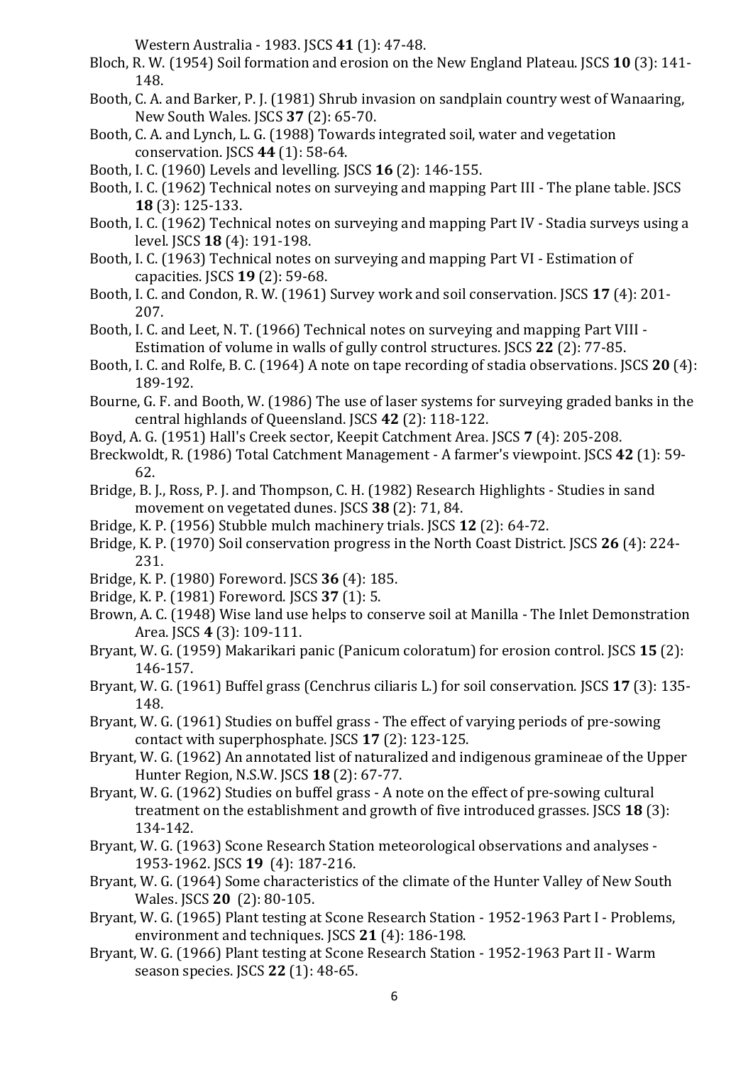Western Australia - 1983. JSCS **41** (1): 47-48.

Bloch, R. W. (1954) Soil formation and erosion on the New England Plateau. JSCS **10** (3): 141-148.

Booth, C. A. and Barker, P. J. (1981) Shrub invasion on sandplain country west of Wanaaring, New South Wales. JSCS **37** (2): 65-70.

Booth, C. A. and Lynch, L. G. (1988) Towards integrated soil, water and vegetation conservation. JSCS **44** (1): 58-64.

Booth, I. C. (1960) Levels and levelling. JSCS **16** (2): 146-155.

Booth, I. C. (1962) Technical notes on surveying and mapping Part III - The plane table. JSCS **18** (3): 125-133.

Booth, I. C. (1962) Technical notes on surveying and mapping Part IV - Stadia surveys using a level. JSCS **18** (4): 191-198.

Booth, I. C. (1963) Technical notes on surveying and mapping Part VI - Estimation of capacities. JSCS **19** (2): 59-68.

Booth, I. C. and Condon, R. W. (1961) Survey work and soil conservation. JSCS **17** (4): 201-207.

Booth, I. C. and Leet, N. T. (1966) Technical notes on surveying and mapping Part VIII - Estimation of volume in walls of gully control structures. JSCS **22** (2): 77-85.

Booth, I. C. and Rolfe, B. C. (1964) A note on tape recording of stadia observations. JSCS **20** (4): 189-192.

Bourne, G. F. and Booth, W. (1986) The use of laser systems for surveying graded banks in the central highlands of Queensland. JSCS **42** (2): 118-122.

Boyd, A. G. (1951) Hall's Creek sector, Keepit Catchment Area. JSCS **7** (4): 205-208.

Breckwoldt, R. (1986) Total Catchment Management - A farmer's viewpoint. JSCS **42** (1): 59-62.

Bridge, B. J., Ross, P. J. and Thompson, C. H. (1982) Research Highlights - Studies in sand movement on vegetated dunes. JSCS **38** (2): 71, 84.

Bridge, K. P. (1956) Stubble mulch machinery trials. JSCS **12** (2): 64-72.

Bridge, K. P. (1970) Soil conservation progress in the North Coast District. JSCS **26** (4): 224-231.

Bridge, K. P. (1980) Foreword. JSCS **36** (4): 185.

Bridge, K. P. (1981) Foreword. JSCS **37** (1): 5.

Brown, A. C. (1948) Wise land use helps to conserve soil at Manilla - The Inlet Demonstration Area. JSCS **4** (3): 109-111.

Bryant, W. G. (1959) Makarikari panic (Panicum coloratum) for erosion control. JSCS **15** (2): 146-157.

Bryant, W. G. (1961) Buffel grass (Cenchrus ciliaris L.) for soil conservation. JSCS **17** (3): 135-148.

Bryant, W. G. (1961) Studies on buffel grass - The effect of varying periods of pre-sowing contact with superphosphate. JSCS **17** (2): 123-125.

Bryant, W. G. (1962) An annotated list of naturalized and indigenous gramineae of the Upper Hunter Region, N.S.W. JSCS **18** (2): 67-77.

Bryant, W. G. (1962) Studies on buffel grass - A note on the effect of pre-sowing cultural treatment on the establishment and growth of five introduced grasses. JSCS **18** (3): 134-142.

Bryant, W. G. (1963) Scone Research Station meteorological observations and analyses - 1953-1962. JSCS **19** (4): 187-216.

Bryant, W. G. (1964) Some characteristics of the climate of the Hunter Valley of New South Wales. JSCS **20** (2): 80-105.

Bryant, W. G. (1965) Plant testing at Scone Research Station - 1952-1963 Part I - Problems, environment and techniques. JSCS **21** (4): 186-198.

Bryant, W. G. (1966) Plant testing at Scone Research Station - 1952-1963 Part II - Warm season species. JSCS **22** (1): 48-65.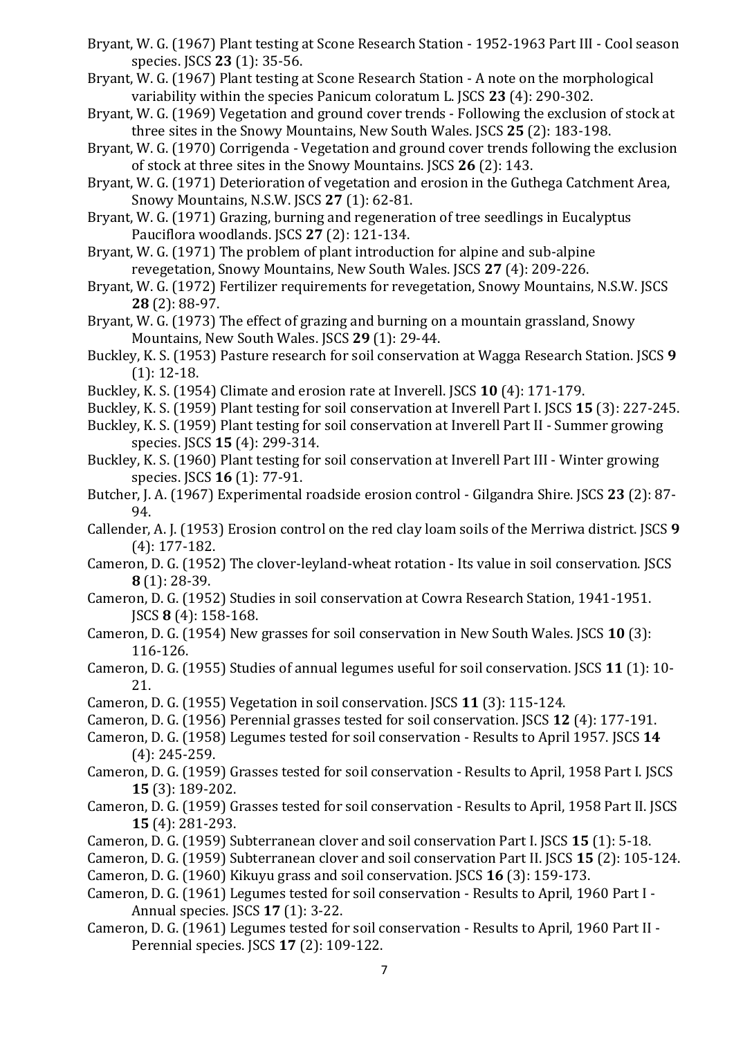Bryant, W. G. (1967) Plant testing at Scone Research Station - 1952-1963 Part III - Cool season species. JSCS **23** (1): 35-56.

Bryant, W. G. (1967) Plant testing at Scone Research Station - A note on the morphological variability within the species Panicum coloratum L. JSCS **23** (4): 290-302.

Bryant, W. G. (1969) Vegetation and ground cover trends - Following the exclusion of stock at three sites in the Snowy Mountains, New South Wales. JSCS **25** (2): 183-198.

Bryant, W. G. (1970) Corrigenda - Vegetation and ground cover trends following the exclusion of stock at three sites in the Snowy Mountains. JSCS **26** (2): 143.

Bryant, W. G. (1971) Deterioration of vegetation and erosion in the Guthega Catchment Area, Snowy Mountains, N.S.W. JSCS **27** (1): 62-81.

Bryant, W. G. (1971) Grazing, burning and regeneration of tree seedlings in Eucalyptus Pauciflora woodlands. JSCS **27** (2): 121-134.

Bryant, W. G. (1971) The problem of plant introduction for alpine and sub-alpine revegetation, Snowy Mountains, New South Wales. JSCS **27** (4): 209-226.

Bryant, W. G. (1972) Fertilizer requirements for revegetation, Snowy Mountains, N.S.W. JSCS **28** (2): 88-97.

Bryant, W. G. (1973) The effect of grazing and burning on a mountain grassland, Snowy Mountains, New South Wales. JSCS **29** (1): 29-44.

Buckley, K. S. (1953) Pasture research for soil conservation at Wagga Research Station. JSCS **9** (1): 12-18.

Buckley, K. S. (1954) Climate and erosion rate at Inverell. JSCS **10** (4): 171-179.

Buckley, K. S. (1959) Plant testing for soil conservation at Inverell Part I. JSCS **15** (3): 227-245.

Buckley, K. S. (1959) Plant testing for soil conservation at Inverell Part II - Summer growing species. JSCS **15** (4): 299-314.

Buckley, K. S. (1960) Plant testing for soil conservation at Inverell Part III - Winter growing species. JSCS **16** (1): 77-91.

Butcher, J. A. (1967) Experimental roadside erosion control - Gilgandra Shire. JSCS **23** (2): 87-94.

Callender, A. J. (1953) Erosion control on the red clay loam soils of the Merriwa district. JSCS **9** (4): 177-182.

Cameron, D. G. (1952) The clover-leyland-wheat rotation - Its value in soil conservation. JSCS **8** (1): 28-39.

Cameron, D. G. (1952) Studies in soil conservation at Cowra Research Station, 1941-1951. JSCS **8** (4): 158-168.

Cameron, D. G. (1954) New grasses for soil conservation in New South Wales. JSCS **10** (3): 116-126.

Cameron, D. G. (1955) Studies of annual legumes useful for soil conservation. JSCS **11** (1): 10-21.

Cameron, D. G. (1955) Vegetation in soil conservation. JSCS **11** (3): 115-124.

Cameron, D. G. (1956) Perennial grasses tested for soil conservation. JSCS **12** (4): 177-191.

Cameron, D. G. (1958) Legumes tested for soil conservation - Results to April 1957. JSCS **14** (4): 245-259.

Cameron, D. G. (1959) Grasses tested for soil conservation - Results to April, 1958 Part I. JSCS **15** (3): 189-202.

Cameron, D. G. (1959) Grasses tested for soil conservation - Results to April, 1958 Part II. JSCS **15** (4): 281-293.

Cameron, D. G. (1959) Subterranean clover and soil conservation Part I. JSCS **15** (1): 5-18.

Cameron, D. G. (1959) Subterranean clover and soil conservation Part II. JSCS **15** (2): 105-124.

Cameron, D. G. (1960) Kikuyu grass and soil conservation. JSCS **16** (3): 159-173.

Cameron, D. G. (1961) Legumes tested for soil conservation - Results to April, 1960 Part I - Annual species. JSCS **17** (1): 3-22.

Cameron, D. G. (1961) Legumes tested for soil conservation - Results to April, 1960 Part II - Perennial species. JSCS **17** (2): 109-122.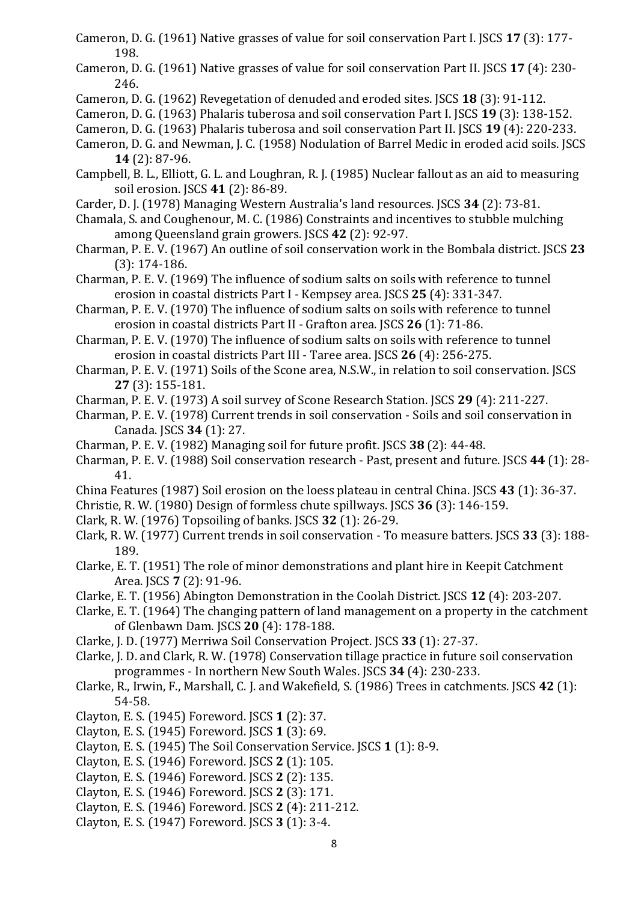Cameron, D. G. (1961) Native grasses of value for soil conservation Part I. JSCS **17** (3): 177-198.

Cameron, D. G. (1961) Native grasses of value for soil conservation Part II. JSCS **17** (4): 230-246.

Cameron, D. G. (1962) Revegetation of denuded and eroded sites. JSCS **18** (3): 91-112.

Cameron, D. G. (1963) Phalaris tuberosa and soil conservation Part I. JSCS **19** (3): 138-152.

Cameron, D. G. (1963) Phalaris tuberosa and soil conservation Part II. JSCS **19** (4): 220-233.

Cameron, D. G. and Newman, J. C. (1958) Nodulation of Barrel Medic in eroded acid soils. JSCS **14** (2): 87-96.

Campbell, B. L., Elliott, G. L. and Loughran, R. J. (1985) Nuclear fallout as an aid to measuring soil erosion. JSCS **41** (2): 86-89.

Carder, D. J. (1978) Managing Western Australia's land resources. JSCS **34** (2): 73-81.

Chamala, S. and Coughenour, M. C. (1986) Constraints and incentives to stubble mulching among Queensland grain growers. JSCS **42** (2): 92-97.

Charman, P. E. V. (1967) An outline of soil conservation work in the Bombala district. JSCS **23** (3): 174-186.

Charman, P. E. V. (1969) The influence of sodium salts on soils with reference to tunnel erosion in coastal districts Part I - Kempsey area. JSCS **25** (4): 331-347.

Charman, P. E. V. (1970) The influence of sodium salts on soils with reference to tunnel erosion in coastal districts Part II - Grafton area. JSCS **26** (1): 71-86.

Charman, P. E. V. (1970) The influence of sodium salts on soils with reference to tunnel erosion in coastal districts Part III - Taree area. JSCS **26** (4): 256-275.

Charman, P. E. V. (1971) Soils of the Scone area, N.S.W., in relation to soil conservation. JSCS **27** (3): 155-181.

Charman, P. E. V. (1973) A soil survey of Scone Research Station. JSCS **29** (4): 211-227.

Charman, P. E. V. (1978) Current trends in soil conservation - Soils and soil conservation in Canada. JSCS **34** (1): 27.

Charman, P. E. V. (1982) Managing soil for future profit. JSCS **38** (2): 44-48.

Charman, P. E. V. (1988) Soil conservation research - Past, present and future. JSCS **44** (1): 28-41.

China Features (1987) Soil erosion on the loess plateau in central China. JSCS **43** (1): 36-37.

Christie, R. W. (1980) Design of formless chute spillways. JSCS **36** (3): 146-159.

Clark, R. W. (1976) Topsoiling of banks. JSCS **32** (1): 26-29.

Clark, R. W. (1977) Current trends in soil conservation - To measure batters. JSCS **33** (3): 188-189.

Clarke, E. T. (1951) The role of minor demonstrations and plant hire in Keepit Catchment Area. JSCS **7** (2): 91-96.

Clarke, E. T. (1956) Abington Demonstration in the Coolah District. JSCS **12** (4): 203-207.

Clarke, E. T. (1964) The changing pattern of land management on a property in the catchment of Glenbawn Dam. JSCS **20** (4): 178-188.

Clarke, J. D. (1977) Merriwa Soil Conservation Project. JSCS **33** (1): 27-37.

Clarke, J. D. and Clark, R. W. (1978) Conservation tillage practice in future soil conservation programmes - In northern New South Wales. JSCS **34** (4): 230-233.

Clarke, R., Irwin, F., Marshall, C. J. and Wakefield, S. (1986) Trees in catchments. JSCS **42** (1): 54-58.

Clayton, E. S. (1945) Foreword. JSCS **1** (2): 37.

Clayton, E. S. (1945) Foreword. JSCS **1** (3): 69.

Clayton, E. S. (1945) The Soil Conservation Service. JSCS **1** (1): 8-9.

Clayton, E. S. (1946) Foreword. JSCS **2** (1): 105.

Clayton, E. S. (1946) Foreword. JSCS **2** (2): 135.

Clayton, E. S. (1946) Foreword. JSCS **2** (3): 171.

Clayton, E. S. (1946) Foreword. JSCS **2** (4): 211-212.

Clayton, E. S. (1947) Foreword. JSCS **3** (1): 3-4.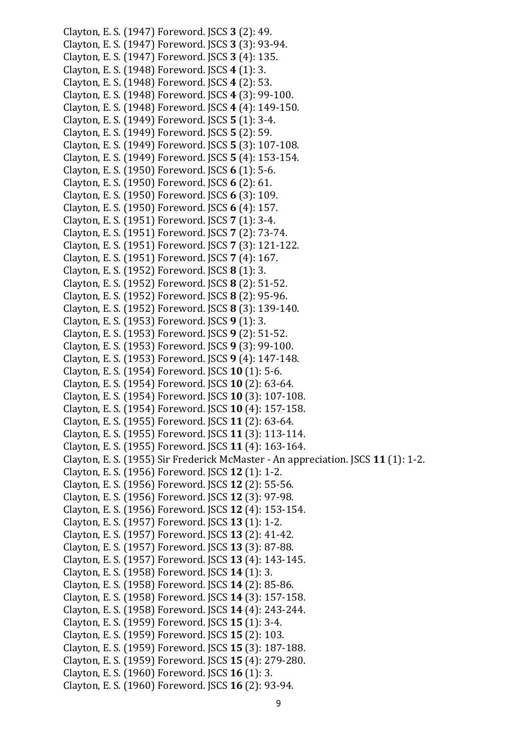Clayton, E. S. (1947) Foreword. JSCS **3** (2): 49.
Clayton, E. S. (1947) Foreword. JSCS **3** (3): 93-94.
Clayton, E. S. (1947) Foreword. JSCS **3** (4): 135.
Clayton, E. S. (1948) Foreword. JSCS **4** (1): 3.
Clayton, E. S. (1948) Foreword. JSCS **4** (2): 53.
Clayton, E. S. (1948) Foreword. JSCS **4** (3): 99-100.
Clayton, E. S. (1948) Foreword. JSCS **4** (4): 149-150.
Clayton, E. S. (1949) Foreword. JSCS **5** (1): 3-4.
Clayton, E. S. (1949) Foreword. JSCS **5** (2): 59.
Clayton, E. S. (1949) Foreword. JSCS **5** (3): 107-108.
Clayton, E. S. (1949) Foreword. JSCS **5** (4): 153-154.
Clayton, E. S. (1950) Foreword. JSCS **6** (1): 5-6.
Clayton, E. S. (1950) Foreword. JSCS **6** (2): 61.
Clayton, E. S. (1950) Foreword. JSCS **6** (3): 109.
Clayton, E. S. (1950) Foreword. JSCS **6** (4): 157.
Clayton, E. S. (1951) Foreword. JSCS **7** (1): 3-4.
Clayton, E. S. (1951) Foreword. JSCS **7** (2): 73-74.
Clayton, E. S. (1951) Foreword. JSCS **7** (3): 121-122.
Clayton, E. S. (1951) Foreword. JSCS **7** (4): 167.
Clayton, E. S. (1952) Foreword. JSCS **8** (1): 3.
Clayton, E. S. (1952) Foreword. JSCS **8** (2): 51-52.
Clayton, E. S. (1952) Foreword. JSCS **8** (2): 95-96.
Clayton, E. S. (1952) Foreword. JSCS **8** (3): 139-140.
Clayton, E. S. (1953) Foreword. JSCS **9** (1): 3.
Clayton, E. S. (1953) Foreword. JSCS **9** (2): 51-52.
Clayton, E. S. (1953) Foreword. JSCS **9** (3): 99-100.
Clayton, E. S. (1953) Foreword. JSCS **9** (4): 147-148.
Clayton, E. S. (1954) Foreword. JSCS **10** (1): 5-6.
Clayton, E. S. (1954) Foreword. JSCS **10** (2): 63-64.
Clayton, E. S. (1954) Foreword. JSCS **10** (3): 107-108.
Clayton, E. S. (1954) Foreword. JSCS **10** (4): 157-158.
Clayton, E. S. (1955) Foreword. JSCS **11** (2): 63-64.
Clayton, E. S. (1955) Foreword. JSCS **11** (3): 113-114.
Clayton, E. S. (1955) Foreword. JSCS **11** (4): 163-164.
Clayton, E. S. (1955) Sir Frederick McMaster - An appreciation. JSCS **11** (1): 1-2.
Clayton, E. S. (1956) Foreword. JSCS **12** (1): 1-2.
Clayton, E. S. (1956) Foreword. JSCS **12** (2): 55-56.
Clayton, E. S. (1956) Foreword. JSCS **12** (3): 97-98.
Clayton, E. S. (1956) Foreword. JSCS **12** (4): 153-154.
Clayton, E. S. (1957) Foreword. JSCS **13** (1): 1-2.
Clayton, E. S. (1957) Foreword. JSCS **13** (2): 41-42.
Clayton, E. S. (1957) Foreword. JSCS **13** (3): 87-88.
Clayton, E. S. (1957) Foreword. JSCS **13** (4): 143-145.
Clayton, E. S. (1958) Foreword. JSCS **14** (1): 3.
Clayton, E. S. (1958) Foreword. JSCS **14** (2): 85-86.
Clayton, E. S. (1958) Foreword. JSCS **14** (3): 157-158.
Clayton, E. S. (1958) Foreword. JSCS **14** (4): 243-244.
Clayton, E. S. (1959) Foreword. JSCS **15** (1): 3-4.
Clayton, E. S. (1959) Foreword. JSCS **15** (2): 103.
Clayton, E. S. (1959) Foreword. JSCS **15** (3): 187-188.
Clayton, E. S. (1959) Foreword. JSCS **15** (4): 279-280.
Clayton, E. S. (1960) Foreword. JSCS **16** (1): 3.
Clayton, E. S. (1960) Foreword. JSCS **16** (2): 93-94.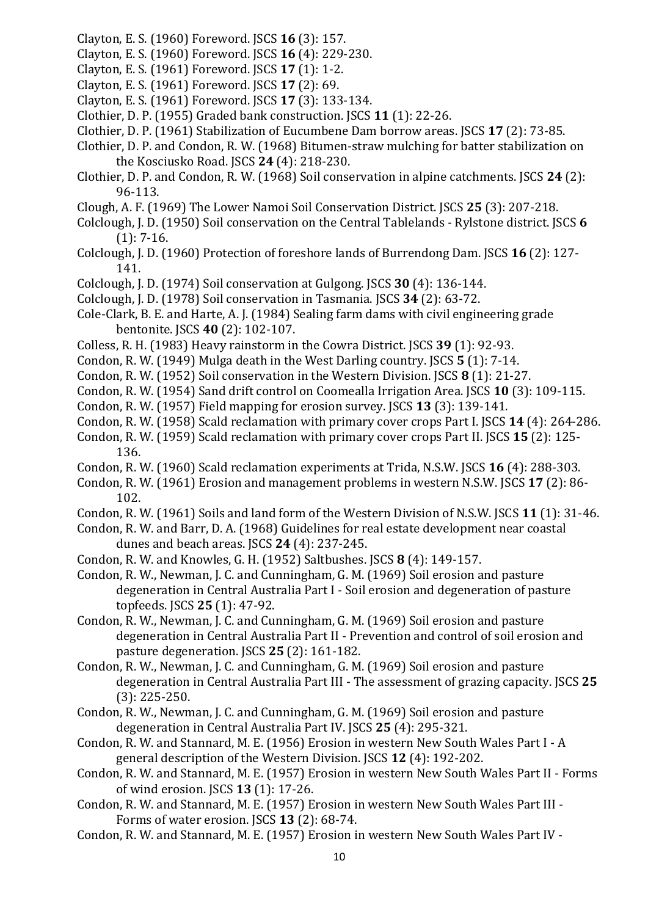Clayton, E. S. (1960) Foreword. JSCS **16** (3): 157.

Clayton, E. S. (1960) Foreword. JSCS **16** (4): 229-230.

Clayton, E. S. (1961) Foreword. JSCS **17** (1): 1-2.

Clayton, E. S. (1961) Foreword. JSCS **17** (2): 69.

Clayton, E. S. (1961) Foreword. JSCS **17** (3): 133-134.

Clothier, D. P. (1955) Graded bank construction. JSCS **11** (1): 22-26.

Clothier, D. P. (1961) Stabilization of Eucumbene Dam borrow areas. JSCS **17** (2): 73-85.

Clothier, D. P. and Condon, R. W. (1968) Bitumen-straw mulching for batter stabilization on the Kosciusko Road. JSCS **24** (4): 218-230.

Clothier, D. P. and Condon, R. W. (1968) Soil conservation in alpine catchments. JSCS **24** (2): 96-113.

Clough, A. F. (1969) The Lower Namoi Soil Conservation District. JSCS **25** (3): 207-218.

Colclough, J. D. (1950) Soil conservation on the Central Tablelands - Rylstone district. JSCS **6** (1): 7-16.

Colclough, J. D. (1960) Protection of foreshore lands of Burrendong Dam. JSCS **16** (2): 127-141.

Colclough, J. D. (1974) Soil conservation at Gulgong. JSCS **30** (4): 136-144.

Colclough, J. D. (1978) Soil conservation in Tasmania. JSCS **34** (2): 63-72.

Cole-Clark, B. E. and Harte, A. J. (1984) Sealing farm dams with civil engineering grade bentonite. JSCS **40** (2): 102-107.

Colless, R. H. (1983) Heavy rainstorm in the Cowra District. JSCS **39** (1): 92-93.

Condon, R. W. (1949) Mulga death in the West Darling country. JSCS **5** (1): 7-14.

Condon, R. W. (1952) Soil conservation in the Western Division. JSCS **8** (1): 21-27.

Condon, R. W. (1954) Sand drift control on Coomealla Irrigation Area. JSCS **10** (3): 109-115.

Condon, R. W. (1957) Field mapping for erosion survey. JSCS **13** (3): 139-141.

Condon, R. W. (1958) Scald reclamation with primary cover crops Part I. JSCS **14** (4): 264-286.

Condon, R. W. (1959) Scald reclamation with primary cover crops Part II. JSCS **15** (2): 125-136.

Condon, R. W. (1960) Scald reclamation experiments at Trida, N.S.W. JSCS **16** (4): 288-303.

Condon, R. W. (1961) Erosion and management problems in western N.S.W. JSCS **17** (2): 86-102.

Condon, R. W. (1961) Soils and land form of the Western Division of N.S.W. JSCS **11** (1): 31-46.

Condon, R. W. and Barr, D. A. (1968) Guidelines for real estate development near coastal dunes and beach areas. JSCS **24** (4): 237-245.

Condon, R. W. and Knowles, G. H. (1952) Saltbushes. JSCS **8** (4): 149-157.

Condon, R. W., Newman, J. C. and Cunningham, G. M. (1969) Soil erosion and pasture degeneration in Central Australia Part I - Soil erosion and degeneration of pasture topfeeds. JSCS **25** (1): 47-92.

Condon, R. W., Newman, J. C. and Cunningham, G. M. (1969) Soil erosion and pasture degeneration in Central Australia Part II - Prevention and control of soil erosion and pasture degeneration. JSCS **25** (2): 161-182.

Condon, R. W., Newman, J. C. and Cunningham, G. M. (1969) Soil erosion and pasture degeneration in Central Australia Part III - The assessment of grazing capacity. JSCS **25** (3): 225-250.

Condon, R. W., Newman, J. C. and Cunningham, G. M. (1969) Soil erosion and pasture degeneration in Central Australia Part IV. JSCS **25** (4): 295-321.

Condon, R. W. and Stannard, M. E. (1956) Erosion in western New South Wales Part I - A general description of the Western Division. JSCS **12** (4): 192-202.

Condon, R. W. and Stannard, M. E. (1957) Erosion in western New South Wales Part II - Forms of wind erosion. JSCS **13** (1): 17-26.

Condon, R. W. and Stannard, M. E. (1957) Erosion in western New South Wales Part III - Forms of water erosion. JSCS **13** (2): 68-74.

Condon, R. W. and Stannard, M. E. (1957) Erosion in western New South Wales Part IV -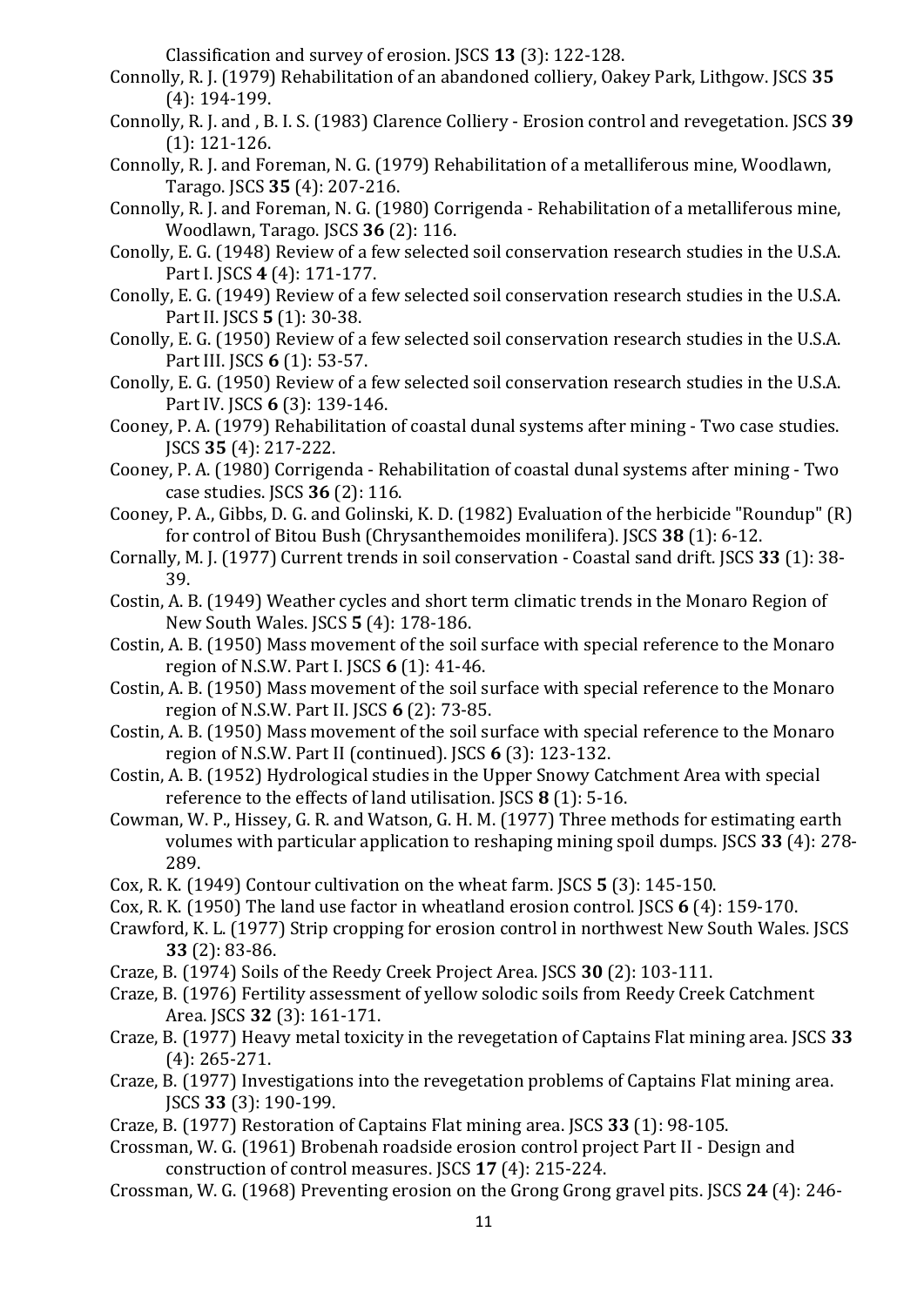Classification and survey of erosion. JSCS **13** (3): 122-128.

Connolly, R. J. (1979) Rehabilitation of an abandoned colliery, Oakey Park, Lithgow. JSCS **35** (4): 194-199.

Connolly, R. J. and , B. I. S. (1983) Clarence Colliery - Erosion control and revegetation. JSCS **39** (1): 121-126.

Connolly, R. J. and Foreman, N. G. (1979) Rehabilitation of a metalliferous mine, Woodlawn, Tarago. JSCS **35** (4): 207-216.

Connolly, R. J. and Foreman, N. G. (1980) Corrigenda - Rehabilitation of a metalliferous mine, Woodlawn, Tarago. JSCS **36** (2): 116.

Conolly, E. G. (1948) Review of a few selected soil conservation research studies in the U.S.A. Part I. JSCS **4** (4): 171-177.

Conolly, E. G. (1949) Review of a few selected soil conservation research studies in the U.S.A. Part II. JSCS **5** (1): 30-38.

Conolly, E. G. (1950) Review of a few selected soil conservation research studies in the U.S.A. Part III. JSCS **6** (1): 53-57.

Conolly, E. G. (1950) Review of a few selected soil conservation research studies in the U.S.A. Part IV. JSCS **6** (3): 139-146.

Cooney, P. A. (1979) Rehabilitation of coastal dunal systems after mining - Two case studies. JSCS **35** (4): 217-222.

Cooney, P. A. (1980) Corrigenda - Rehabilitation of coastal dunal systems after mining - Two case studies. JSCS **36** (2): 116.

Cooney, P. A., Gibbs, D. G. and Golinski, K. D. (1982) Evaluation of the herbicide "Roundup" (R) for control of Bitou Bush (Chrysanthemoides monilifera). JSCS **38** (1): 6-12.

Cornally, M. J. (1977) Current trends in soil conservation - Coastal sand drift. JSCS **33** (1): 38-39.

Costin, A. B. (1949) Weather cycles and short term climatic trends in the Monaro Region of New South Wales. JSCS **5** (4): 178-186.

Costin, A. B. (1950) Mass movement of the soil surface with special reference to the Monaro region of N.S.W. Part I. JSCS **6** (1): 41-46.

Costin, A. B. (1950) Mass movement of the soil surface with special reference to the Monaro region of N.S.W. Part II. JSCS **6** (2): 73-85.

Costin, A. B. (1950) Mass movement of the soil surface with special reference to the Monaro region of N.S.W. Part II (continued). JSCS **6** (3): 123-132.

Costin, A. B. (1952) Hydrological studies in the Upper Snowy Catchment Area with special reference to the effects of land utilisation. JSCS **8** (1): 5-16.

Cowman, W. P., Hissey, G. R. and Watson, G. H. M. (1977) Three methods for estimating earth volumes with particular application to reshaping mining spoil dumps. JSCS **33** (4): 278-289.

Cox, R. K. (1949) Contour cultivation on the wheat farm. JSCS **5** (3): 145-150.

Cox, R. K. (1950) The land use factor in wheatland erosion control. JSCS **6** (4): 159-170.

Crawford, K. L. (1977) Strip cropping for erosion control in northwest New South Wales. JSCS **33** (2): 83-86.

Craze, B. (1974) Soils of the Reedy Creek Project Area. JSCS **30** (2): 103-111.

Craze, B. (1976) Fertility assessment of yellow solodic soils from Reedy Creek Catchment Area. JSCS **32** (3): 161-171.

Craze, B. (1977) Heavy metal toxicity in the revegetation of Captains Flat mining area. JSCS **33** (4): 265-271.

Craze, B. (1977) Investigations into the revegetation problems of Captains Flat mining area. JSCS **33** (3): 190-199.

Craze, B. (1977) Restoration of Captains Flat mining area. JSCS **33** (1): 98-105.

Crossman, W. G. (1961) Brobenah roadside erosion control project Part II - Design and construction of control measures. JSCS **17** (4): 215-224.

Crossman, W. G. (1968) Preventing erosion on the Grong Grong gravel pits. JSCS **24** (4): 246-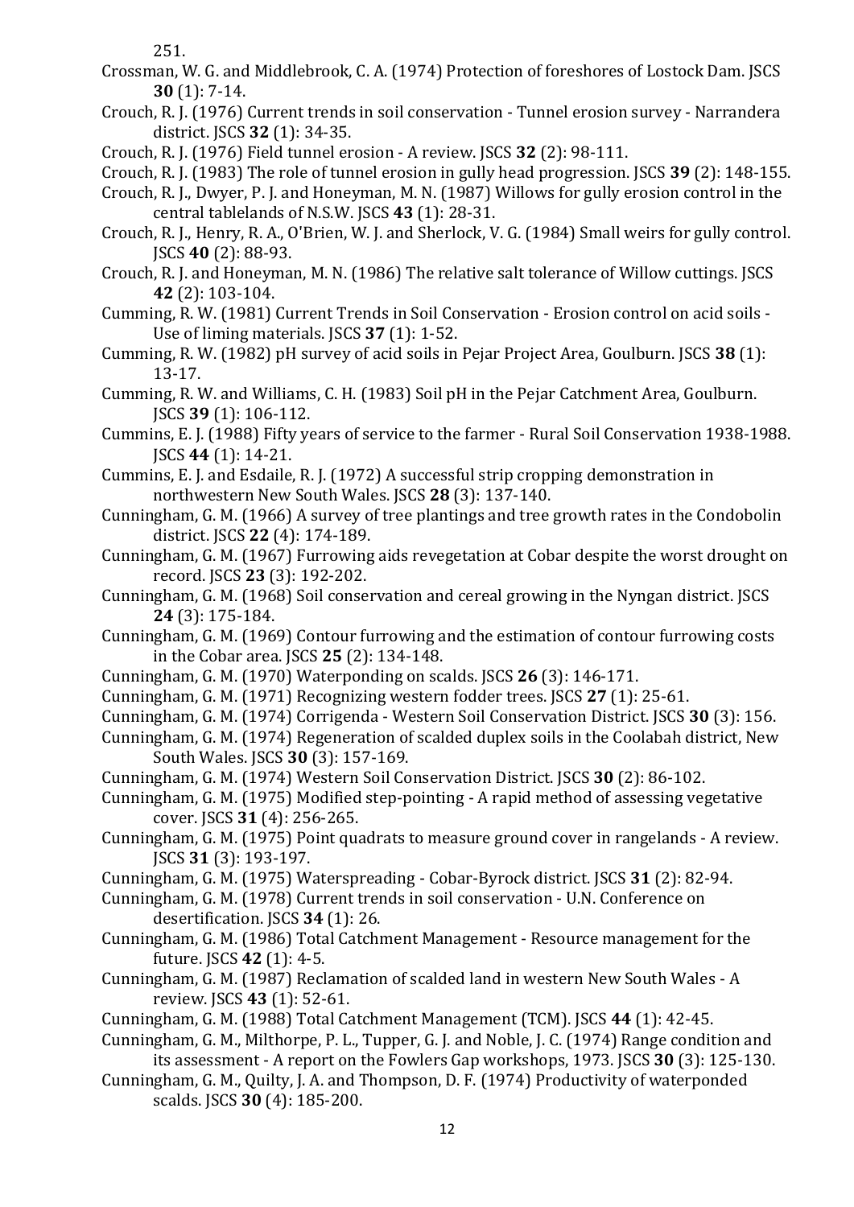251.

Crossman, W. G. and Middlebrook, C. A. (1974) Protection of foreshores of Lostock Dam. JSCS **30** (1): 7-14.

Crouch, R. J. (1976) Current trends in soil conservation - Tunnel erosion survey - Narrandera district. JSCS **32** (1): 34-35.

Crouch, R. J. (1976) Field tunnel erosion - A review. JSCS **32** (2): 98-111.

Crouch, R. J. (1983) The role of tunnel erosion in gully head progression. JSCS **39** (2): 148-155.

Crouch, R. J., Dwyer, P. J. and Honeyman, M. N. (1987) Willows for gully erosion control in the central tablelands of N.S.W. JSCS **43** (1): 28-31.

Crouch, R. J., Henry, R. A., O'Brien, W. J. and Sherlock, V. G. (1984) Small weirs for gully control. JSCS **40** (2): 88-93.

Crouch, R. J. and Honeyman, M. N. (1986) The relative salt tolerance of Willow cuttings. JSCS **42** (2): 103-104.

Cumming, R. W. (1981) Current Trends in Soil Conservation - Erosion control on acid soils - Use of liming materials. JSCS **37** (1): 1-52.

Cumming, R. W. (1982) pH survey of acid soils in Pejar Project Area, Goulburn. JSCS **38** (1): 13-17.

Cumming, R. W. and Williams, C. H. (1983) Soil pH in the Pejar Catchment Area, Goulburn. JSCS **39** (1): 106-112.

Cummins, E. J. (1988) Fifty years of service to the farmer - Rural Soil Conservation 1938-1988. JSCS **44** (1): 14-21.

Cummins, E. J. and Esdaile, R. J. (1972) A successful strip cropping demonstration in northwestern New South Wales. JSCS **28** (3): 137-140.

Cunningham, G. M. (1966) A survey of tree plantings and tree growth rates in the Condobolin district. JSCS **22** (4): 174-189.

Cunningham, G. M. (1967) Furrowing aids revegetation at Cobar despite the worst drought on record. JSCS **23** (3): 192-202.

Cunningham, G. M. (1968) Soil conservation and cereal growing in the Nyngan district. JSCS **24** (3): 175-184.

Cunningham, G. M. (1969) Contour furrowing and the estimation of contour furrowing costs in the Cobar area. JSCS **25** (2): 134-148.

Cunningham, G. M. (1970) Waterponding on scalds. JSCS **26** (3): 146-171.

Cunningham, G. M. (1971) Recognizing western fodder trees. JSCS **27** (1): 25-61.

Cunningham, G. M. (1974) Corrigenda - Western Soil Conservation District. JSCS **30** (3): 156.

Cunningham, G. M. (1974) Regeneration of scalded duplex soils in the Coolabah district, New South Wales. JSCS **30** (3): 157-169.

Cunningham, G. M. (1974) Western Soil Conservation District. JSCS **30** (2): 86-102.

Cunningham, G. M. (1975) Modified step-pointing - A rapid method of assessing vegetative cover. JSCS **31** (4): 256-265.

Cunningham, G. M. (1975) Point quadrats to measure ground cover in rangelands - A review. JSCS **31** (3): 193-197.

Cunningham, G. M. (1975) Waterspreading - Cobar-Byrock district. JSCS **31** (2): 82-94.

Cunningham, G. M. (1978) Current trends in soil conservation - U.N. Conference on desertification. JSCS **34** (1): 26.

Cunningham, G. M. (1986) Total Catchment Management - Resource management for the future. JSCS **42** (1): 4-5.

Cunningham, G. M. (1987) Reclamation of scalded land in western New South Wales - A review. JSCS **43** (1): 52-61.

Cunningham, G. M. (1988) Total Catchment Management (TCM). JSCS **44** (1): 42-45.

Cunningham, G. M., Milthorpe, P. L., Tupper, G. J. and Noble, J. C. (1974) Range condition and its assessment - A report on the Fowlers Gap workshops, 1973. JSCS **30** (3): 125-130.

Cunningham, G. M., Quilty, J. A. and Thompson, D. F. (1974) Productivity of waterponded scalds. JSCS **30** (4): 185-200.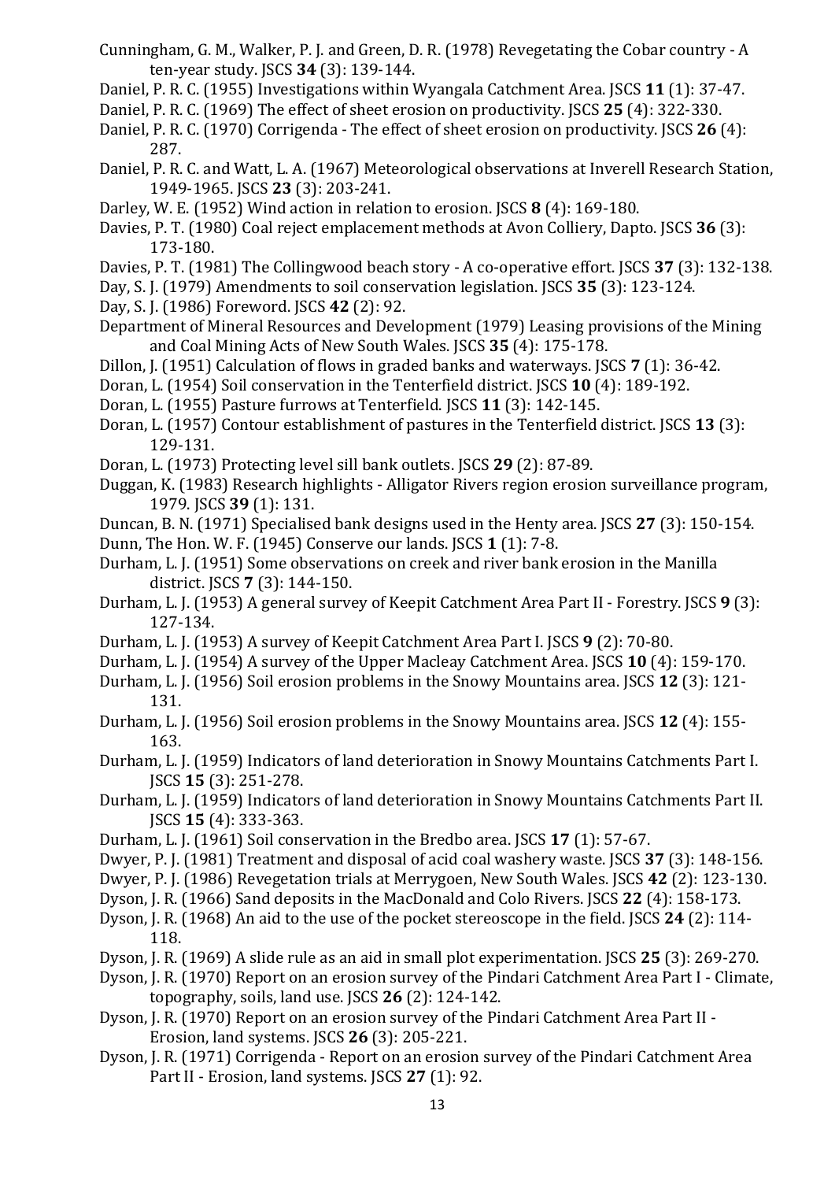Cunningham, G. M., Walker, P. J. and Green, D. R. (1978) Revegetating the Cobar country - A ten-year study. JSCS **34** (3): 139-144.

Daniel, P. R. C. (1955) Investigations within Wyangala Catchment Area. JSCS **11** (1): 37-47.

Daniel, P. R. C. (1969) The effect of sheet erosion on productivity. JSCS **25** (4): 322-330.

Daniel, P. R. C. (1970) Corrigenda - The effect of sheet erosion on productivity. JSCS **26** (4): 287.

Daniel, P. R. C. and Watt, L. A. (1967) Meteorological observations at Inverell Research Station, 1949-1965. JSCS **23** (3): 203-241.

Darley, W. E. (1952) Wind action in relation to erosion. JSCS **8** (4): 169-180.

Davies, P. T. (1980) Coal reject emplacement methods at Avon Colliery, Dapto. JSCS **36** (3): 173-180.

Davies, P. T. (1981) The Collingwood beach story - A co-operative effort. JSCS **37** (3): 132-138.

Day, S. J. (1979) Amendments to soil conservation legislation. JSCS **35** (3): 123-124.

Day, S. J. (1986) Foreword. JSCS **42** (2): 92.

Department of Mineral Resources and Development (1979) Leasing provisions of the Mining and Coal Mining Acts of New South Wales. JSCS **35** (4): 175-178.

Dillon, J. (1951) Calculation of flows in graded banks and waterways. JSCS **7** (1): 36-42.

Doran, L. (1954) Soil conservation in the Tenterfield district. JSCS **10** (4): 189-192.

Doran, L. (1955) Pasture furrows at Tenterfield. JSCS **11** (3): 142-145.

Doran, L. (1957) Contour establishment of pastures in the Tenterfield district. JSCS **13** (3): 129-131.

Doran, L. (1973) Protecting level sill bank outlets. JSCS **29** (2): 87-89.

Duggan, K. (1983) Research highlights - Alligator Rivers region erosion surveillance program, 1979. JSCS **39** (1): 131.

Duncan, B. N. (1971) Specialised bank designs used in the Henty area. JSCS **27** (3): 150-154.

Dunn, The Hon. W. F. (1945) Conserve our lands. JSCS **1** (1): 7-8.

Durham, L. J. (1951) Some observations on creek and river bank erosion in the Manilla district. JSCS **7** (3): 144-150.

Durham, L. J. (1953) A general survey of Keepit Catchment Area Part II - Forestry. JSCS **9** (3): 127-134.

Durham, L. J. (1953) A survey of Keepit Catchment Area Part I. JSCS **9** (2): 70-80.

Durham, L. J. (1954) A survey of the Upper Macleay Catchment Area. JSCS **10** (4): 159-170.

Durham, L. J. (1956) Soil erosion problems in the Snowy Mountains area. JSCS **12** (3): 121-131.

Durham, L. J. (1956) Soil erosion problems in the Snowy Mountains area. JSCS **12** (4): 155-163.

Durham, L. J. (1959) Indicators of land deterioration in Snowy Mountains Catchments Part I. JSCS **15** (3): 251-278.

Durham, L. J. (1959) Indicators of land deterioration in Snowy Mountains Catchments Part II. JSCS **15** (4): 333-363.

Durham, L. J. (1961) Soil conservation in the Bredbo area. JSCS **17** (1): 57-67.

Dwyer, P. J. (1981) Treatment and disposal of acid coal washery waste. JSCS **37** (3): 148-156.

Dwyer, P. J. (1986) Revegetation trials at Merrygoen, New South Wales. JSCS **42** (2): 123-130.

Dyson, J. R. (1966) Sand deposits in the MacDonald and Colo Rivers. JSCS **22** (4): 158-173.

Dyson, J. R. (1968) An aid to the use of the pocket stereoscope in the field. JSCS **24** (2): 114-118.

Dyson, J. R. (1969) A slide rule as an aid in small plot experimentation. JSCS **25** (3): 269-270.

Dyson, J. R. (1970) Report on an erosion survey of the Pindari Catchment Area Part I - Climate, topography, soils, land use. JSCS **26** (2): 124-142.

Dyson, J. R. (1970) Report on an erosion survey of the Pindari Catchment Area Part II - Erosion, land systems. JSCS **26** (3): 205-221.

Dyson, J. R. (1971) Corrigenda - Report on an erosion survey of the Pindari Catchment Area Part II - Erosion, land systems. JSCS **27** (1): 92.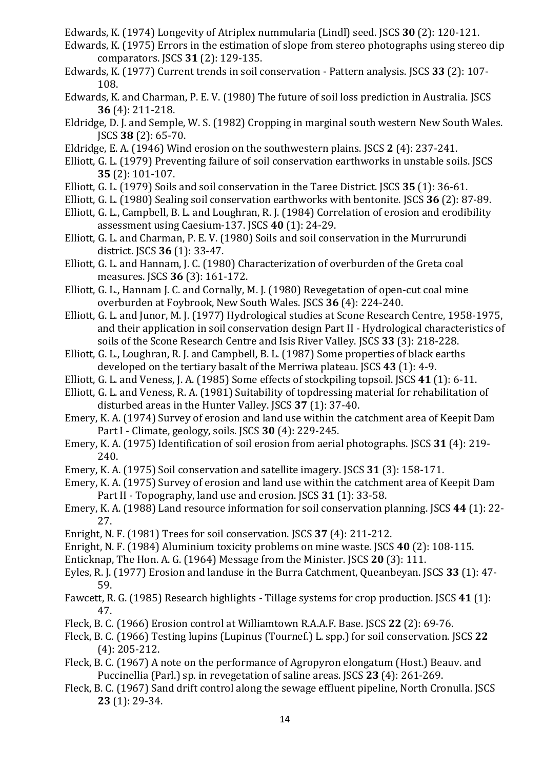Edwards, K. (1974) Longevity of Atriplex nummularia (Lindl) seed. JSCS **30** (2): 120-121.

Edwards, K. (1975) Errors in the estimation of slope from stereo photographs using stereo dip comparators. JSCS **31** (2): 129-135.

Edwards, K. (1977) Current trends in soil conservation - Pattern analysis. JSCS **33** (2): 107-108.

Edwards, K. and Charman, P. E. V. (1980) The future of soil loss prediction in Australia. JSCS **36** (4): 211-218.

Eldridge, D. J. and Semple, W. S. (1982) Cropping in marginal south western New South Wales. JSCS **38** (2): 65-70.

Eldridge, E. A. (1946) Wind erosion on the southwestern plains. JSCS **2** (4): 237-241.

Elliott, G. L. (1979) Preventing failure of soil conservation earthworks in unstable soils. JSCS **35** (2): 101-107.

Elliott, G. L. (1979) Soils and soil conservation in the Taree District. JSCS **35** (1): 36-61.

Elliott, G. L. (1980) Sealing soil conservation earthworks with bentonite. JSCS **36** (2): 87-89.

Elliott, G. L., Campbell, B. L. and Loughran, R. J. (1984) Correlation of erosion and erodibility assessment using Caesium-137. JSCS **40** (1): 24-29.

Elliott, G. L. and Charman, P. E. V. (1980) Soils and soil conservation in the Murrurundi district. JSCS **36** (1): 33-47.

Elliott, G. L. and Hannam, J. C. (1980) Characterization of overburden of the Greta coal measures. JSCS **36** (3): 161-172.

Elliott, G. L., Hannam J. C. and Cornally, M. J. (1980) Revegetation of open-cut coal mine overburden at Foybrook, New South Wales. JSCS **36** (4): 224-240.

Elliott, G. L. and Junor, M. J. (1977) Hydrological studies at Scone Research Centre, 1958-1975, and their application in soil conservation design Part II - Hydrological characteristics of soils of the Scone Research Centre and Isis River Valley. JSCS **33** (3): 218-228.

Elliott, G. L., Loughran, R. J. and Campbell, B. L. (1987) Some properties of black earths developed on the tertiary basalt of the Merriwa plateau. JSCS **43** (1): 4-9.

Elliott, G. L. and Veness, J. A. (1985) Some effects of stockpiling topsoil. JSCS **41** (1): 6-11.

Elliott, G. L. and Veness, R. A. (1981) Suitability of topdressing material for rehabilitation of disturbed areas in the Hunter Valley. JSCS **37** (1): 37-40.

Emery, K. A. (1974) Survey of erosion and land use within the catchment area of Keepit Dam Part I - Climate, geology, soils. JSCS **30** (4): 229-245.

Emery, K. A. (1975) Identification of soil erosion from aerial photographs. JSCS **31** (4): 219-240.

Emery, K. A. (1975) Soil conservation and satellite imagery. JSCS **31** (3): 158-171.

Emery, K. A. (1975) Survey of erosion and land use within the catchment area of Keepit Dam Part II - Topography, land use and erosion. JSCS **31** (1): 33-58.

Emery, K. A. (1988) Land resource information for soil conservation planning. JSCS **44** (1): 22-27.

Enright, N. F. (1981) Trees for soil conservation. JSCS **37** (4): 211-212.

Enright, N. F. (1984) Aluminium toxicity problems on mine waste. JSCS **40** (2): 108-115.

Enticknap, The Hon. A. G. (1964) Message from the Minister. JSCS **20** (3): 111.

Eyles, R. J. (1977) Erosion and landuse in the Burra Catchment, Queanbeyan. JSCS **33** (1): 47-59.

Fawcett, R. G. (1985) Research highlights - Tillage systems for crop production. JSCS **41** (1): 47.

Fleck, B. C. (1966) Erosion control at Williamtown R.A.A.F. Base. JSCS **22** (2): 69-76.

Fleck, B. C. (1966) Testing lupins (Lupinus (Tournef.) L. spp.) for soil conservation. JSCS **22** (4): 205-212.

Fleck, B. C. (1967) A note on the performance of Agropyron elongatum (Host.) Beauv. and Puccinellia (Parl.) sp. in revegetation of saline areas. JSCS **23** (4): 261-269.

Fleck, B. C. (1967) Sand drift control along the sewage effluent pipeline, North Cronulla. JSCS **23** (1): 29-34.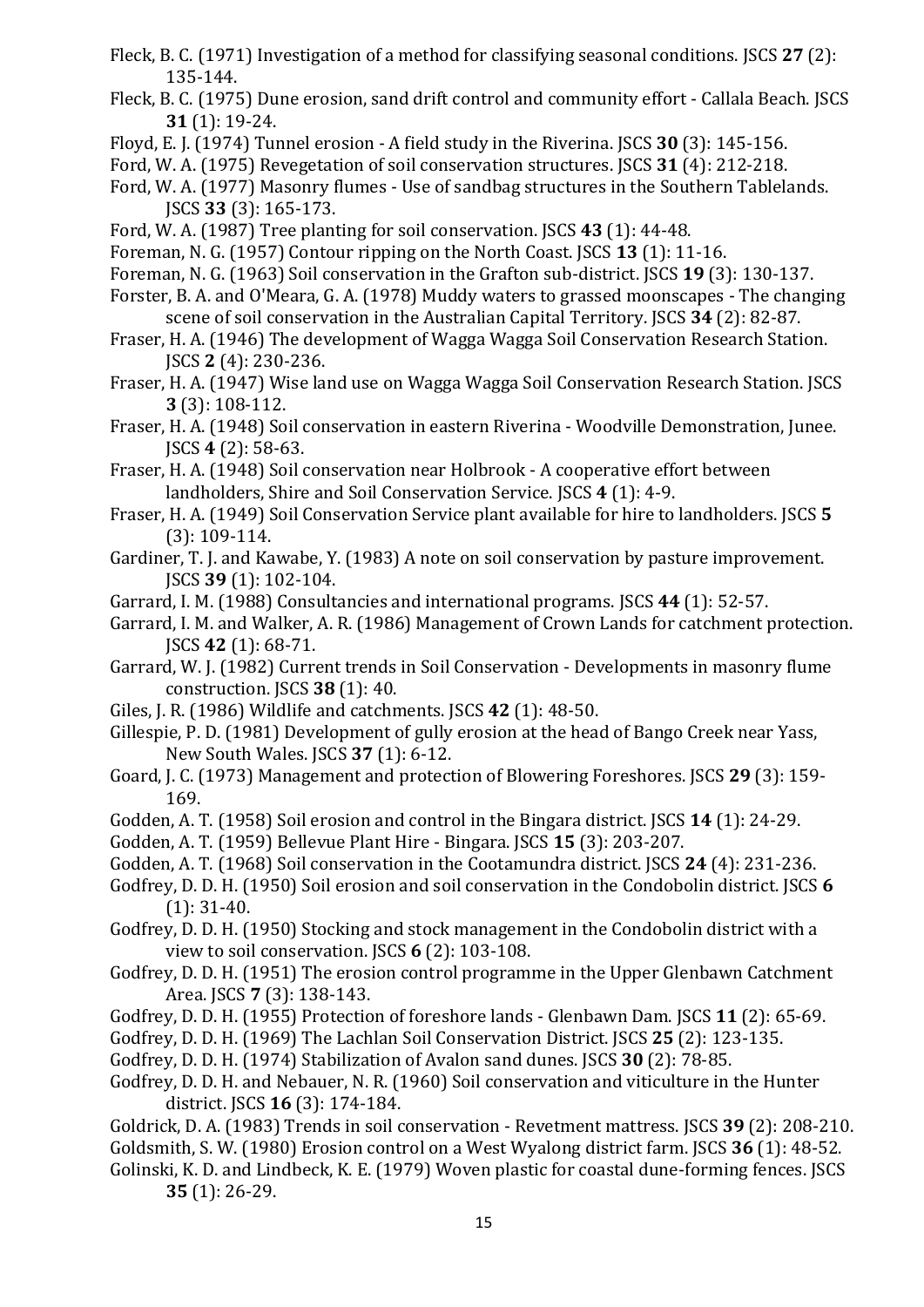Fleck, B. C. (1971) Investigation of a method for classifying seasonal conditions. JSCS **27** (2): 135-144.

Fleck, B. C. (1975) Dune erosion, sand drift control and community effort - Callala Beach. JSCS **31** (1): 19-24.

Floyd, E. J. (1974) Tunnel erosion - A field study in the Riverina. JSCS **30** (3): 145-156.

Ford, W. A. (1975) Revegetation of soil conservation structures. JSCS **31** (4): 212-218.

Ford, W. A. (1977) Masonry flumes - Use of sandbag structures in the Southern Tablelands. JSCS **33** (3): 165-173.

Ford, W. A. (1987) Tree planting for soil conservation. JSCS **43** (1): 44-48.

Foreman, N. G. (1957) Contour ripping on the North Coast. JSCS **13** (1): 11-16.

Foreman, N. G. (1963) Soil conservation in the Grafton sub-district. JSCS **19** (3): 130-137.

Forster, B. A. and O'Meara, G. A. (1978) Muddy waters to grassed moonscapes - The changing scene of soil conservation in the Australian Capital Territory. JSCS **34** (2): 82-87.

Fraser, H. A. (1946) The development of Wagga Wagga Soil Conservation Research Station. JSCS **2** (4): 230-236.

Fraser, H. A. (1947) Wise land use on Wagga Wagga Soil Conservation Research Station. JSCS **3** (3): 108-112.

Fraser, H. A. (1948) Soil conservation in eastern Riverina - Woodville Demonstration, Junee. JSCS **4** (2): 58-63.

Fraser, H. A. (1948) Soil conservation near Holbrook - A cooperative effort between landholders, Shire and Soil Conservation Service. JSCS **4** (1): 4-9.

Fraser, H. A. (1949) Soil Conservation Service plant available for hire to landholders. JSCS **5** (3): 109-114.

Gardiner, T. J. and Kawabe, Y. (1983) A note on soil conservation by pasture improvement. JSCS **39** (1): 102-104.

Garrard, I. M. (1988) Consultancies and international programs. JSCS **44** (1): 52-57.

Garrard, I. M. and Walker, A. R. (1986) Management of Crown Lands for catchment protection. JSCS **42** (1): 68-71.

Garrard, W. J. (1982) Current trends in Soil Conservation - Developments in masonry flume construction. JSCS **38** (1): 40.

Giles, J. R. (1986) Wildlife and catchments. JSCS **42** (1): 48-50.

Gillespie, P. D. (1981) Development of gully erosion at the head of Bango Creek near Yass, New South Wales. JSCS **37** (1): 6-12.

Goard, J. C. (1973) Management and protection of Blowering Foreshores. JSCS **29** (3): 159-169.

Godden, A. T. (1958) Soil erosion and control in the Bingara district. JSCS **14** (1): 24-29.

Godden, A. T. (1959) Bellevue Plant Hire - Bingara. JSCS **15** (3): 203-207.

Godden, A. T. (1968) Soil conservation in the Cootamundra district. JSCS **24** (4): 231-236.

Godfrey, D. D. H. (1950) Soil erosion and soil conservation in the Condobolin district. JSCS **6** (1): 31-40.

Godfrey, D. D. H. (1950) Stocking and stock management in the Condobolin district with a view to soil conservation. JSCS **6** (2): 103-108.

Godfrey, D. D. H. (1951) The erosion control programme in the Upper Glenbawn Catchment Area. JSCS **7** (3): 138-143.

Godfrey, D. D. H. (1955) Protection of foreshore lands - Glenbawn Dam. JSCS **11** (2): 65-69.

Godfrey, D. D. H. (1969) The Lachlan Soil Conservation District. JSCS **25** (2): 123-135.

Godfrey, D. D. H. (1974) Stabilization of Avalon sand dunes. JSCS **30** (2): 78-85.

Godfrey, D. D. H. and Nebauer, N. R. (1960) Soil conservation and viticulture in the Hunter district. JSCS **16** (3): 174-184.

Goldrick, D. A. (1983) Trends in soil conservation - Revetment mattress. JSCS **39** (2): 208-210.

Goldsmith, S. W. (1980) Erosion control on a West Wyalong district farm. JSCS **36** (1): 48-52.

Golinski, K. D. and Lindbeck, K. E. (1979) Woven plastic for coastal dune-forming fences. JSCS **35** (1): 26-29.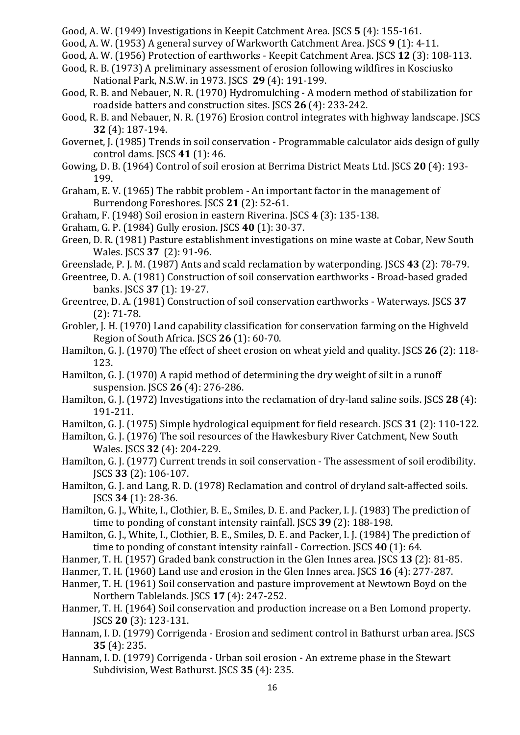Good, A. W. (1949) Investigations in Keepit Catchment Area. JSCS **5** (4): 155-161.

Good, A. W. (1953) A general survey of Warkworth Catchment Area. JSCS **9** (1): 4-11.

Good, A. W. (1956) Protection of earthworks - Keepit Catchment Area. JSCS **12** (3): 108-113.

Good, R. B. (1973) A preliminary assessment of erosion following wildfires in Kosciusko National Park, N.S.W. in 1973. JSCS **29** (4): 191-199.

Good, R. B. and Nebauer, N. R. (1970) Hydromulching - A modern method of stabilization for roadside batters and construction sites. JSCS **26** (4): 233-242.

Good, R. B. and Nebauer, N. R. (1976) Erosion control integrates with highway landscape. JSCS **32** (4): 187-194.

Governet, J. (1985) Trends in soil conservation - Programmable calculator aids design of gully control dams. JSCS **41** (1): 46.

Gowing, D. B. (1964) Control of soil erosion at Berrima District Meats Ltd. JSCS **20** (4): 193-199.

Graham, E. V. (1965) The rabbit problem - An important factor in the management of Burrendong Foreshores. JSCS **21** (2): 52-61.

Graham, F. (1948) Soil erosion in eastern Riverina. JSCS **4** (3): 135-138.

Graham, G. P. (1984) Gully erosion. JSCS **40** (1): 30-37.

Green, D. R. (1981) Pasture establishment investigations on mine waste at Cobar, New South Wales. JSCS **37** (2): 91-96.

Greenslade, P. J. M. (1987) Ants and scald reclamation by waterponding. JSCS **43** (2): 78-79.

Greentree, D. A. (1981) Construction of soil conservation earthworks - Broad-based graded banks. JSCS **37** (1): 19-27.

Greentree, D. A. (1981) Construction of soil conservation earthworks - Waterways. JSCS **37** (2): 71-78.

Grobler, J. H. (1970) Land capability classification for conservation farming on the Highveld Region of South Africa. JSCS **26** (1): 60-70.

Hamilton, G. J. (1970) The effect of sheet erosion on wheat yield and quality. JSCS **26** (2): 118-123.

Hamilton, G. J. (1970) A rapid method of determining the dry weight of silt in a runoff suspension. JSCS **26** (4): 276-286.

Hamilton, G. J. (1972) Investigations into the reclamation of dry-land saline soils. JSCS **28** (4): 191-211.

Hamilton, G. J. (1975) Simple hydrological equipment for field research. JSCS **31** (2): 110-122.

Hamilton, G. J. (1976) The soil resources of the Hawkesbury River Catchment, New South Wales. JSCS **32** (4): 204-229.

Hamilton, G. J. (1977) Current trends in soil conservation - The assessment of soil erodibility. JSCS **33** (2): 106-107.

Hamilton, G. J. and Lang, R. D. (1978) Reclamation and control of dryland salt-affected soils. JSCS **34** (1): 28-36.

Hamilton, G. J., White, I., Clothier, B. E., Smiles, D. E. and Packer, I. J. (1983) The prediction of time to ponding of constant intensity rainfall. JSCS **39** (2): 188-198.

Hamilton, G. J., White, I., Clothier, B. E., Smiles, D. E. and Packer, I. J. (1984) The prediction of time to ponding of constant intensity rainfall - Correction. JSCS **40** (1): 64.

Hanmer, T. H. (1957) Graded bank construction in the Glen Innes area. JSCS **13** (2): 81-85.

Hanmer, T. H. (1960) Land use and erosion in the Glen Innes area. JSCS **16** (4): 277-287.

Hanmer, T. H. (1961) Soil conservation and pasture improvement at Newtown Boyd on the Northern Tablelands. JSCS **17** (4): 247-252.

Hanmer, T. H. (1964) Soil conservation and production increase on a Ben Lomond property. JSCS **20** (3): 123-131.

Hannam, I. D. (1979) Corrigenda - Erosion and sediment control in Bathurst urban area. JSCS **35** (4): 235.

Hannam, I. D. (1979) Corrigenda - Urban soil erosion - An extreme phase in the Stewart Subdivision, West Bathurst. JSCS **35** (4): 235.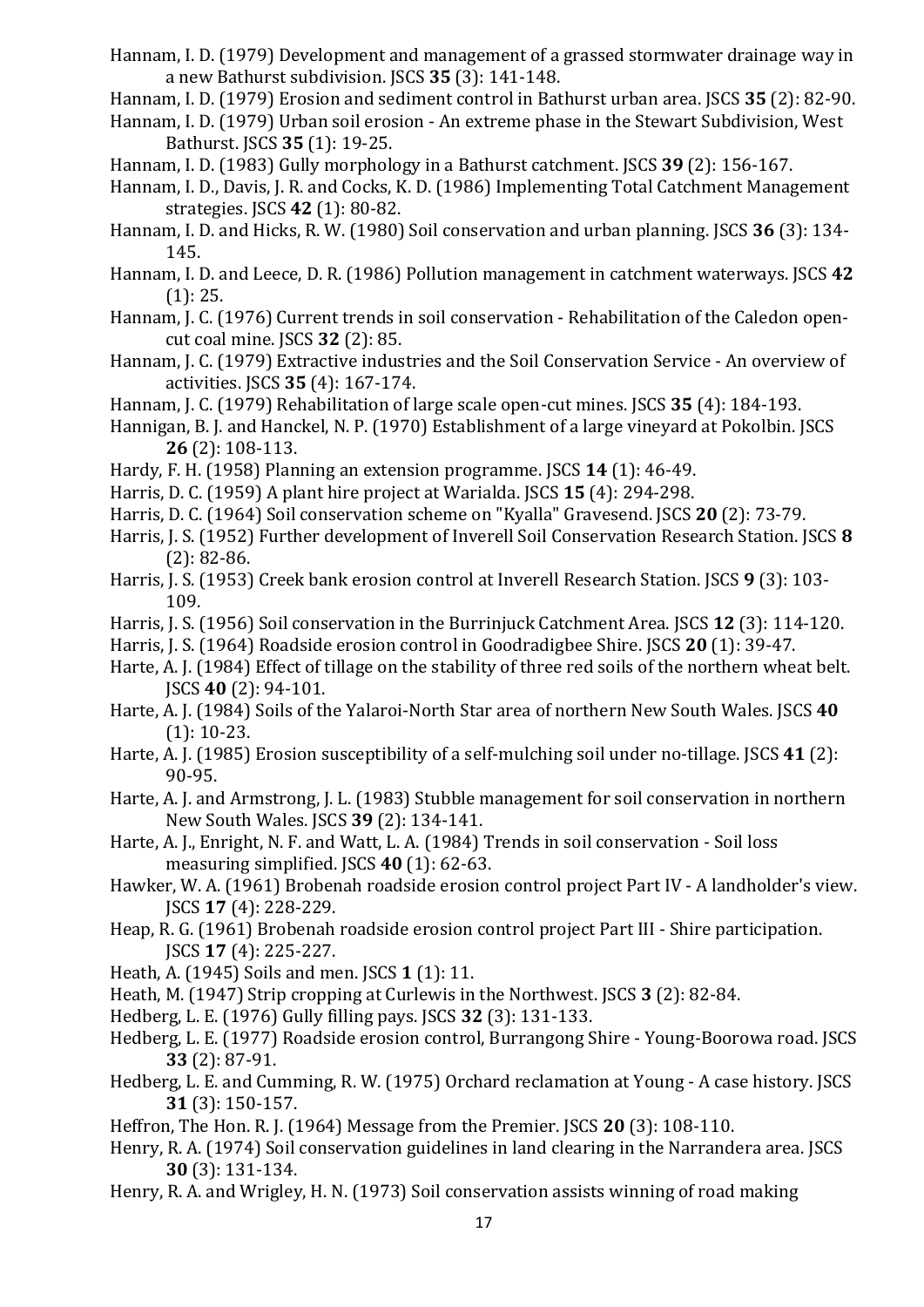Hannam, I. D. (1979) Development and management of a grassed stormwater drainage way in a new Bathurst subdivision. JSCS **35** (3): 141-148.

Hannam, I. D. (1979) Erosion and sediment control in Bathurst urban area. JSCS **35** (2): 82-90.

Hannam, I. D. (1979) Urban soil erosion - An extreme phase in the Stewart Subdivision, West Bathurst. JSCS **35** (1): 19-25.

Hannam, I. D. (1983) Gully morphology in a Bathurst catchment. JSCS **39** (2): 156-167.

Hannam, I. D., Davis, J. R. and Cocks, K. D. (1986) Implementing Total Catchment Management strategies. JSCS **42** (1): 80-82.

Hannam, I. D. and Hicks, R. W. (1980) Soil conservation and urban planning. JSCS **36** (3): 134-145.

Hannam, I. D. and Leece, D. R. (1986) Pollution management in catchment waterways. JSCS **42** (1): 25.

Hannam, J. C. (1976) Current trends in soil conservation - Rehabilitation of the Caledon open-cut coal mine. JSCS **32** (2): 85.

Hannam, J. C. (1979) Extractive industries and the Soil Conservation Service - An overview of activities. JSCS **35** (4): 167-174.

Hannam, J. C. (1979) Rehabilitation of large scale open-cut mines. JSCS **35** (4): 184-193.

Hannigan, B. J. and Hanckel, N. P. (1970) Establishment of a large vineyard at Pokolbin. JSCS **26** (2): 108-113.

Hardy, F. H. (1958) Planning an extension programme. JSCS **14** (1): 46-49.

Harris, D. C. (1959) A plant hire project at Warialda. JSCS **15** (4): 294-298.

Harris, D. C. (1964) Soil conservation scheme on "Kyalla" Gravesend. JSCS **20** (2): 73-79.

Harris, J. S. (1952) Further development of Inverell Soil Conservation Research Station. JSCS **8** (2): 82-86.

Harris, J. S. (1953) Creek bank erosion control at Inverell Research Station. JSCS **9** (3): 103-109.

Harris, J. S. (1956) Soil conservation in the Burrinjuck Catchment Area. JSCS **12** (3): 114-120.

Harris, J. S. (1964) Roadside erosion control in Goodradigbee Shire. JSCS **20** (1): 39-47.

Harte, A. J. (1984) Effect of tillage on the stability of three red soils of the northern wheat belt. JSCS **40** (2): 94-101.

Harte, A. J. (1984) Soils of the Yalaroi-North Star area of northern New South Wales. JSCS **40** (1): 10-23.

Harte, A. J. (1985) Erosion susceptibility of a self-mulching soil under no-tillage. JSCS **41** (2): 90-95.

Harte, A. J. and Armstrong, J. L. (1983) Stubble management for soil conservation in northern New South Wales. JSCS **39** (2): 134-141.

Harte, A. J., Enright, N. F. and Watt, L. A. (1984) Trends in soil conservation - Soil loss measuring simplified. JSCS **40** (1): 62-63.

Hawker, W. A. (1961) Brobenah roadside erosion control project Part IV - A landholder's view. JSCS **17** (4): 228-229.

Heap, R. G. (1961) Brobenah roadside erosion control project Part III - Shire participation. JSCS **17** (4): 225-227.

Heath, A. (1945) Soils and men. JSCS **1** (1): 11.

Heath, M. (1947) Strip cropping at Curlewis in the Northwest. JSCS **3** (2): 82-84.

Hedberg, L. E. (1976) Gully filling pays. JSCS **32** (3): 131-133.

Hedberg, L. E. (1977) Roadside erosion control, Burrangong Shire - Young-Boorowa road. JSCS **33** (2): 87-91.

Hedberg, L. E. and Cumming, R. W. (1975) Orchard reclamation at Young - A case history. JSCS **31** (3): 150-157.

Heffron, The Hon. R. J. (1964) Message from the Premier. JSCS **20** (3): 108-110.

Henry, R. A. (1974) Soil conservation guidelines in land clearing in the Narrandera area. JSCS **30** (3): 131-134.

Henry, R. A. and Wrigley, H. N. (1973) Soil conservation assists winning of road making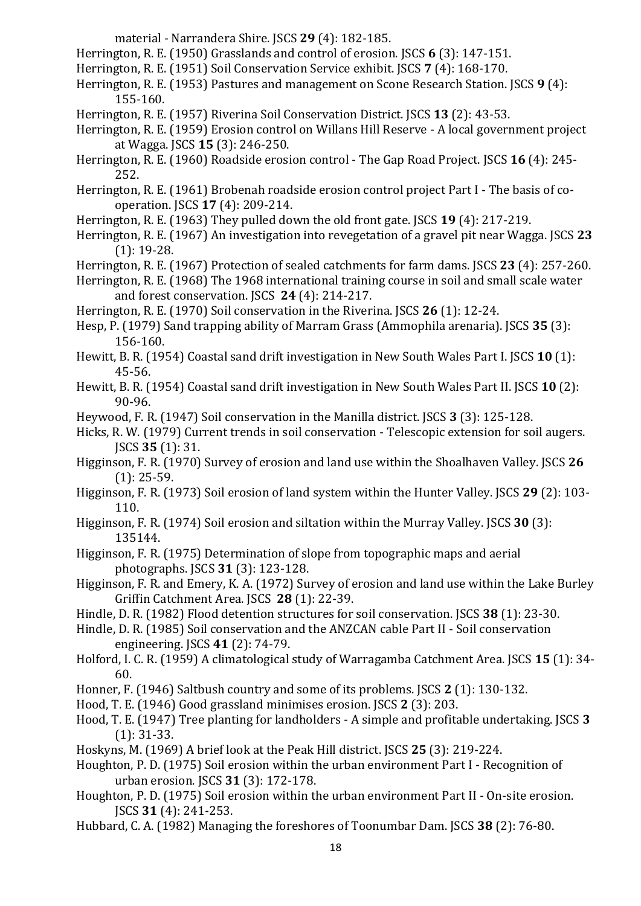material - Narrandera Shire. JSCS **29** (4): 182-185.

Herrington, R. E. (1950) Grasslands and control of erosion. JSCS **6** (3): 147-151.

Herrington, R. E. (1951) Soil Conservation Service exhibit. JSCS **7** (4): 168-170.

Herrington, R. E. (1953) Pastures and management on Scone Research Station. JSCS **9** (4): 155-160.

Herrington, R. E. (1957) Riverina Soil Conservation District. JSCS **13** (2): 43-53.

Herrington, R. E. (1959) Erosion control on Willans Hill Reserve - A local government project at Wagga. JSCS **15** (3): 246-250.

Herrington, R. E. (1960) Roadside erosion control - The Gap Road Project. JSCS **16** (4): 245-252.

Herrington, R. E. (1961) Brobenah roadside erosion control project Part I - The basis of co-operation. JSCS **17** (4): 209-214.

Herrington, R. E. (1963) They pulled down the old front gate. JSCS **19** (4): 217-219.

Herrington, R. E. (1967) An investigation into revegetation of a gravel pit near Wagga. JSCS **23** (1): 19-28.

Herrington, R. E. (1967) Protection of sealed catchments for farm dams. JSCS **23** (4): 257-260.

Herrington, R. E. (1968) The 1968 international training course in soil and small scale water and forest conservation. JSCS **24** (4): 214-217.

Herrington, R. E. (1970) Soil conservation in the Riverina. JSCS **26** (1): 12-24.

Hesp, P. (1979) Sand trapping ability of Marram Grass (Ammophila arenaria). JSCS **35** (3): 156-160.

Hewitt, B. R. (1954) Coastal sand drift investigation in New South Wales Part I. JSCS **10** (1): 45-56.

Hewitt, B. R. (1954) Coastal sand drift investigation in New South Wales Part II. JSCS **10** (2): 90-96.

Heywood, F. R. (1947) Soil conservation in the Manilla district. JSCS **3** (3): 125-128.

Hicks, R. W. (1979) Current trends in soil conservation - Telescopic extension for soil augers. JSCS **35** (1): 31.

Higginson, F. R. (1970) Survey of erosion and land use within the Shoalhaven Valley. JSCS **26** (1): 25-59.

Higginson, F. R. (1973) Soil erosion of land system within the Hunter Valley. JSCS **29** (2): 103-110.

Higginson, F. R. (1974) Soil erosion and siltation within the Murray Valley. JSCS **30** (3): 135144.

Higginson, F. R. (1975) Determination of slope from topographic maps and aerial photographs. JSCS **31** (3): 123-128.

Higginson, F. R. and Emery, K. A. (1972) Survey of erosion and land use within the Lake Burley Griffin Catchment Area. JSCS **28** (1): 22-39.

Hindle, D. R. (1982) Flood detention structures for soil conservation. JSCS **38** (1): 23-30.

Hindle, D. R. (1985) Soil conservation and the ANZCAN cable Part II - Soil conservation engineering. JSCS **41** (2): 74-79.

Holford, I. C. R. (1959) A climatological study of Warragamba Catchment Area. JSCS **15** (1): 34-60.

Honner, F. (1946) Saltbush country and some of its problems. JSCS **2** (1): 130-132.

Hood, T. E. (1946) Good grassland minimises erosion. JSCS **2** (3): 203.

Hood, T. E. (1947) Tree planting for landholders - A simple and profitable undertaking. JSCS **3** (1): 31-33.

Hoskyns, M. (1969) A brief look at the Peak Hill district. JSCS **25** (3): 219-224.

Houghton, P. D. (1975) Soil erosion within the urban environment Part I - Recognition of urban erosion. JSCS **31** (3): 172-178.

Houghton, P. D. (1975) Soil erosion within the urban environment Part II - On-site erosion. JSCS **31** (4): 241-253.

Hubbard, C. A. (1982) Managing the foreshores of Toonumbar Dam. JSCS **38** (2): 76-80.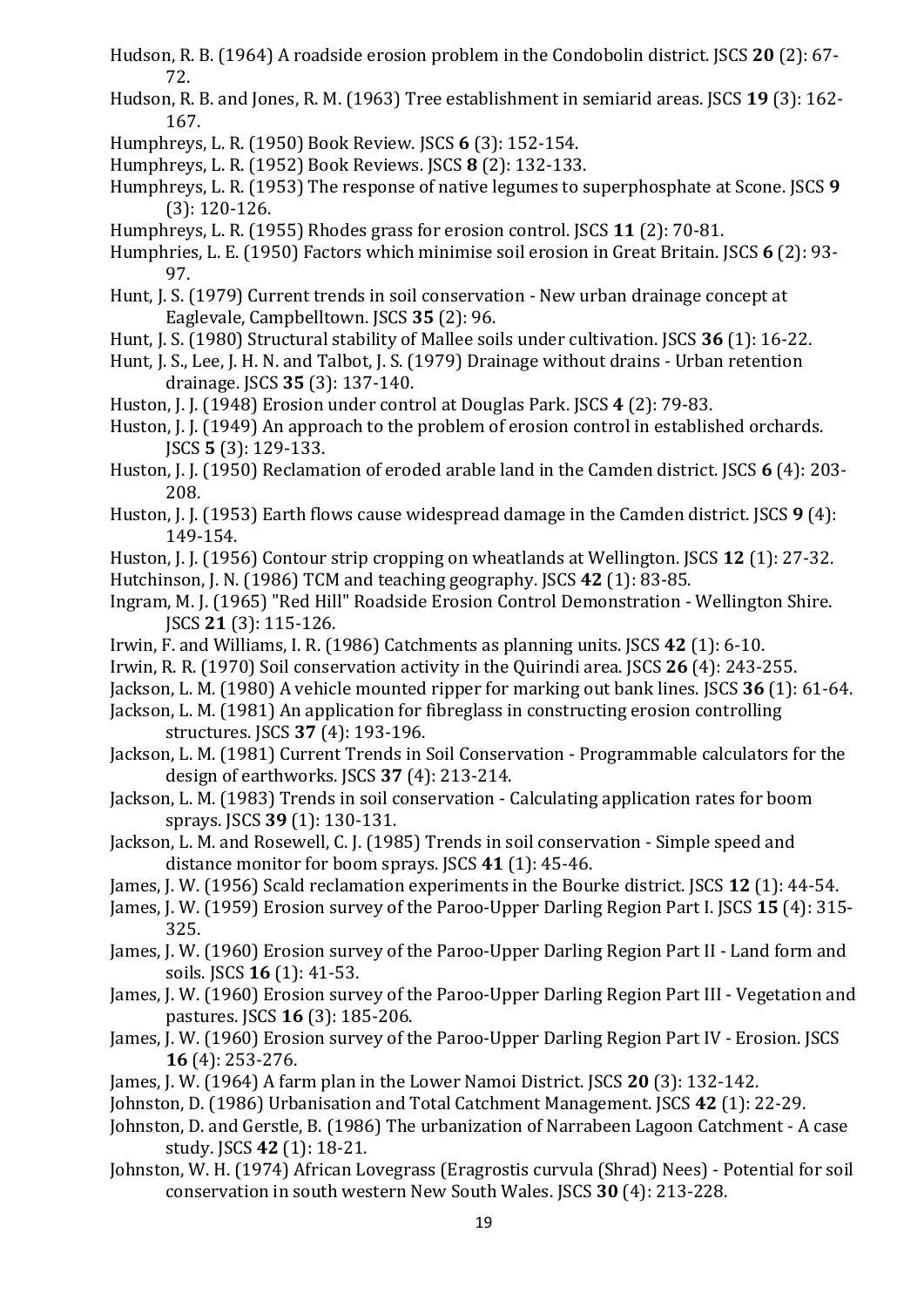Hudson, R. B. (1964) A roadside erosion problem in the Condobolin district. JSCS **20** (2): 67-72.

Hudson, R. B. and Jones, R. M. (1963) Tree establishment in semiarid areas. JSCS **19** (3): 162-167.

Humphreys, L. R. (1950) Book Review. JSCS **6** (3): 152-154.

Humphreys, L. R. (1952) Book Reviews. JSCS **8** (2): 132-133.

Humphreys, L. R. (1953) The response of native legumes to superphosphate at Scone. JSCS **9** (3): 120-126.

Humphreys, L. R. (1955) Rhodes grass for erosion control. JSCS **11** (2): 70-81.

Humphries, L. E. (1950) Factors which minimise soil erosion in Great Britain. JSCS **6** (2): 93-97.

Hunt, J. S. (1979) Current trends in soil conservation - New urban drainage concept at Eaglevale, Campbelltown. JSCS **35** (2): 96.

Hunt, J. S. (1980) Structural stability of Mallee soils under cultivation. JSCS **36** (1): 16-22.

Hunt, J. S., Lee, J. H. N. and Talbot, J. S. (1979) Drainage without drains - Urban retention drainage. JSCS **35** (3): 137-140.

Huston, J. J. (1948) Erosion under control at Douglas Park. JSCS **4** (2): 79-83.

Huston, J. J. (1949) An approach to the problem of erosion control in established orchards. JSCS **5** (3): 129-133.

Huston, J. J. (1950) Reclamation of eroded arable land in the Camden district. JSCS **6** (4): 203-208.

Huston, J. J. (1953) Earth flows cause widespread damage in the Camden district. JSCS **9** (4): 149-154.

Huston, J. J. (1956) Contour strip cropping on wheatlands at Wellington. JSCS **12** (1): 27-32.

Hutchinson, J. N. (1986) TCM and teaching geography. JSCS **42** (1): 83-85.

Ingram, M. J. (1965) "Red Hill" Roadside Erosion Control Demonstration - Wellington Shire. JSCS **21** (3): 115-126.

Irwin, F. and Williams, I. R. (1986) Catchments as planning units. JSCS **42** (1): 6-10.

Irwin, R. R. (1970) Soil conservation activity in the Quirindi area. JSCS **26** (4): 243-255.

Jackson, L. M. (1980) A vehicle mounted ripper for marking out bank lines. JSCS **36** (1): 61-64.

Jackson, L. M. (1981) An application for fibreglass in constructing erosion controlling structures. JSCS **37** (4): 193-196.

Jackson, L. M. (1981) Current Trends in Soil Conservation - Programmable calculators for the design of earthworks. JSCS **37** (4): 213-214.

Jackson, L. M. (1983) Trends in soil conservation - Calculating application rates for boom sprays. JSCS **39** (1): 130-131.

Jackson, L. M. and Rosewell, C. J. (1985) Trends in soil conservation - Simple speed and distance monitor for boom sprays. JSCS **41** (1): 45-46.

James, J. W. (1956) Scald reclamation experiments in the Bourke district. JSCS **12** (1): 44-54.

James, J. W. (1959) Erosion survey of the Paroo-Upper Darling Region Part I. JSCS **15** (4): 315-325.

James, J. W. (1960) Erosion survey of the Paroo-Upper Darling Region Part II - Land form and soils. JSCS **16** (1): 41-53.

James, J. W. (1960) Erosion survey of the Paroo-Upper Darling Region Part III - Vegetation and pastures. JSCS **16** (3): 185-206.

James, J. W. (1960) Erosion survey of the Paroo-Upper Darling Region Part IV - Erosion. JSCS **16** (4): 253-276.

James, J. W. (1964) A farm plan in the Lower Namoi District. JSCS **20** (3): 132-142.

Johnston, D. (1986) Urbanisation and Total Catchment Management. JSCS **42** (1): 22-29.

Johnston, D. and Gerstle, B. (1986) The urbanization of Narrabeen Lagoon Catchment - A case study. JSCS **42** (1): 18-21.

Johnston, W. H. (1974) African Lovegrass (Eragrostis curvula (Shrad) Nees) - Potential for soil conservation in south western New South Wales. JSCS **30** (4): 213-228.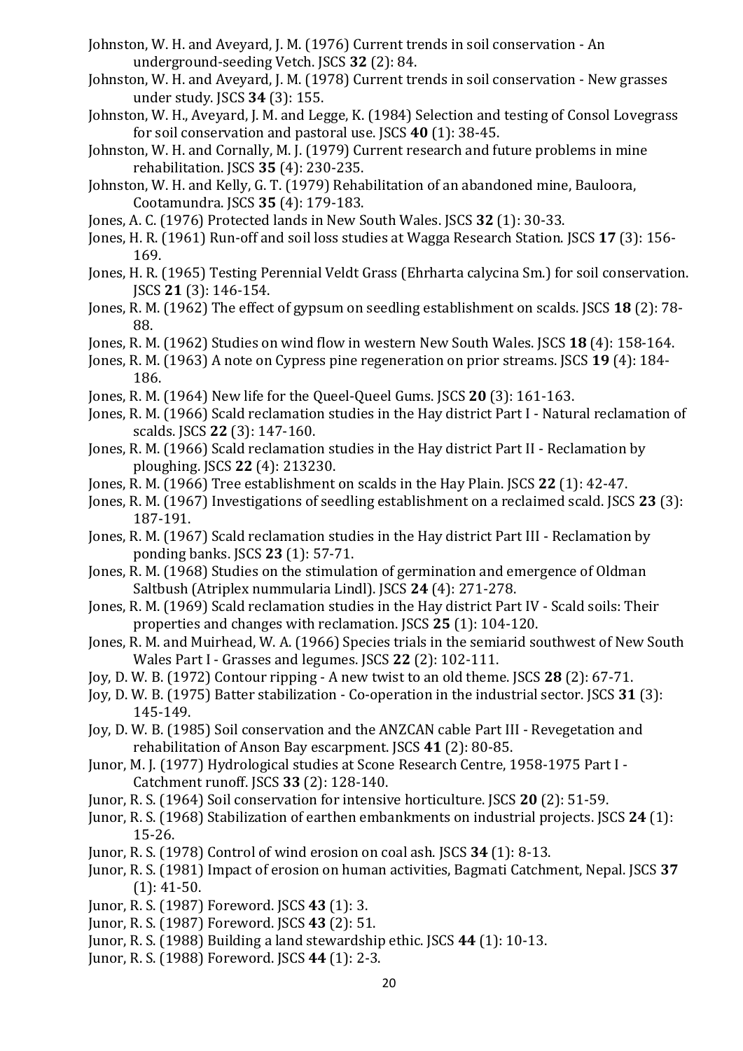Johnston, W. H. and Aveyard, J. M. (1976) Current trends in soil conservation - An underground-seeding Vetch. JSCS **32** (2): 84.

Johnston, W. H. and Aveyard, J. M. (1978) Current trends in soil conservation - New grasses under study. JSCS **34** (3): 155.

Johnston, W. H., Aveyard, J. M. and Legge, K. (1984) Selection and testing of Consol Lovegrass for soil conservation and pastoral use. JSCS **40** (1): 38-45.

Johnston, W. H. and Cornally, M. J. (1979) Current research and future problems in mine rehabilitation. JSCS **35** (4): 230-235.

Johnston, W. H. and Kelly, G. T. (1979) Rehabilitation of an abandoned mine, Bauloora, Cootamundra. JSCS **35** (4): 179-183.

Jones, A. C. (1976) Protected lands in New South Wales. JSCS **32** (1): 30-33.

Jones, H. R. (1961) Run-off and soil loss studies at Wagga Research Station. JSCS **17** (3): 156-169.

Jones, H. R. (1965) Testing Perennial Veldt Grass (Ehrharta calycina Sm.) for soil conservation. JSCS **21** (3): 146-154.

Jones, R. M. (1962) The effect of gypsum on seedling establishment on scalds. JSCS **18** (2): 78-88.

Jones, R. M. (1962) Studies on wind flow in western New South Wales. JSCS **18** (4): 158-164.

Jones, R. M. (1963) A note on Cypress pine regeneration on prior streams. JSCS **19** (4): 184-186.

Jones, R. M. (1964) New life for the Queel-Queel Gums. JSCS **20** (3): 161-163.

Jones, R. M. (1966) Scald reclamation studies in the Hay district Part I - Natural reclamation of scalds. JSCS **22** (3): 147-160.

Jones, R. M. (1966) Scald reclamation studies in the Hay district Part II - Reclamation by ploughing. JSCS **22** (4): 213230.

Jones, R. M. (1966) Tree establishment on scalds in the Hay Plain. JSCS **22** (1): 42-47.

Jones, R. M. (1967) Investigations of seedling establishment on a reclaimed scald. JSCS **23** (3): 187-191.

Jones, R. M. (1967) Scald reclamation studies in the Hay district Part III - Reclamation by ponding banks. JSCS **23** (1): 57-71.

Jones, R. M. (1968) Studies on the stimulation of germination and emergence of Oldman Saltbush (Atriplex nummularia Lindl). JSCS **24** (4): 271-278.

Jones, R. M. (1969) Scald reclamation studies in the Hay district Part IV - Scald soils: Their properties and changes with reclamation. JSCS **25** (1): 104-120.

Jones, R. M. and Muirhead, W. A. (1966) Species trials in the semiarid southwest of New South Wales Part I - Grasses and legumes. JSCS **22** (2): 102-111.

Joy, D. W. B. (1972) Contour ripping - A new twist to an old theme. JSCS **28** (2): 67-71.

Joy, D. W. B. (1975) Batter stabilization - Co-operation in the industrial sector. JSCS **31** (3): 145-149.

Joy, D. W. B. (1985) Soil conservation and the ANZCAN cable Part III - Revegetation and rehabilitation of Anson Bay escarpment. JSCS **41** (2): 80-85.

Junor, M. J. (1977) Hydrological studies at Scone Research Centre, 1958-1975 Part I - Catchment runoff. JSCS **33** (2): 128-140.

Junor, R. S. (1964) Soil conservation for intensive horticulture. JSCS **20** (2): 51-59.

Junor, R. S. (1968) Stabilization of earthen embankments on industrial projects. JSCS **24** (1): 15-26.

Junor, R. S. (1978) Control of wind erosion on coal ash. JSCS **34** (1): 8-13.

Junor, R. S. (1981) Impact of erosion on human activities, Bagmati Catchment, Nepal. JSCS **37** (1): 41-50.

Junor, R. S. (1987) Foreword. JSCS **43** (1): 3.

Junor, R. S. (1987) Foreword. JSCS **43** (2): 51.

Junor, R. S. (1988) Building a land stewardship ethic. JSCS **44** (1): 10-13.

Junor, R. S. (1988) Foreword. JSCS **44** (1): 2-3.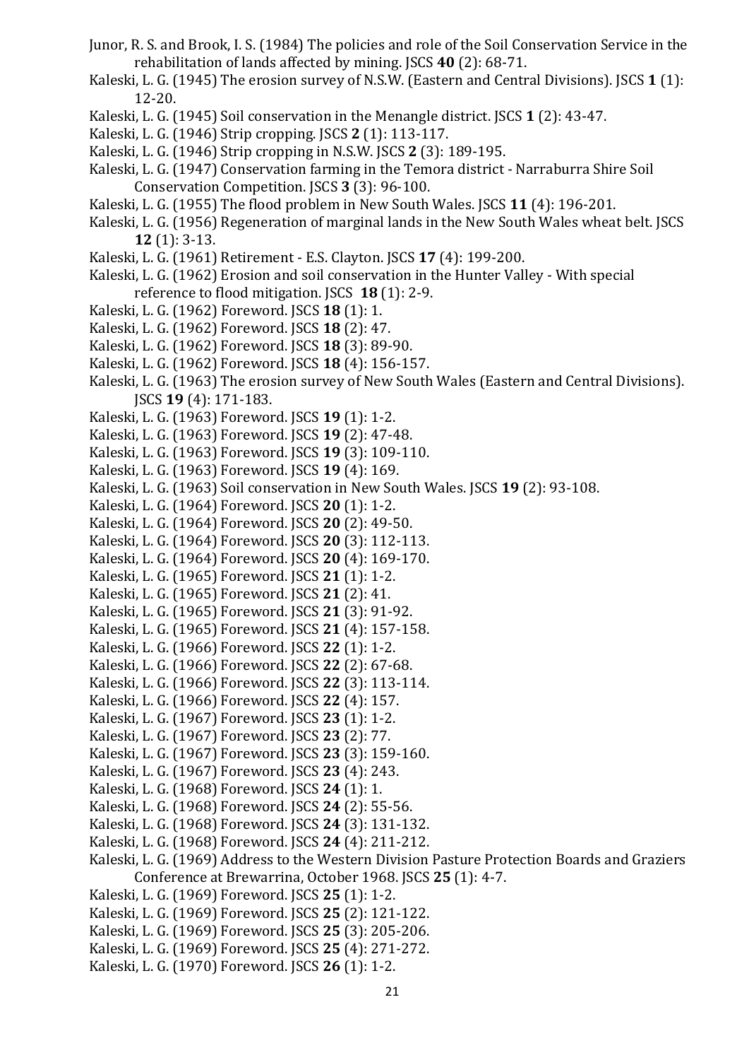Junor, R. S. and Brook, I. S. (1984) The policies and role of the Soil Conservation Service in the rehabilitation of lands affected by mining. JSCS **40** (2): 68-71.

Kaleski, L. G. (1945) The erosion survey of N.S.W. (Eastern and Central Divisions). JSCS **1** (1): 12-20.

Kaleski, L. G. (1945) Soil conservation in the Menangle district. JSCS **1** (2): 43-47.

Kaleski, L. G. (1946) Strip cropping. JSCS **2** (1): 113-117.

Kaleski, L. G. (1946) Strip cropping in N.S.W. JSCS **2** (3): 189-195.

Kaleski, L. G. (1947) Conservation farming in the Temora district - Narraburra Shire Soil Conservation Competition. JSCS **3** (3): 96-100.

Kaleski, L. G. (1955) The flood problem in New South Wales. JSCS **11** (4): 196-201.

Kaleski, L. G. (1956) Regeneration of marginal lands in the New South Wales wheat belt. JSCS **12** (1): 3-13.

Kaleski, L. G. (1961) Retirement - E.S. Clayton. JSCS **17** (4): 199-200.

Kaleski, L. G. (1962) Erosion and soil conservation in the Hunter Valley - With special reference to flood mitigation. JSCS **18** (1): 2-9.

Kaleski, L. G. (1962) Foreword. JSCS **18** (1): 1.

Kaleski, L. G. (1962) Foreword. JSCS **18** (2): 47.

Kaleski, L. G. (1962) Foreword. JSCS **18** (3): 89-90.

Kaleski, L. G. (1962) Foreword. JSCS **18** (4): 156-157.

Kaleski, L. G. (1963) The erosion survey of New South Wales (Eastern and Central Divisions). JSCS **19** (4): 171-183.

Kaleski, L. G. (1963) Foreword. JSCS **19** (1): 1-2.

Kaleski, L. G. (1963) Foreword. JSCS **19** (2): 47-48.

Kaleski, L. G. (1963) Foreword. JSCS **19** (3): 109-110.

Kaleski, L. G. (1963) Foreword. JSCS **19** (4): 169.

Kaleski, L. G. (1963) Soil conservation in New South Wales. JSCS **19** (2): 93-108.

Kaleski, L. G. (1964) Foreword. JSCS **20** (1): 1-2.

Kaleski, L. G. (1964) Foreword. JSCS **20** (2): 49-50.

Kaleski, L. G. (1964) Foreword. JSCS **20** (3): 112-113.

Kaleski, L. G. (1964) Foreword. JSCS **20** (4): 169-170.

Kaleski, L. G. (1965) Foreword. JSCS **21** (1): 1-2.

Kaleski, L. G. (1965) Foreword. JSCS **21** (2): 41.

Kaleski, L. G. (1965) Foreword. JSCS **21** (3): 91-92.

Kaleski, L. G. (1965) Foreword. JSCS **21** (4): 157-158.

Kaleski, L. G. (1966) Foreword. JSCS **22** (1): 1-2.

Kaleski, L. G. (1966) Foreword. JSCS **22** (2): 67-68.

Kaleski, L. G. (1966) Foreword. JSCS **22** (3): 113-114.

Kaleski, L. G. (1966) Foreword. JSCS **22** (4): 157.

Kaleski, L. G. (1967) Foreword. JSCS **23** (1): 1-2.

Kaleski, L. G. (1967) Foreword. JSCS **23** (2): 77.

Kaleski, L. G. (1967) Foreword. JSCS **23** (3): 159-160.

Kaleski, L. G. (1967) Foreword. JSCS **23** (4): 243.

Kaleski, L. G. (1968) Foreword. JSCS **24** (1): 1.

Kaleski, L. G. (1968) Foreword. JSCS **24** (2): 55-56.

Kaleski, L. G. (1968) Foreword. JSCS **24** (3): 131-132.

Kaleski, L. G. (1968) Foreword. JSCS **24** (4): 211-212.

Kaleski, L. G. (1969) Address to the Western Division Pasture Protection Boards and Graziers Conference at Brewarrina, October 1968. JSCS **25** (1): 4-7.

Kaleski, L. G. (1969) Foreword. JSCS **25** (1): 1-2.

Kaleski, L. G. (1969) Foreword. JSCS **25** (2): 121-122.

Kaleski, L. G. (1969) Foreword. JSCS **25** (3): 205-206.

Kaleski, L. G. (1969) Foreword. JSCS **25** (4): 271-272.

Kaleski, L. G. (1970) Foreword. JSCS **26** (1): 1-2.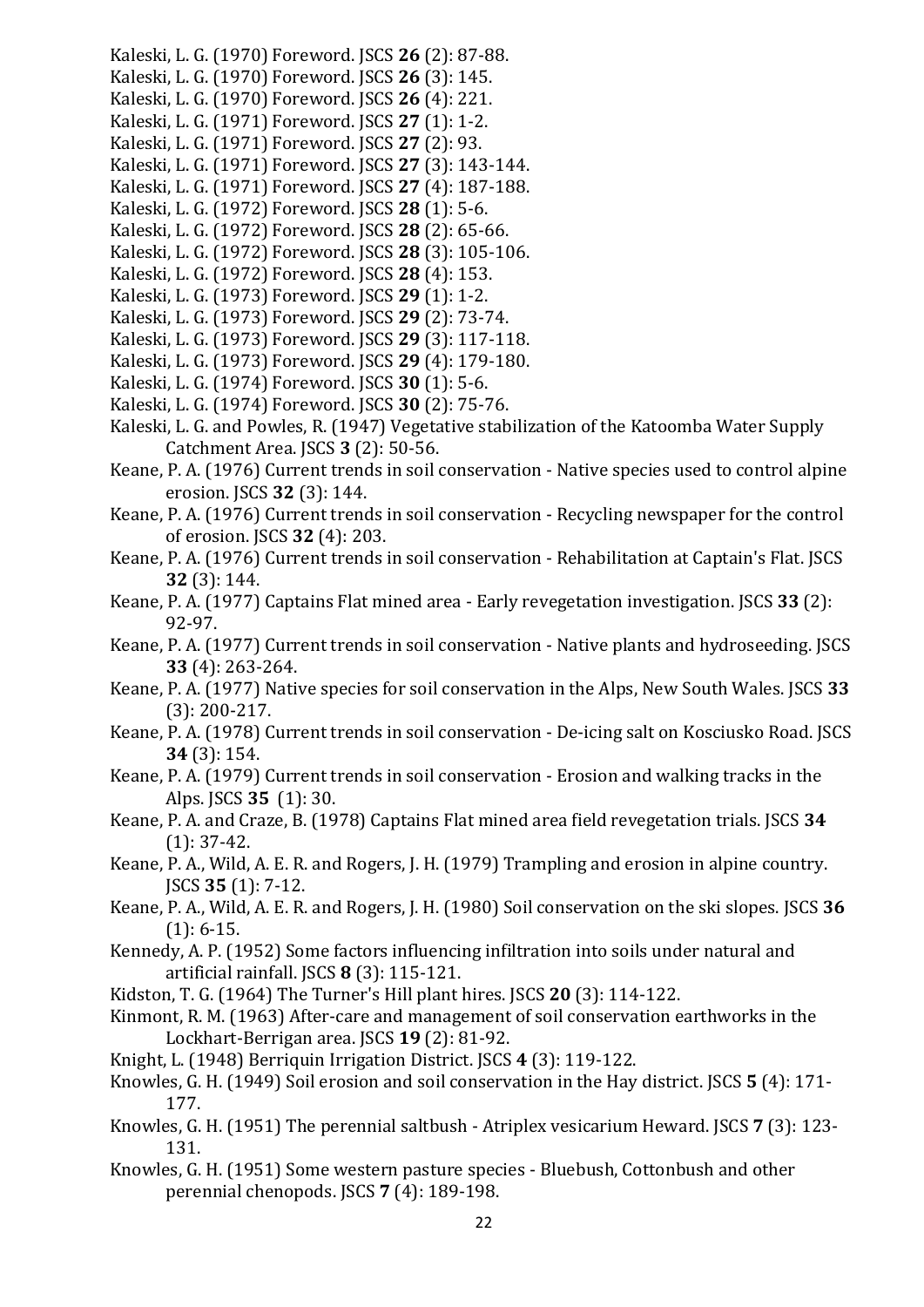Kaleski, L. G. (1970) Foreword. JSCS **26** (2): 87-88.

Kaleski, L. G. (1970) Foreword. JSCS **26** (3): 145.

Kaleski, L. G. (1970) Foreword. JSCS **26** (4): 221.

Kaleski, L. G. (1971) Foreword. JSCS **27** (1): 1-2.

Kaleski, L. G. (1971) Foreword. JSCS **27** (2): 93.

Kaleski, L. G. (1971) Foreword. JSCS **27** (3): 143-144.

Kaleski, L. G. (1971) Foreword. JSCS **27** (4): 187-188.

Kaleski, L. G. (1972) Foreword. JSCS **28** (1): 5-6.

Kaleski, L. G. (1972) Foreword. JSCS **28** (2): 65-66.

Kaleski, L. G. (1972) Foreword. JSCS **28** (3): 105-106.

Kaleski, L. G. (1972) Foreword. JSCS **28** (4): 153.

Kaleski, L. G. (1973) Foreword. JSCS **29** (1): 1-2.

Kaleski, L. G. (1973) Foreword. JSCS **29** (2): 73-74.

Kaleski, L. G. (1973) Foreword. JSCS **29** (3): 117-118.

Kaleski, L. G. (1973) Foreword. JSCS **29** (4): 179-180.

Kaleski, L. G. (1974) Foreword. JSCS **30** (1): 5-6.

Kaleski, L. G. (1974) Foreword. JSCS **30** (2): 75-76.

Kaleski, L. G. and Powles, R. (1947) Vegetative stabilization of the Katoomba Water Supply Catchment Area. JSCS **3** (2): 50-56.

Keane, P. A. (1976) Current trends in soil conservation - Native species used to control alpine erosion. JSCS **32** (3): 144.

Keane, P. A. (1976) Current trends in soil conservation - Recycling newspaper for the control of erosion. JSCS **32** (4): 203.

Keane, P. A. (1976) Current trends in soil conservation - Rehabilitation at Captain's Flat. JSCS **32** (3): 144.

Keane, P. A. (1977) Captains Flat mined area - Early revegetation investigation. JSCS **33** (2): 92-97.

Keane, P. A. (1977) Current trends in soil conservation - Native plants and hydroseeding. JSCS **33** (4): 263-264.

Keane, P. A. (1977) Native species for soil conservation in the Alps, New South Wales. JSCS **33** (3): 200-217.

Keane, P. A. (1978) Current trends in soil conservation - De-icing salt on Kosciusko Road. JSCS **34** (3): 154.

Keane, P. A. (1979) Current trends in soil conservation - Erosion and walking tracks in the Alps. JSCS **35** (1): 30.

Keane, P. A. and Craze, B. (1978) Captains Flat mined area field revegetation trials. JSCS **34** (1): 37-42.

Keane, P. A., Wild, A. E. R. and Rogers, J. H. (1979) Trampling and erosion in alpine country. JSCS **35** (1): 7-12.

Keane, P. A., Wild, A. E. R. and Rogers, J. H. (1980) Soil conservation on the ski slopes. JSCS **36** (1): 6-15.

Kennedy, A. P. (1952) Some factors influencing infiltration into soils under natural and artificial rainfall. JSCS **8** (3): 115-121.

Kidston, T. G. (1964) The Turner's Hill plant hires. JSCS **20** (3): 114-122.

Kinmont, R. M. (1963) After-care and management of soil conservation earthworks in the Lockhart-Berrigan area. JSCS **19** (2): 81-92.

Knight, L. (1948) Berriquin Irrigation District. JSCS **4** (3): 119-122.

Knowles, G. H. (1949) Soil erosion and soil conservation in the Hay district. JSCS **5** (4): 171-177.

Knowles, G. H. (1951) The perennial saltbush - Atriplex vesicarium Heward. JSCS **7** (3): 123-131.

Knowles, G. H. (1951) Some western pasture species - Bluebush, Cottonbush and other perennial chenopods. JSCS **7** (4): 189-198.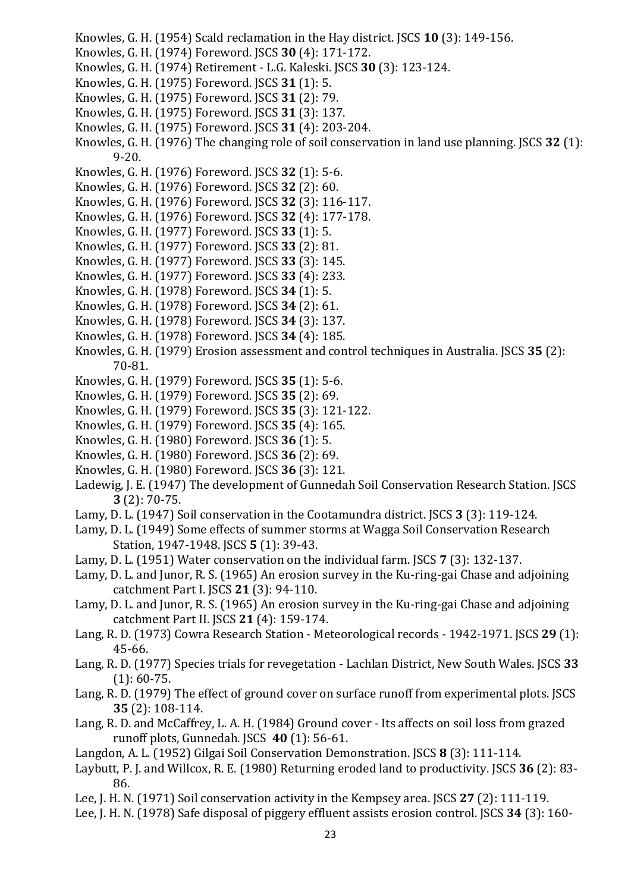Knowles, G. H. (1954) Scald reclamation in the Hay district. JSCS **10** (3): 149-156.

Knowles, G. H. (1974) Foreword. JSCS **30** (4): 171-172.

Knowles, G. H. (1974) Retirement - L.G. Kaleski. JSCS **30** (3): 123-124.

Knowles, G. H. (1975) Foreword. JSCS **31** (1): 5.

Knowles, G. H. (1975) Foreword. JSCS **31** (2): 79.

Knowles, G. H. (1975) Foreword. JSCS **31** (3): 137.

Knowles, G. H. (1975) Foreword. JSCS **31** (4): 203-204.

Knowles, G. H. (1976) The changing role of soil conservation in land use planning. JSCS **32** (1): 9-20.

Knowles, G. H. (1976) Foreword. JSCS **32** (1): 5-6.

Knowles, G. H. (1976) Foreword. JSCS **32** (2): 60.

Knowles, G. H. (1976) Foreword. JSCS **32** (3): 116-117.

Knowles, G. H. (1976) Foreword. JSCS **32** (4): 177-178.

Knowles, G. H. (1977) Foreword. JSCS **33** (1): 5.

Knowles, G. H. (1977) Foreword. JSCS **33** (2): 81.

Knowles, G. H. (1977) Foreword. JSCS **33** (3): 145.

Knowles, G. H. (1977) Foreword. JSCS **33** (4): 233.

Knowles, G. H. (1978) Foreword. JSCS **34** (1): 5.

Knowles, G. H. (1978) Foreword. JSCS **34** (2): 61.

Knowles, G. H. (1978) Foreword. JSCS **34** (3): 137.

Knowles, G. H. (1978) Foreword. JSCS **34** (4): 185.

Knowles, G. H. (1979) Erosion assessment and control techniques in Australia. JSCS **35** (2): 70-81.

Knowles, G. H. (1979) Foreword. JSCS **35** (1): 5-6.

Knowles, G. H. (1979) Foreword. JSCS **35** (2): 69.

Knowles, G. H. (1979) Foreword. JSCS **35** (3): 121-122.

Knowles, G. H. (1979) Foreword. JSCS **35** (4): 165.

Knowles, G. H. (1980) Foreword. JSCS **36** (1): 5.

Knowles, G. H. (1980) Foreword. JSCS **36** (2): 69.

Knowles, G. H. (1980) Foreword. JSCS **36** (3): 121.

Ladewig, J. E. (1947) The development of Gunnedah Soil Conservation Research Station. JSCS **3** (2): 70-75.

Lamy, D. L. (1947) Soil conservation in the Cootamundra district. JSCS **3** (3): 119-124.

Lamy, D. L. (1949) Some effects of summer storms at Wagga Soil Conservation Research Station, 1947-1948. JSCS **5** (1): 39-43.

Lamy, D. L. (1951) Water conservation on the individual farm. JSCS **7** (3): 132-137.

Lamy, D. L. and Junor, R. S. (1965) An erosion survey in the Ku-ring-gai Chase and adjoining catchment Part I. JSCS **21** (3): 94-110.

Lamy, D. L. and Junor, R. S. (1965) An erosion survey in the Ku-ring-gai Chase and adjoining catchment Part II. JSCS **21** (4): 159-174.

Lang, R. D. (1973) Cowra Research Station - Meteorological records - 1942-1971. JSCS **29** (1): 45-66.

Lang, R. D. (1977) Species trials for revegetation - Lachlan District, New South Wales. JSCS **33** (1): 60-75.

Lang, R. D. (1979) The effect of ground cover on surface runoff from experimental plots. JSCS **35** (2): 108-114.

Lang, R. D. and McCaffrey, L. A. H. (1984) Ground cover - Its affects on soil loss from grazed runoff plots, Gunnedah. JSCS **40** (1): 56-61.

Langdon, A. L. (1952) Gilgai Soil Conservation Demonstration. JSCS **8** (3): 111-114.

Laybutt, P. J. and Willcox, R. E. (1980) Returning eroded land to productivity. JSCS **36** (2): 83-86.

Lee, J. H. N. (1971) Soil conservation activity in the Kempsey area. JSCS **27** (2): 111-119.

Lee, J. H. N. (1978) Safe disposal of piggery effluent assists erosion control. JSCS **34** (3): 160-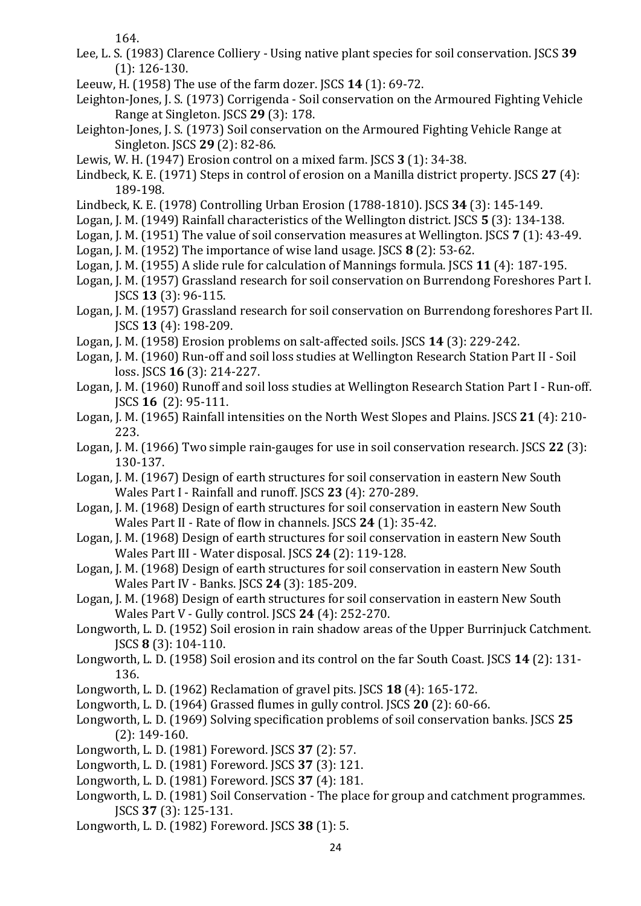164.

Lee, L. S. (1983) Clarence Colliery - Using native plant species for soil conservation. JSCS **39** (1): 126-130.

Leeuw, H. (1958) The use of the farm dozer. JSCS **14** (1): 69-72.

Leighton-Jones, J. S. (1973) Corrigenda - Soil conservation on the Armoured Fighting Vehicle Range at Singleton. JSCS **29** (3): 178.

Leighton-Jones, J. S. (1973) Soil conservation on the Armoured Fighting Vehicle Range at Singleton. JSCS **29** (2): 82-86.

Lewis, W. H. (1947) Erosion control on a mixed farm. JSCS **3** (1): 34-38.

Lindbeck, K. E. (1971) Steps in control of erosion on a Manilla district property. JSCS **27** (4): 189-198.

Lindbeck, K. E. (1978) Controlling Urban Erosion (1788-1810). JSCS **34** (3): 145-149.

Logan, J. M. (1949) Rainfall characteristics of the Wellington district. JSCS **5** (3): 134-138.

Logan, J. M. (1951) The value of soil conservation measures at Wellington. JSCS **7** (1): 43-49.

Logan, J. M. (1952) The importance of wise land usage. JSCS **8** (2): 53-62.

Logan, J. M. (1955) A slide rule for calculation of Mannings formula. JSCS **11** (4): 187-195.

Logan, J. M. (1957) Grassland research for soil conservation on Burrendong Foreshores Part I. JSCS **13** (3): 96-115.

Logan, J. M. (1957) Grassland research for soil conservation on Burrendong foreshores Part II. JSCS **13** (4): 198-209.

Logan, J. M. (1958) Erosion problems on salt-affected soils. JSCS **14** (3): 229-242.

Logan, J. M. (1960) Run-off and soil loss studies at Wellington Research Station Part II - Soil loss. JSCS **16** (3): 214-227.

Logan, J. M. (1960) Runoff and soil loss studies at Wellington Research Station Part I - Run-off. JSCS **16** (2): 95-111.

Logan, J. M. (1965) Rainfall intensities on the North West Slopes and Plains. JSCS **21** (4): 210-223.

Logan, J. M. (1966) Two simple rain-gauges for use in soil conservation research. JSCS **22** (3): 130-137.

Logan, J. M. (1967) Design of earth structures for soil conservation in eastern New South Wales Part I - Rainfall and runoff. JSCS **23** (4): 270-289.

Logan, J. M. (1968) Design of earth structures for soil conservation in eastern New South Wales Part II - Rate of flow in channels. JSCS **24** (1): 35-42.

Logan, J. M. (1968) Design of earth structures for soil conservation in eastern New South Wales Part III - Water disposal. JSCS **24** (2): 119-128.

Logan, J. M. (1968) Design of earth structures for soil conservation in eastern New South Wales Part IV - Banks. JSCS **24** (3): 185-209.

Logan, J. M. (1968) Design of earth structures for soil conservation in eastern New South Wales Part V - Gully control. JSCS **24** (4): 252-270.

Longworth, L. D. (1952) Soil erosion in rain shadow areas of the Upper Burrinjuck Catchment. JSCS **8** (3): 104-110.

Longworth, L. D. (1958) Soil erosion and its control on the far South Coast. JSCS **14** (2): 131-136.

Longworth, L. D. (1962) Reclamation of gravel pits. JSCS **18** (4): 165-172.

Longworth, L. D. (1964) Grassed flumes in gully control. JSCS **20** (2): 60-66.

Longworth, L. D. (1969) Solving specification problems of soil conservation banks. JSCS **25** (2): 149-160.

Longworth, L. D. (1981) Foreword. JSCS **37** (2): 57.

Longworth, L. D. (1981) Foreword. JSCS **37** (3): 121.

Longworth, L. D. (1981) Foreword. JSCS **37** (4): 181.

Longworth, L. D. (1981) Soil Conservation - The place for group and catchment programmes. JSCS **37** (3): 125-131.

Longworth, L. D. (1982) Foreword. JSCS **38** (1): 5.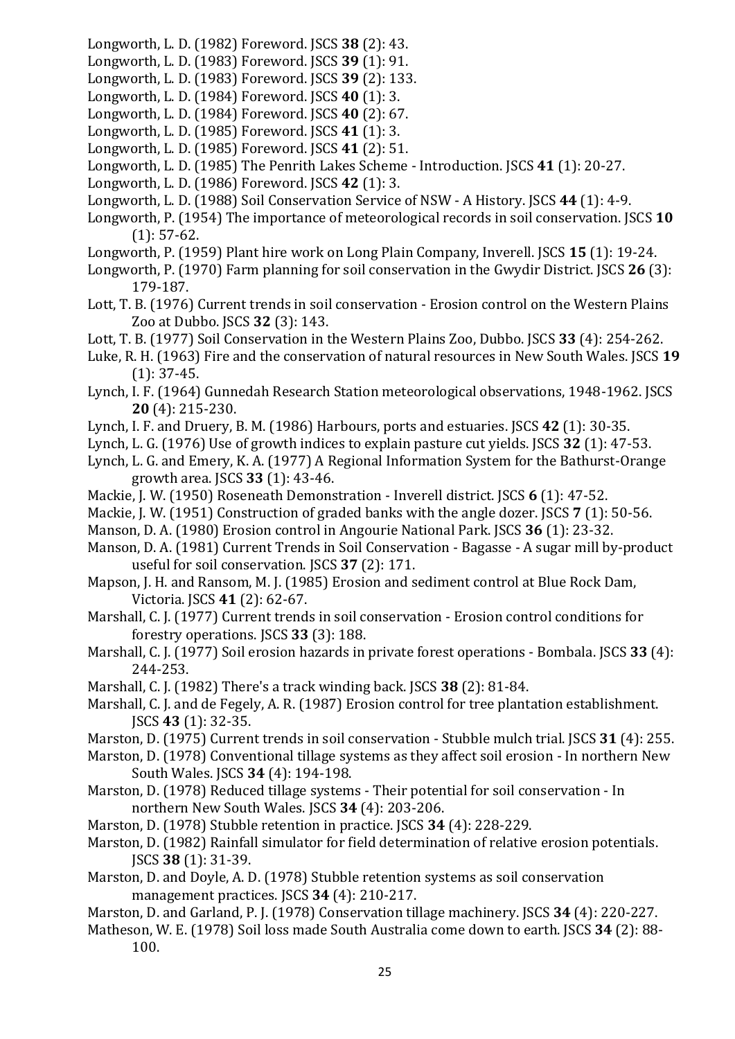Longworth, L. D. (1982) Foreword. JSCS **38** (2): 43.

Longworth, L. D. (1983) Foreword. JSCS **39** (1): 91.

Longworth, L. D. (1983) Foreword. JSCS **39** (2): 133.

Longworth, L. D. (1984) Foreword. JSCS **40** (1): 3.

Longworth, L. D. (1984) Foreword. JSCS **40** (2): 67.

Longworth, L. D. (1985) Foreword. JSCS **41** (1): 3.

Longworth, L. D. (1985) Foreword. JSCS **41** (2): 51.

Longworth, L. D. (1985) The Penrith Lakes Scheme - Introduction. JSCS **41** (1): 20-27.

Longworth, L. D. (1986) Foreword. JSCS **42** (1): 3.

Longworth, L. D. (1988) Soil Conservation Service of NSW - A History. JSCS **44** (1): 4-9.

Longworth, P. (1954) The importance of meteorological records in soil conservation. JSCS **10** (1): 57-62.

Longworth, P. (1959) Plant hire work on Long Plain Company, Inverell. JSCS **15** (1): 19-24.

Longworth, P. (1970) Farm planning for soil conservation in the Gwydir District. JSCS **26** (3): 179-187.

Lott, T. B. (1976) Current trends in soil conservation - Erosion control on the Western Plains Zoo at Dubbo. JSCS **32** (3): 143.

Lott, T. B. (1977) Soil Conservation in the Western Plains Zoo, Dubbo. JSCS **33** (4): 254-262.

Luke, R. H. (1963) Fire and the conservation of natural resources in New South Wales. JSCS **19** (1): 37-45.

Lynch, I. F. (1964) Gunnedah Research Station meteorological observations, 1948-1962. JSCS **20** (4): 215-230.

Lynch, I. F. and Druery, B. M. (1986) Harbours, ports and estuaries. JSCS **42** (1): 30-35.

Lynch, L. G. (1976) Use of growth indices to explain pasture cut yields. JSCS **32** (1): 47-53.

Lynch, L. G. and Emery, K. A. (1977) A Regional Information System for the Bathurst-Orange growth area. JSCS **33** (1): 43-46.

Mackie, J. W. (1950) Roseneath Demonstration - Inverell district. JSCS **6** (1): 47-52.

Mackie, J. W. (1951) Construction of graded banks with the angle dozer. JSCS **7** (1): 50-56.

Manson, D. A. (1980) Erosion control in Angourie National Park. JSCS **36** (1): 23-32.

Manson, D. A. (1981) Current Trends in Soil Conservation - Bagasse - A sugar mill by-product useful for soil conservation. JSCS **37** (2): 171.

Mapson, J. H. and Ransom, M. J. (1985) Erosion and sediment control at Blue Rock Dam, Victoria. JSCS **41** (2): 62-67.

Marshall, C. J. (1977) Current trends in soil conservation - Erosion control conditions for forestry operations. JSCS **33** (3): 188.

Marshall, C. J. (1977) Soil erosion hazards in private forest operations - Bombala. JSCS **33** (4): 244-253.

Marshall, C. J. (1982) There's a track winding back. JSCS **38** (2): 81-84.

Marshall, C. J. and de Fegely, A. R. (1987) Erosion control for tree plantation establishment. JSCS **43** (1): 32-35.

Marston, D. (1975) Current trends in soil conservation - Stubble mulch trial. JSCS **31** (4): 255.

Marston, D. (1978) Conventional tillage systems as they affect soil erosion - In northern New South Wales. JSCS **34** (4): 194-198.

Marston, D. (1978) Reduced tillage systems - Their potential for soil conservation - In northern New South Wales. JSCS **34** (4): 203-206.

Marston, D. (1978) Stubble retention in practice. JSCS **34** (4): 228-229.

Marston, D. (1982) Rainfall simulator for field determination of relative erosion potentials. JSCS **38** (1): 31-39.

Marston, D. and Doyle, A. D. (1978) Stubble retention systems as soil conservation management practices. JSCS **34** (4): 210-217.

Marston, D. and Garland, P. J. (1978) Conservation tillage machinery. JSCS **34** (4): 220-227.

Matheson, W. E. (1978) Soil loss made South Australia come down to earth. JSCS **34** (2): 88-100.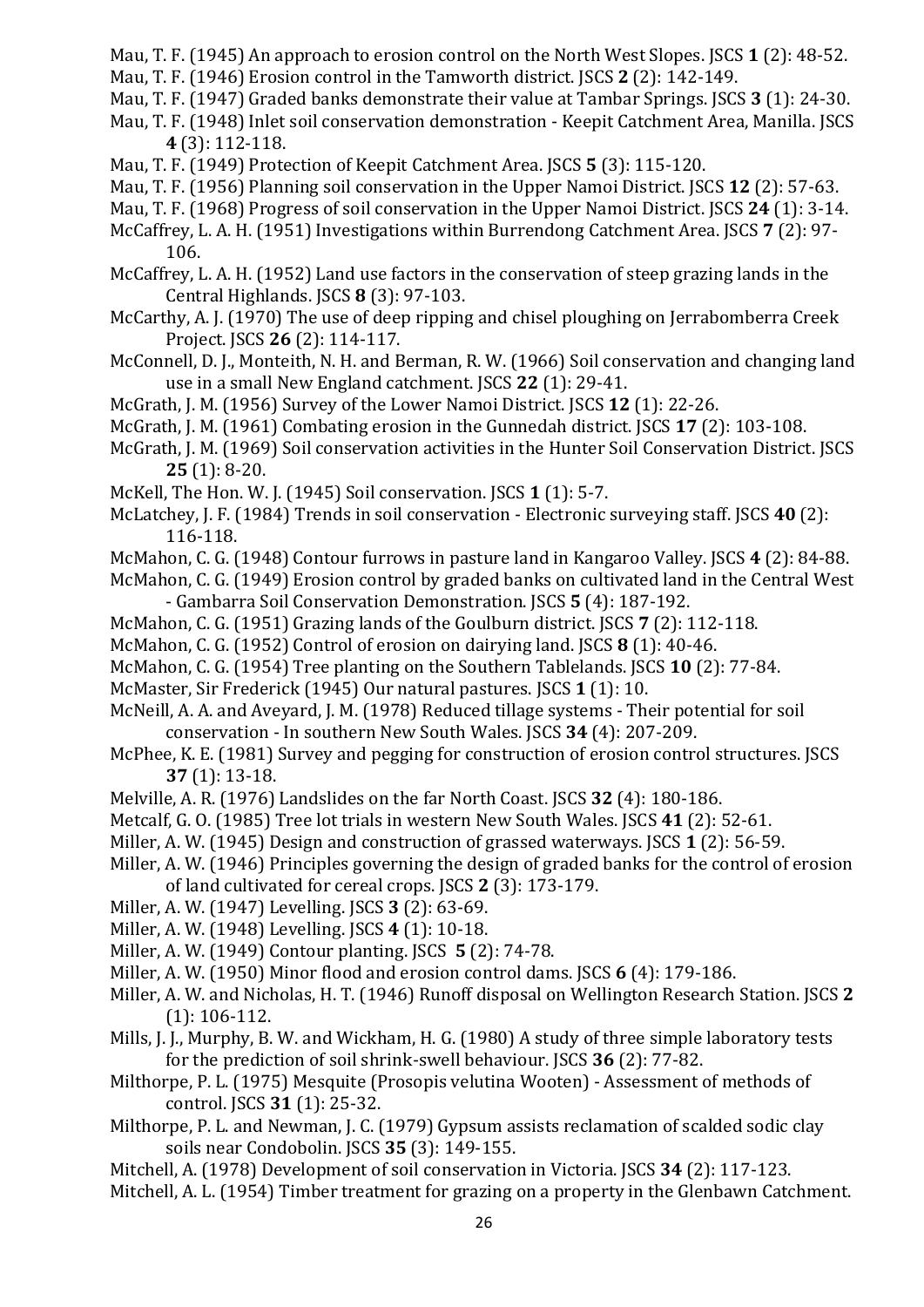Mau, T. F. (1945) An approach to erosion control on the North West Slopes. JSCS **1** (2): 48-52.

Mau, T. F. (1946) Erosion control in the Tamworth district. JSCS **2** (2): 142-149.

Mau, T. F. (1947) Graded banks demonstrate their value at Tambar Springs. JSCS **3** (1): 24-30.

Mau, T. F. (1948) Inlet soil conservation demonstration - Keepit Catchment Area, Manilla. JSCS **4** (3): 112-118.

Mau, T. F. (1949) Protection of Keepit Catchment Area. JSCS **5** (3): 115-120.

Mau, T. F. (1956) Planning soil conservation in the Upper Namoi District. JSCS **12** (2): 57-63.

Mau, T. F. (1968) Progress of soil conservation in the Upper Namoi District. JSCS **24** (1): 3-14.

McCaffrey, L. A. H. (1951) Investigations within Burrendong Catchment Area. JSCS **7** (2): 97-106.

McCaffrey, L. A. H. (1952) Land use factors in the conservation of steep grazing lands in the Central Highlands. JSCS **8** (3): 97-103.

McCarthy, A. J. (1970) The use of deep ripping and chisel ploughing on Jerrabomberra Creek Project. JSCS **26** (2): 114-117.

McConnell, D. J., Monteith, N. H. and Berman, R. W. (1966) Soil conservation and changing land use in a small New England catchment. JSCS **22** (1): 29-41.

McGrath, J. M. (1956) Survey of the Lower Namoi District. JSCS **12** (1): 22-26.

McGrath, J. M. (1961) Combating erosion in the Gunnedah district. JSCS **17** (2): 103-108.

McGrath, J. M. (1969) Soil conservation activities in the Hunter Soil Conservation District. JSCS **25** (1): 8-20.

McKell, The Hon. W. J. (1945) Soil conservation. JSCS **1** (1): 5-7.

McLatchey, J. F. (1984) Trends in soil conservation - Electronic surveying staff. JSCS **40** (2): 116-118.

McMahon, C. G. (1948) Contour furrows in pasture land in Kangaroo Valley. JSCS **4** (2): 84-88.

McMahon, C. G. (1949) Erosion control by graded banks on cultivated land in the Central West - Gambarra Soil Conservation Demonstration. JSCS **5** (4): 187-192.

McMahon, C. G. (1951) Grazing lands of the Goulburn district. JSCS **7** (2): 112-118.

McMahon, C. G. (1952) Control of erosion on dairying land. JSCS **8** (1): 40-46.

McMahon, C. G. (1954) Tree planting on the Southern Tablelands. JSCS **10** (2): 77-84.

McMaster, Sir Frederick (1945) Our natural pastures. JSCS **1** (1): 10.

McNeill, A. A. and Aveyard, J. M. (1978) Reduced tillage systems - Their potential for soil conservation - In southern New South Wales. JSCS **34** (4): 207-209.

McPhee, K. E. (1981) Survey and pegging for construction of erosion control structures. JSCS **37** (1): 13-18.

Melville, A. R. (1976) Landslides on the far North Coast. JSCS **32** (4): 180-186.

Metcalf, G. O. (1985) Tree lot trials in western New South Wales. JSCS **41** (2): 52-61.

Miller, A. W. (1945) Design and construction of grassed waterways. JSCS **1** (2): 56-59.

Miller, A. W. (1946) Principles governing the design of graded banks for the control of erosion of land cultivated for cereal crops. JSCS **2** (3): 173-179.

Miller, A. W. (1947) Levelling. JSCS **3** (2): 63-69.

Miller, A. W. (1948) Levelling. JSCS **4** (1): 10-18.

Miller, A. W. (1949) Contour planting. JSCS **5** (2): 74-78.

Miller, A. W. (1950) Minor flood and erosion control dams. JSCS **6** (4): 179-186.

Miller, A. W. and Nicholas, H. T. (1946) Runoff disposal on Wellington Research Station. JSCS **2** (1): 106-112.

Mills, J. J., Murphy, B. W. and Wickham, H. G. (1980) A study of three simple laboratory tests for the prediction of soil shrink-swell behaviour. JSCS **36** (2): 77-82.

Milthorpe, P. L. (1975) Mesquite (Prosopis velutina Wooten) - Assessment of methods of control. JSCS **31** (1): 25-32.

Milthorpe, P. L. and Newman, J. C. (1979) Gypsum assists reclamation of scalded sodic clay soils near Condobolin. JSCS **35** (3): 149-155.

Mitchell, A. (1978) Development of soil conservation in Victoria. JSCS **34** (2): 117-123.

Mitchell, A. L. (1954) Timber treatment for grazing on a property in the Glenbawn Catchment.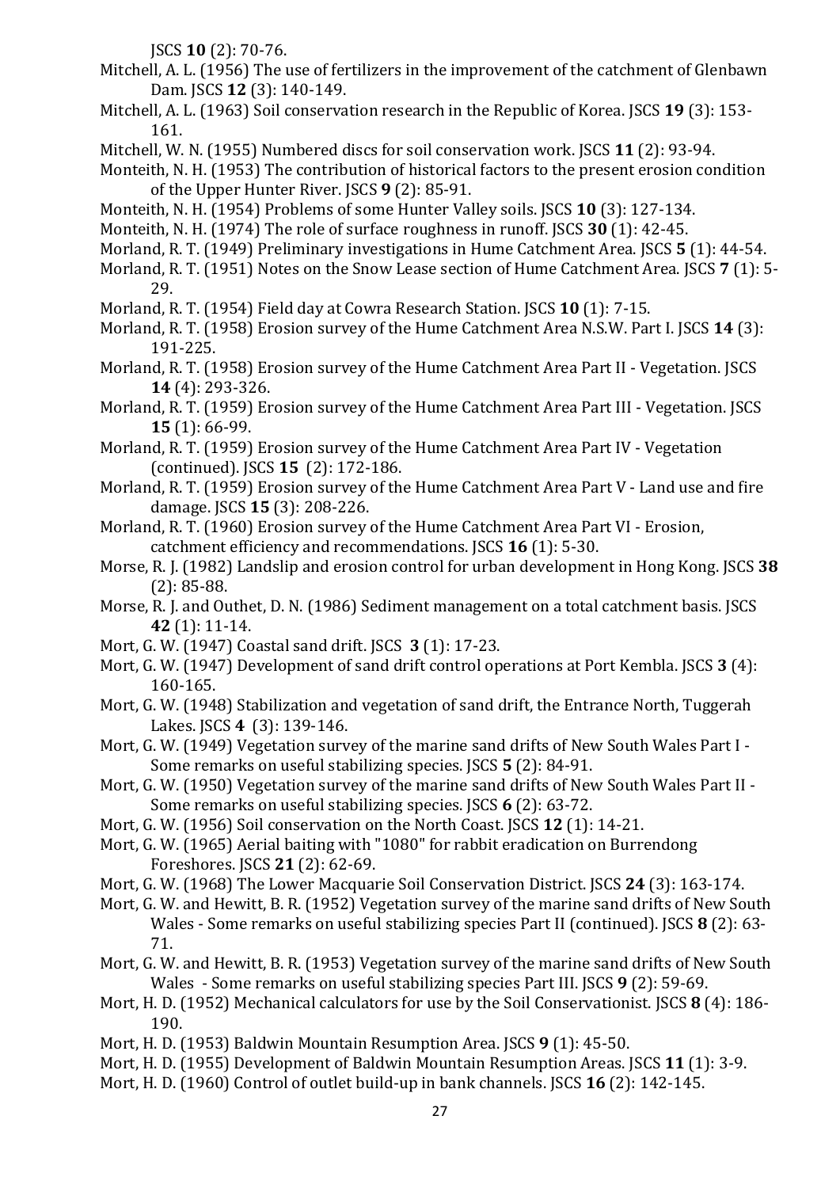JSCS **10** (2): 70-76.

Mitchell, A. L. (1956) The use of fertilizers in the improvement of the catchment of Glenbawn Dam. JSCS **12** (3): 140-149.

Mitchell, A. L. (1963) Soil conservation research in the Republic of Korea. JSCS **19** (3): 153-161.

Mitchell, W. N. (1955) Numbered discs for soil conservation work. JSCS **11** (2): 93-94.

Monteith, N. H. (1953) The contribution of historical factors to the present erosion condition of the Upper Hunter River. JSCS **9** (2): 85-91.

Monteith, N. H. (1954) Problems of some Hunter Valley soils. JSCS **10** (3): 127-134.

Monteith, N. H. (1974) The role of surface roughness in runoff. JSCS **30** (1): 42-45.

Morland, R. T. (1949) Preliminary investigations in Hume Catchment Area. JSCS **5** (1): 44-54.

Morland, R. T. (1951) Notes on the Snow Lease section of Hume Catchment Area. JSCS **7** (1): 5-29.

Morland, R. T. (1954) Field day at Cowra Research Station. JSCS **10** (1): 7-15.

Morland, R. T. (1958) Erosion survey of the Hume Catchment Area N.S.W. Part I. JSCS **14** (3): 191-225.

Morland, R. T. (1958) Erosion survey of the Hume Catchment Area Part II - Vegetation. JSCS **14** (4): 293-326.

Morland, R. T. (1959) Erosion survey of the Hume Catchment Area Part III - Vegetation. JSCS **15** (1): 66-99.

Morland, R. T. (1959) Erosion survey of the Hume Catchment Area Part IV - Vegetation (continued). JSCS **15** (2): 172-186.

Morland, R. T. (1959) Erosion survey of the Hume Catchment Area Part V - Land use and fire damage. JSCS **15** (3): 208-226.

Morland, R. T. (1960) Erosion survey of the Hume Catchment Area Part VI - Erosion, catchment efficiency and recommendations. JSCS **16** (1): 5-30.

Morse, R. J. (1982) Landslip and erosion control for urban development in Hong Kong. JSCS **38** (2): 85-88.

Morse, R. J. and Outhet, D. N. (1986) Sediment management on a total catchment basis. JSCS **42** (1): 11-14.

Mort, G. W. (1947) Coastal sand drift. JSCS **3** (1): 17-23.

Mort, G. W. (1947) Development of sand drift control operations at Port Kembla. JSCS **3** (4): 160-165.

Mort, G. W. (1948) Stabilization and vegetation of sand drift, the Entrance North, Tuggerah Lakes. JSCS **4** (3): 139-146.

Mort, G. W. (1949) Vegetation survey of the marine sand drifts of New South Wales Part I - Some remarks on useful stabilizing species. JSCS **5** (2): 84-91.

Mort, G. W. (1950) Vegetation survey of the marine sand drifts of New South Wales Part II - Some remarks on useful stabilizing species. JSCS **6** (2): 63-72.

Mort, G. W. (1956) Soil conservation on the North Coast. JSCS **12** (1): 14-21.

Mort, G. W. (1965) Aerial baiting with "1080" for rabbit eradication on Burrendong Foreshores. JSCS **21** (2): 62-69.

Mort, G. W. (1968) The Lower Macquarie Soil Conservation District. JSCS **24** (3): 163-174.

Mort, G. W. and Hewitt, B. R. (1952) Vegetation survey of the marine sand drifts of New South Wales - Some remarks on useful stabilizing species Part II (continued). JSCS **8** (2): 63-71.

Mort, G. W. and Hewitt, B. R. (1953) Vegetation survey of the marine sand drifts of New South Wales - Some remarks on useful stabilizing species Part III. JSCS **9** (2): 59-69.

Mort, H. D. (1952) Mechanical calculators for use by the Soil Conservationist. JSCS **8** (4): 186-190.

Mort, H. D. (1953) Baldwin Mountain Resumption Area. JSCS **9** (1): 45-50.

Mort, H. D. (1955) Development of Baldwin Mountain Resumption Areas. JSCS **11** (1): 3-9.

Mort, H. D. (1960) Control of outlet build-up in bank channels. JSCS **16** (2): 142-145.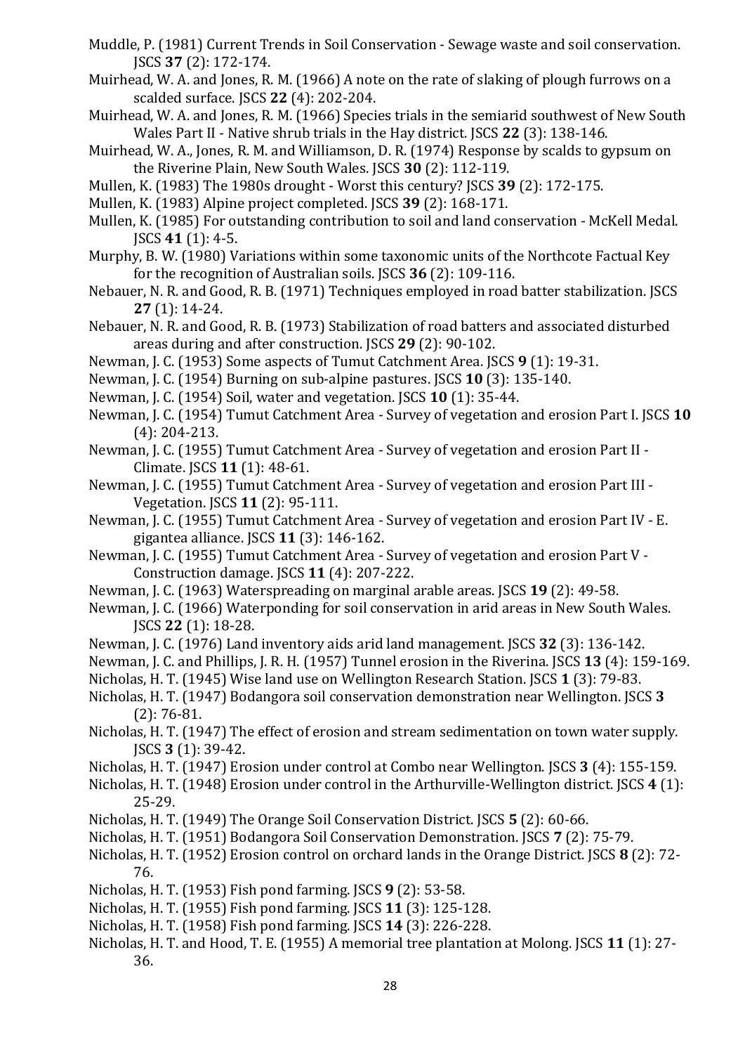Muddle, P. (1981) Current Trends in Soil Conservation - Sewage waste and soil conservation. JSCS **37** (2): 172-174.

Muirhead, W. A. and Jones, R. M. (1966) A note on the rate of slaking of plough furrows on a scalded surface. JSCS **22** (4): 202-204.

Muirhead, W. A. and Jones, R. M. (1966) Species trials in the semiarid southwest of New South Wales Part II - Native shrub trials in the Hay district. JSCS **22** (3): 138-146.

Muirhead, W. A., Jones, R. M. and Williamson, D. R. (1974) Response by scalds to gypsum on the Riverine Plain, New South Wales. JSCS **30** (2): 112-119.

Mullen, K. (1983) The 1980s drought - Worst this century? JSCS **39** (2): 172-175.

Mullen, K. (1983) Alpine project completed. JSCS **39** (2): 168-171.

Mullen, K. (1985) For outstanding contribution to soil and land conservation - McKell Medal. JSCS **41** (1): 4-5.

Murphy, B. W. (1980) Variations within some taxonomic units of the Northcote Factual Key for the recognition of Australian soils. JSCS **36** (2): 109-116.

Nebauer, N. R. and Good, R. B. (1971) Techniques employed in road batter stabilization. JSCS **27** (1): 14-24.

Nebauer, N. R. and Good, R. B. (1973) Stabilization of road batters and associated disturbed areas during and after construction. JSCS **29** (2): 90-102.

Newman, J. C. (1953) Some aspects of Tumut Catchment Area. JSCS **9** (1): 19-31.

Newman, J. C. (1954) Burning on sub-alpine pastures. JSCS **10** (3): 135-140.

Newman, J. C. (1954) Soil, water and vegetation. JSCS **10** (1): 35-44.

Newman, J. C. (1954) Tumut Catchment Area - Survey of vegetation and erosion Part I. JSCS **10** (4): 204-213.

Newman, J. C. (1955) Tumut Catchment Area - Survey of vegetation and erosion Part II - Climate. JSCS **11** (1): 48-61.

Newman, J. C. (1955) Tumut Catchment Area - Survey of vegetation and erosion Part III - Vegetation. JSCS **11** (2): 95-111.

Newman, J. C. (1955) Tumut Catchment Area - Survey of vegetation and erosion Part IV - E. gigantea alliance. JSCS **11** (3): 146-162.

Newman, J. C. (1955) Tumut Catchment Area - Survey of vegetation and erosion Part V - Construction damage. JSCS **11** (4): 207-222.

Newman, J. C. (1963) Waterspreading on marginal arable areas. JSCS **19** (2): 49-58.

Newman, J. C. (1966) Waterponding for soil conservation in arid areas in New South Wales. JSCS **22** (1): 18-28.

Newman, J. C. (1976) Land inventory aids arid land management. JSCS **32** (3): 136-142.

Newman, J. C. and Phillips, J. R. H. (1957) Tunnel erosion in the Riverina. JSCS **13** (4): 159-169.

Nicholas, H. T. (1945) Wise land use on Wellington Research Station. JSCS **1** (3): 79-83.

Nicholas, H. T. (1947) Bodangora soil conservation demonstration near Wellington. JSCS **3** (2): 76-81.

Nicholas, H. T. (1947) The effect of erosion and stream sedimentation on town water supply. JSCS **3** (1): 39-42.

Nicholas, H. T. (1947) Erosion under control at Combo near Wellington. JSCS **3** (4): 155-159.

Nicholas, H. T. (1948) Erosion under control in the Arthurville-Wellington district. JSCS **4** (1): 25-29.

Nicholas, H. T. (1949) The Orange Soil Conservation District. JSCS **5** (2): 60-66.

Nicholas, H. T. (1951) Bodangora Soil Conservation Demonstration. JSCS **7** (2): 75-79.

Nicholas, H. T. (1952) Erosion control on orchard lands in the Orange District. JSCS **8** (2): 72-76.

Nicholas, H. T. (1953) Fish pond farming. JSCS **9** (2): 53-58.

Nicholas, H. T. (1955) Fish pond farming. JSCS **11** (3): 125-128.

Nicholas, H. T. (1958) Fish pond farming. JSCS **14** (3): 226-228.

Nicholas, H. T. and Hood, T. E. (1955) A memorial tree plantation at Molong. JSCS **11** (1): 27-36.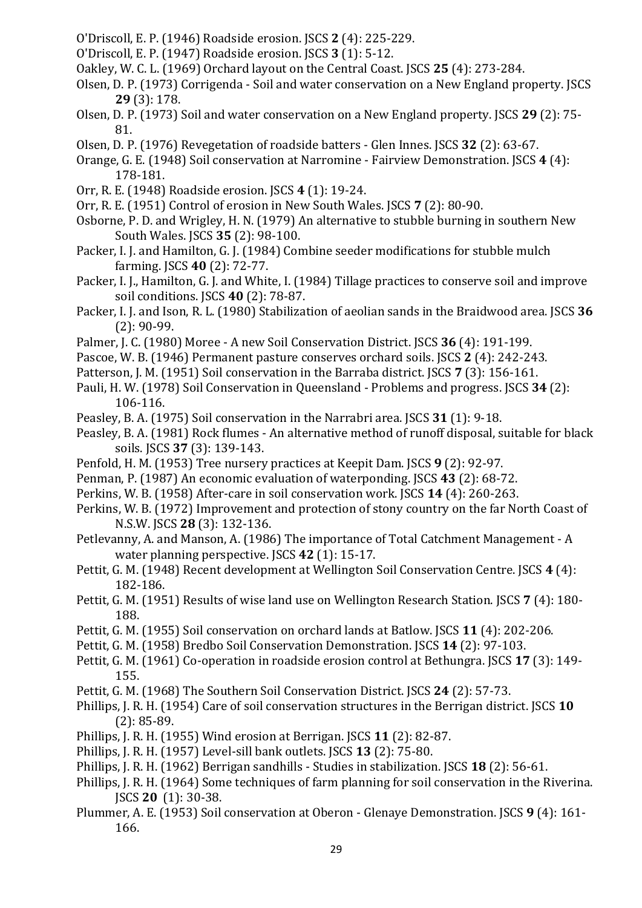O'Driscoll, E. P. (1946) Roadside erosion. JSCS **2** (4): 225-229.

O'Driscoll, E. P. (1947) Roadside erosion. JSCS **3** (1): 5-12.

Oakley, W. C. L. (1969) Orchard layout on the Central Coast. JSCS **25** (4): 273-284.

Olsen, D. P. (1973) Corrigenda - Soil and water conservation on a New England property. JSCS **29** (3): 178.

Olsen, D. P. (1973) Soil and water conservation on a New England property. JSCS **29** (2): 75-81.

Olsen, D. P. (1976) Revegetation of roadside batters - Glen Innes. JSCS **32** (2): 63-67.

Orange, G. E. (1948) Soil conservation at Narromine - Fairview Demonstration. JSCS **4** (4): 178-181.

Orr, R. E. (1948) Roadside erosion. JSCS **4** (1): 19-24.

Orr, R. E. (1951) Control of erosion in New South Wales. JSCS **7** (2): 80-90.

Osborne, P. D. and Wrigley, H. N. (1979) An alternative to stubble burning in southern New South Wales. JSCS **35** (2): 98-100.

Packer, I. J. and Hamilton, G. J. (1984) Combine seeder modifications for stubble mulch farming. JSCS **40** (2): 72-77.

Packer, I. J., Hamilton, G. J. and White, I. (1984) Tillage practices to conserve soil and improve soil conditions. JSCS **40** (2): 78-87.

Packer, I. J. and Ison, R. L. (1980) Stabilization of aeolian sands in the Braidwood area. JSCS **36** (2): 90-99.

Palmer, J. C. (1980) Moree - A new Soil Conservation District. JSCS **36** (4): 191-199.

Pascoe, W. B. (1946) Permanent pasture conserves orchard soils. JSCS **2** (4): 242-243.

Patterson, J. M. (1951) Soil conservation in the Barraba district. JSCS **7** (3): 156-161.

Pauli, H. W. (1978) Soil Conservation in Queensland - Problems and progress. JSCS **34** (2): 106-116.

Peasley, B. A. (1975) Soil conservation in the Narrabri area. JSCS **31** (1): 9-18.

Peasley, B. A. (1981) Rock flumes - An alternative method of runoff disposal, suitable for black soils. JSCS **37** (3): 139-143.

Penfold, H. M. (1953) Tree nursery practices at Keepit Dam. JSCS **9** (2): 92-97.

Penman, P. (1987) An economic evaluation of waterponding. JSCS **43** (2): 68-72.

Perkins, W. B. (1958) After-care in soil conservation work. JSCS **14** (4): 260-263.

Perkins, W. B. (1972) Improvement and protection of stony country on the far North Coast of N.S.W. JSCS **28** (3): 132-136.

Petlevanny, A. and Manson, A. (1986) The importance of Total Catchment Management - A water planning perspective. JSCS **42** (1): 15-17.

Pettit, G. M. (1948) Recent development at Wellington Soil Conservation Centre. JSCS **4** (4): 182-186.

Pettit, G. M. (1951) Results of wise land use on Wellington Research Station. JSCS **7** (4): 180-188.

Pettit, G. M. (1955) Soil conservation on orchard lands at Batlow. JSCS **11** (4): 202-206.

Pettit, G. M. (1958) Bredbo Soil Conservation Demonstration. JSCS **14** (2): 97-103.

Pettit, G. M. (1961) Co-operation in roadside erosion control at Bethungra. JSCS **17** (3): 149-155.

Pettit, G. M. (1968) The Southern Soil Conservation District. JSCS **24** (2): 57-73.

Phillips, J. R. H. (1954) Care of soil conservation structures in the Berrigan district. JSCS **10** (2): 85-89.

Phillips, J. R. H. (1955) Wind erosion at Berrigan. JSCS **11** (2): 82-87.

Phillips, J. R. H. (1957) Level-sill bank outlets. JSCS **13** (2): 75-80.

Phillips, J. R. H. (1962) Berrigan sandhills - Studies in stabilization. JSCS **18** (2): 56-61.

Phillips, J. R. H. (1964) Some techniques of farm planning for soil conservation in the Riverina. JSCS **20** (1): 30-38.

Plummer, A. E. (1953) Soil conservation at Oberon - Glenaye Demonstration. JSCS **9** (4): 161-166.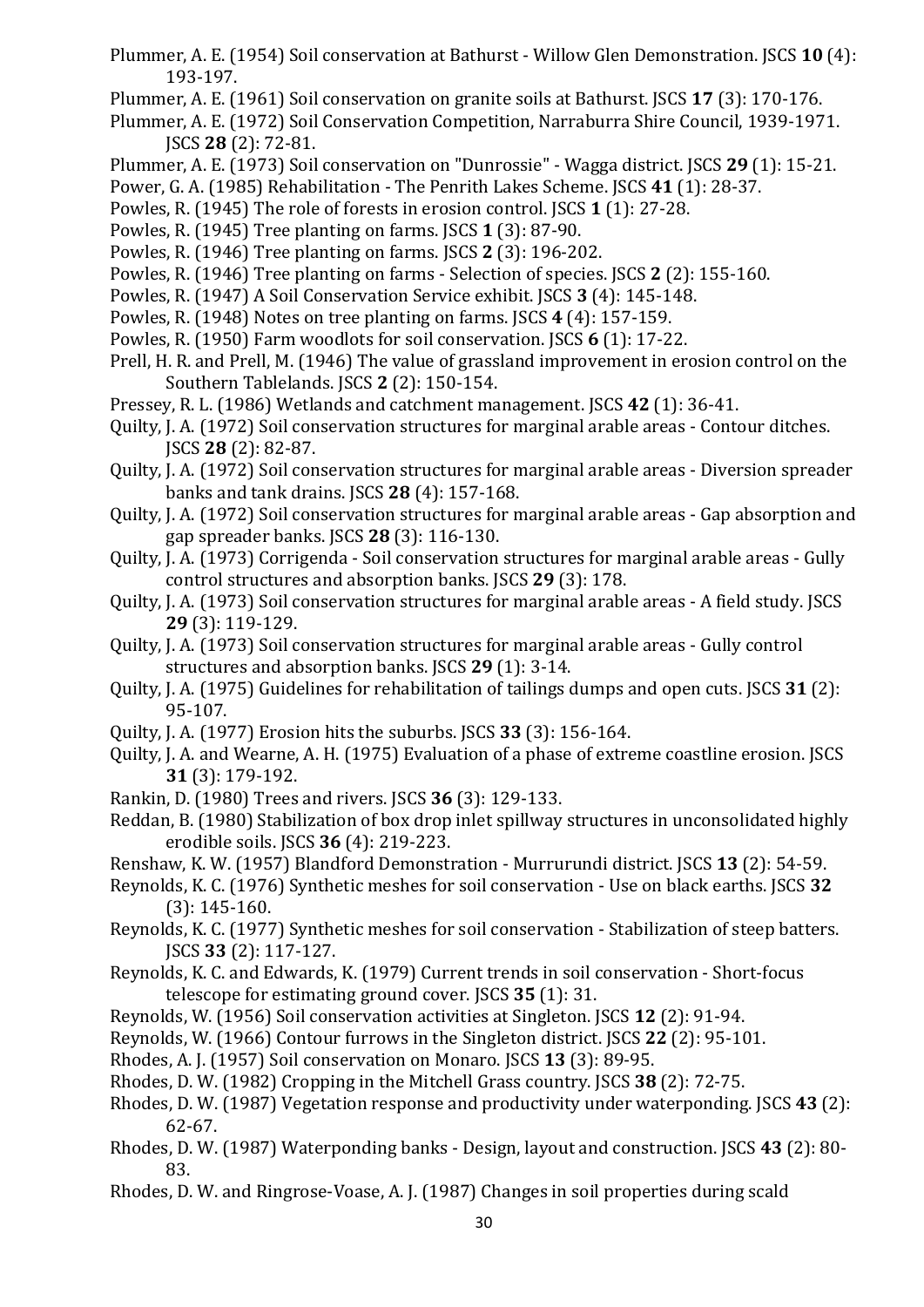Plummer, A. E. (1954) Soil conservation at Bathurst - Willow Glen Demonstration. JSCS **10** (4): 193-197.

Plummer, A. E. (1961) Soil conservation on granite soils at Bathurst. JSCS **17** (3): 170-176.

Plummer, A. E. (1972) Soil Conservation Competition, Narraburra Shire Council, 1939-1971. JSCS **28** (2): 72-81.

Plummer, A. E. (1973) Soil conservation on "Dunrossie" - Wagga district. JSCS **29** (1): 15-21.

Power, G. A. (1985) Rehabilitation - The Penrith Lakes Scheme. JSCS **41** (1): 28-37.

Powles, R. (1945) The role of forests in erosion control. JSCS **1** (1): 27-28.

Powles, R. (1945) Tree planting on farms. JSCS **1** (3): 87-90.

Powles, R. (1946) Tree planting on farms. JSCS **2** (3): 196-202.

Powles, R. (1946) Tree planting on farms - Selection of species. JSCS **2** (2): 155-160.

Powles, R. (1947) A Soil Conservation Service exhibit. JSCS **3** (4): 145-148.

Powles, R. (1948) Notes on tree planting on farms. JSCS **4** (4): 157-159.

Powles, R. (1950) Farm woodlots for soil conservation. JSCS **6** (1): 17-22.

Prell, H. R. and Prell, M. (1946) The value of grassland improvement in erosion control on the Southern Tablelands. JSCS **2** (2): 150-154.

Pressey, R. L. (1986) Wetlands and catchment management. JSCS **42** (1): 36-41.

Quilty, J. A. (1972) Soil conservation structures for marginal arable areas - Contour ditches. JSCS **28** (2): 82-87.

Quilty, J. A. (1972) Soil conservation structures for marginal arable areas - Diversion spreader banks and tank drains. JSCS **28** (4): 157-168.

Quilty, J. A. (1972) Soil conservation structures for marginal arable areas - Gap absorption and gap spreader banks. JSCS **28** (3): 116-130.

Quilty, J. A. (1973) Corrigenda - Soil conservation structures for marginal arable areas - Gully control structures and absorption banks. JSCS **29** (3): 178.

Quilty, J. A. (1973) Soil conservation structures for marginal arable areas - A field study. JSCS **29** (3): 119-129.

Quilty, J. A. (1973) Soil conservation structures for marginal arable areas - Gully control structures and absorption banks. JSCS **29** (1): 3-14.

Quilty, J. A. (1975) Guidelines for rehabilitation of tailings dumps and open cuts. JSCS **31** (2): 95-107.

Quilty, J. A. (1977) Erosion hits the suburbs. JSCS **33** (3): 156-164.

Quilty, J. A. and Wearne, A. H. (1975) Evaluation of a phase of extreme coastline erosion. JSCS **31** (3): 179-192.

Rankin, D. (1980) Trees and rivers. JSCS **36** (3): 129-133.

Reddan, B. (1980) Stabilization of box drop inlet spillway structures in unconsolidated highly erodible soils. JSCS **36** (4): 219-223.

Renshaw, K. W. (1957) Blandford Demonstration - Murrurundi district. JSCS **13** (2): 54-59.

Reynolds, K. C. (1976) Synthetic meshes for soil conservation - Use on black earths. JSCS **32** (3): 145-160.

Reynolds, K. C. (1977) Synthetic meshes for soil conservation - Stabilization of steep batters. JSCS **33** (2): 117-127.

Reynolds, K. C. and Edwards, K. (1979) Current trends in soil conservation - Short-focus telescope for estimating ground cover. JSCS **35** (1): 31.

Reynolds, W. (1956) Soil conservation activities at Singleton. JSCS **12** (2): 91-94.

Reynolds, W. (1966) Contour furrows in the Singleton district. JSCS **22** (2): 95-101.

Rhodes, A. J. (1957) Soil conservation on Monaro. JSCS **13** (3): 89-95.

Rhodes, D. W. (1982) Cropping in the Mitchell Grass country. JSCS **38** (2): 72-75.

Rhodes, D. W. (1987) Vegetation response and productivity under waterponding. JSCS **43** (2): 62-67.

Rhodes, D. W. (1987) Waterponding banks - Design, layout and construction. JSCS **43** (2): 80-83.

Rhodes, D. W. and Ringrose-Voase, A. J. (1987) Changes in soil properties during scald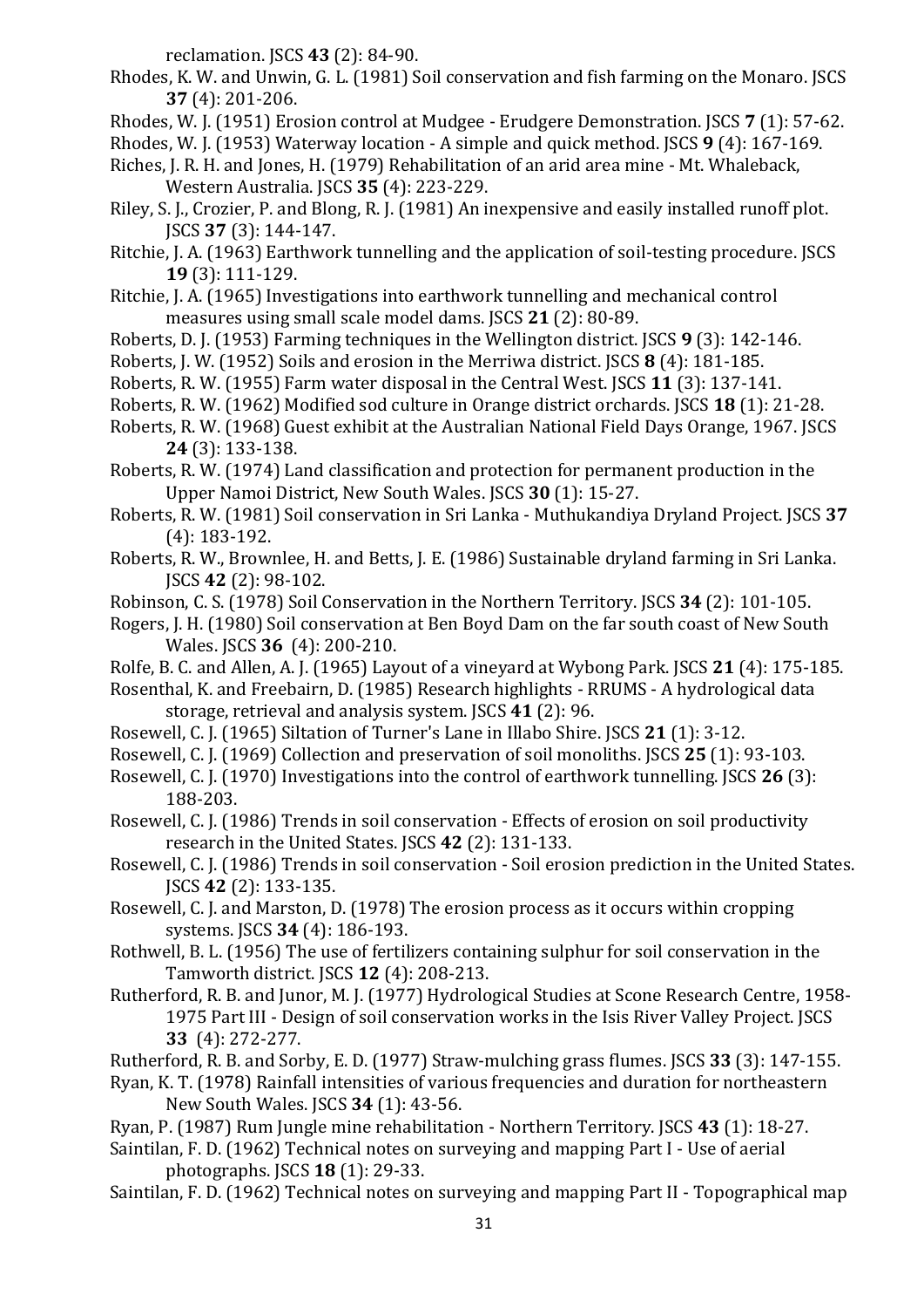reclamation. JSCS **43** (2): 84-90.

Rhodes, K. W. and Unwin, G. L. (1981) Soil conservation and fish farming on the Monaro. JSCS **37** (4): 201-206.

Rhodes, W. J. (1951) Erosion control at Mudgee - Erudgere Demonstration. JSCS **7** (1): 57-62.

Rhodes, W. J. (1953) Waterway location - A simple and quick method. JSCS **9** (4): 167-169.

Riches, J. R. H. and Jones, H. (1979) Rehabilitation of an arid area mine - Mt. Whaleback, Western Australia. JSCS **35** (4): 223-229.

Riley, S. J., Crozier, P. and Blong, R. J. (1981) An inexpensive and easily installed runoff plot. JSCS **37** (3): 144-147.

Ritchie, J. A. (1963) Earthwork tunnelling and the application of soil-testing procedure. JSCS **19** (3): 111-129.

Ritchie, J. A. (1965) Investigations into earthwork tunnelling and mechanical control measures using small scale model dams. JSCS **21** (2): 80-89.

Roberts, D. J. (1953) Farming techniques in the Wellington district. JSCS **9** (3): 142-146.

Roberts, J. W. (1952) Soils and erosion in the Merriwa district. JSCS **8** (4): 181-185.

Roberts, R. W. (1955) Farm water disposal in the Central West. JSCS **11** (3): 137-141.

Roberts, R. W. (1962) Modified sod culture in Orange district orchards. JSCS **18** (1): 21-28.

Roberts, R. W. (1968) Guest exhibit at the Australian National Field Days Orange, 1967. JSCS **24** (3): 133-138.

Roberts, R. W. (1974) Land classification and protection for permanent production in the Upper Namoi District, New South Wales. JSCS **30** (1): 15-27.

Roberts, R. W. (1981) Soil conservation in Sri Lanka - Muthukandiya Dryland Project. JSCS **37** (4): 183-192.

Roberts, R. W., Brownlee, H. and Betts, J. E. (1986) Sustainable dryland farming in Sri Lanka. JSCS **42** (2): 98-102.

Robinson, C. S. (1978) Soil Conservation in the Northern Territory. JSCS **34** (2): 101-105.

Rogers, J. H. (1980) Soil conservation at Ben Boyd Dam on the far south coast of New South Wales. JSCS **36** (4): 200-210.

Rolfe, B. C. and Allen, A. J. (1965) Layout of a vineyard at Wybong Park. JSCS **21** (4): 175-185.

Rosenthal, K. and Freebairn, D. (1985) Research highlights - RRUMS - A hydrological data storage, retrieval and analysis system. JSCS **41** (2): 96.

Rosewell, C. J. (1965) Siltation of Turner's Lane in Illabo Shire. JSCS **21** (1): 3-12.

Rosewell, C. J. (1969) Collection and preservation of soil monoliths. JSCS **25** (1): 93-103.

Rosewell, C. J. (1970) Investigations into the control of earthwork tunnelling. JSCS **26** (3): 188-203.

Rosewell, C. J. (1986) Trends in soil conservation - Effects of erosion on soil productivity research in the United States. JSCS **42** (2): 131-133.

Rosewell, C. J. (1986) Trends in soil conservation - Soil erosion prediction in the United States. JSCS **42** (2): 133-135.

Rosewell, C. J. and Marston, D. (1978) The erosion process as it occurs within cropping systems. JSCS **34** (4): 186-193.

Rothwell, B. L. (1956) The use of fertilizers containing sulphur for soil conservation in the Tamworth district. JSCS **12** (4): 208-213.

Rutherford, R. B. and Junor, M. J. (1977) Hydrological Studies at Scone Research Centre, 1958-1975 Part III - Design of soil conservation works in the Isis River Valley Project. JSCS **33** (4): 272-277.

Rutherford, R. B. and Sorby, E. D. (1977) Straw-mulching grass flumes. JSCS **33** (3): 147-155.

Ryan, K. T. (1978) Rainfall intensities of various frequencies and duration for northeastern New South Wales. JSCS **34** (1): 43-56.

Ryan, P. (1987) Rum Jungle mine rehabilitation - Northern Territory. JSCS **43** (1): 18-27.

Saintilan, F. D. (1962) Technical notes on surveying and mapping Part I - Use of aerial photographs. JSCS **18** (1): 29-33.

Saintilan, F. D. (1962) Technical notes on surveying and mapping Part II - Topographical map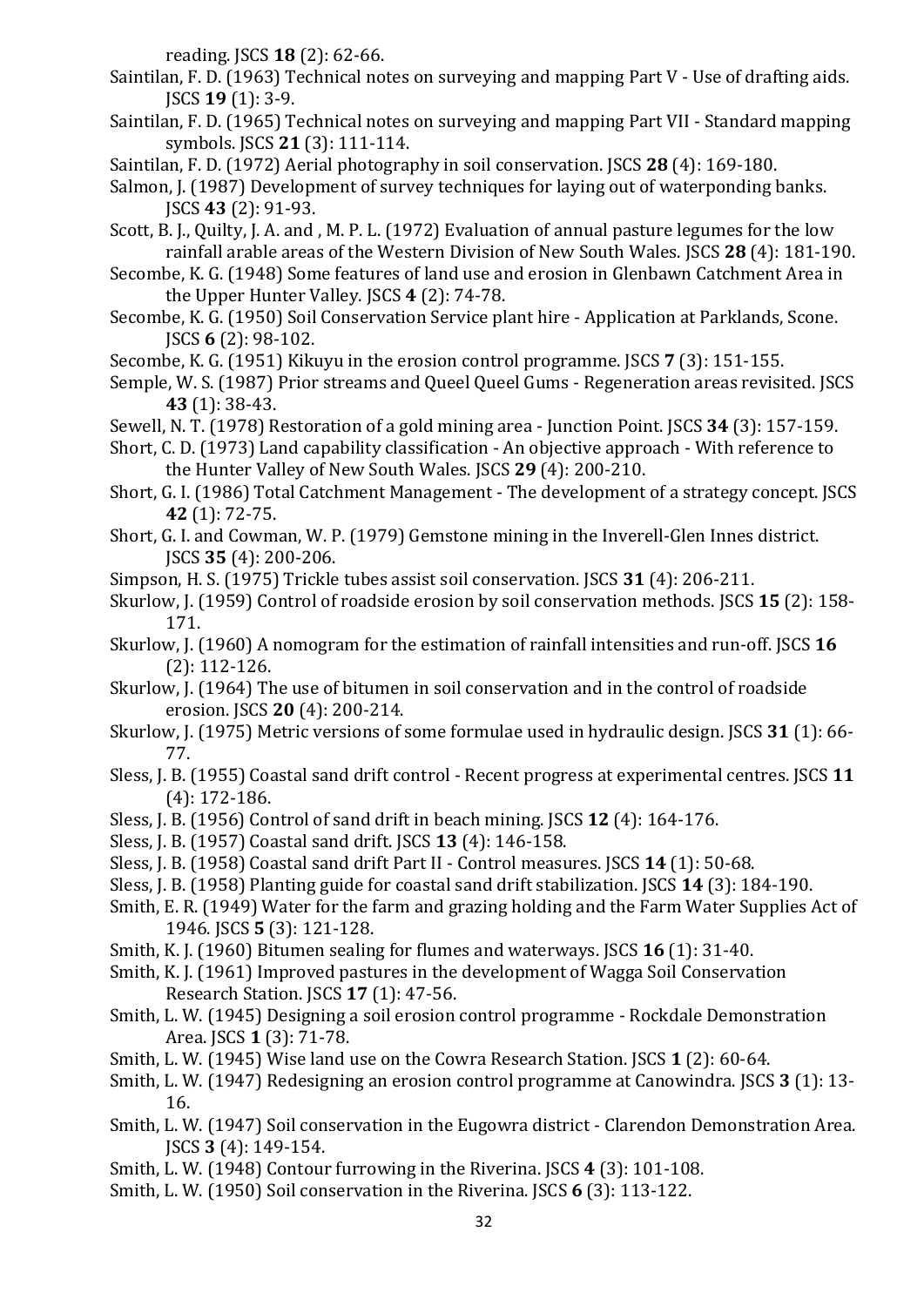reading. JSCS **18** (2): 62-66.

Saintilan, F. D. (1963) Technical notes on surveying and mapping Part V - Use of drafting aids. JSCS **19** (1): 3-9.

Saintilan, F. D. (1965) Technical notes on surveying and mapping Part VII - Standard mapping symbols. JSCS **21** (3): 111-114.

Saintilan, F. D. (1972) Aerial photography in soil conservation. JSCS **28** (4): 169-180.

Salmon, J. (1987) Development of survey techniques for laying out of waterponding banks. JSCS **43** (2): 91-93.

Scott, B. J., Quilty, J. A. and , M. P. L. (1972) Evaluation of annual pasture legumes for the low rainfall arable areas of the Western Division of New South Wales. JSCS **28** (4): 181-190.

Secombe, K. G. (1948) Some features of land use and erosion in Glenbawn Catchment Area in the Upper Hunter Valley. JSCS **4** (2): 74-78.

Secombe, K. G. (1950) Soil Conservation Service plant hire - Application at Parklands, Scone. JSCS **6** (2): 98-102.

Secombe, K. G. (1951) Kikuyu in the erosion control programme. JSCS **7** (3): 151-155.

Semple, W. S. (1987) Prior streams and Queel Queel Gums - Regeneration areas revisited. JSCS **43** (1): 38-43.

Sewell, N. T. (1978) Restoration of a gold mining area - Junction Point. JSCS **34** (3): 157-159.

Short, C. D. (1973) Land capability classification - An objective approach - With reference to the Hunter Valley of New South Wales. JSCS **29** (4): 200-210.

Short, G. I. (1986) Total Catchment Management - The development of a strategy concept. JSCS **42** (1): 72-75.

Short, G. I. and Cowman, W. P. (1979) Gemstone mining in the Inverell-Glen Innes district. JSCS **35** (4): 200-206.

Simpson, H. S. (1975) Trickle tubes assist soil conservation. JSCS **31** (4): 206-211.

Skurlow, J. (1959) Control of roadside erosion by soil conservation methods. JSCS **15** (2): 158-171.

Skurlow, J. (1960) A nomogram for the estimation of rainfall intensities and run-off. JSCS **16** (2): 112-126.

Skurlow, J. (1964) The use of bitumen in soil conservation and in the control of roadside erosion. JSCS **20** (4): 200-214.

Skurlow, J. (1975) Metric versions of some formulae used in hydraulic design. JSCS **31** (1): 66-77.

Sless, J. B. (1955) Coastal sand drift control - Recent progress at experimental centres. JSCS **11** (4): 172-186.

Sless, J. B. (1956) Control of sand drift in beach mining. JSCS **12** (4): 164-176.

Sless, J. B. (1957) Coastal sand drift. JSCS **13** (4): 146-158.

Sless, J. B. (1958) Coastal sand drift Part II - Control measures. JSCS **14** (1): 50-68.

Sless, J. B. (1958) Planting guide for coastal sand drift stabilization. JSCS **14** (3): 184-190.

Smith, E. R. (1949) Water for the farm and grazing holding and the Farm Water Supplies Act of 1946. JSCS **5** (3): 121-128.

Smith, K. J. (1960) Bitumen sealing for flumes and waterways. JSCS **16** (1): 31-40.

Smith, K. J. (1961) Improved pastures in the development of Wagga Soil Conservation Research Station. JSCS **17** (1): 47-56.

Smith, L. W. (1945) Designing a soil erosion control programme - Rockdale Demonstration Area. JSCS **1** (3): 71-78.

Smith, L. W. (1945) Wise land use on the Cowra Research Station. JSCS **1** (2): 60-64.

Smith, L. W. (1947) Redesigning an erosion control programme at Canowindra. JSCS **3** (1): 13-16.

Smith, L. W. (1947) Soil conservation in the Eugowra district - Clarendon Demonstration Area. JSCS **3** (4): 149-154.

Smith, L. W. (1948) Contour furrowing in the Riverina. JSCS **4** (3): 101-108.

Smith, L. W. (1950) Soil conservation in the Riverina. JSCS **6** (3): 113-122.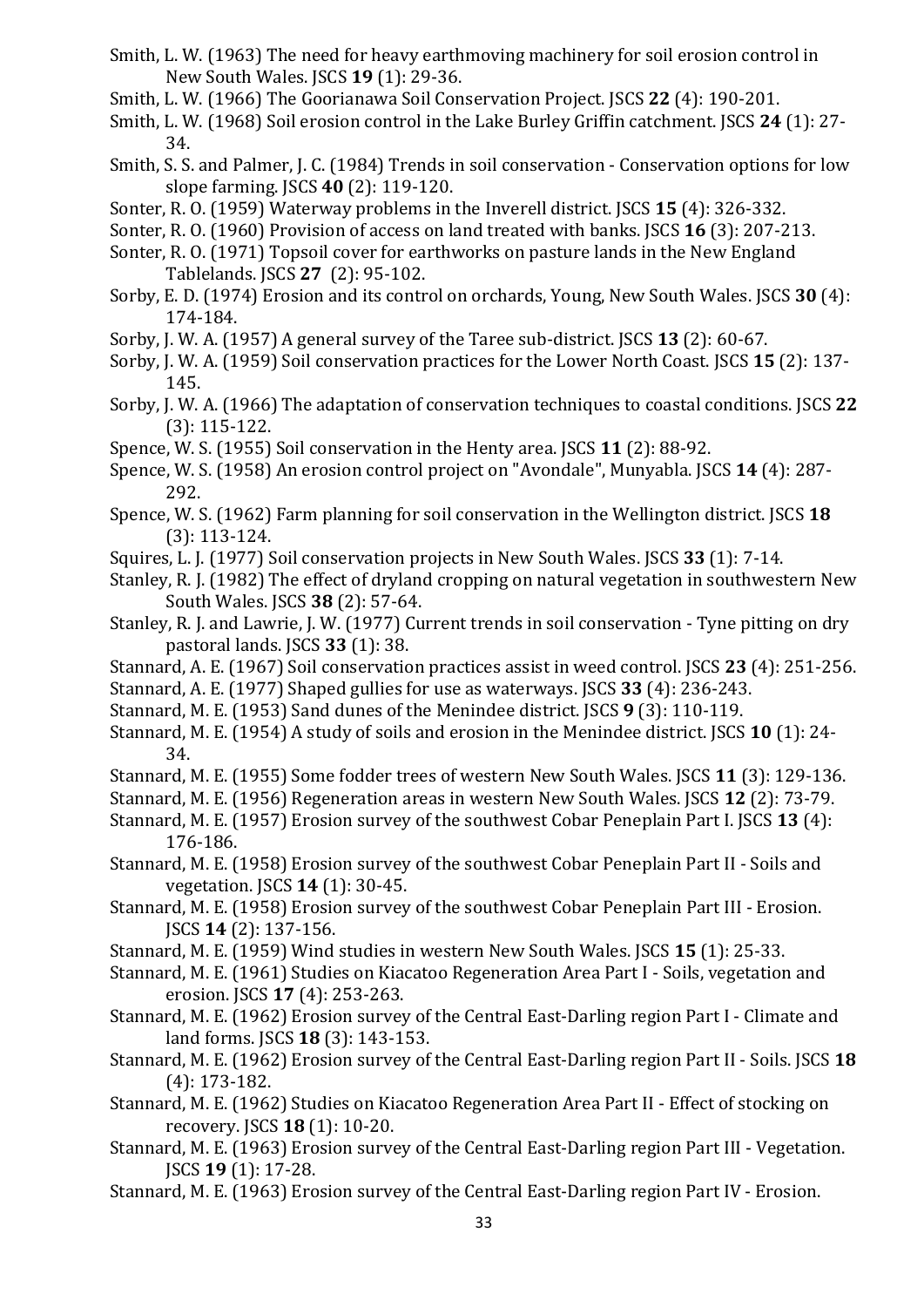Smith, L. W. (1963) The need for heavy earthmoving machinery for soil erosion control in New South Wales. JSCS **19** (1): 29-36.

Smith, L. W. (1966) The Goorianawa Soil Conservation Project. JSCS **22** (4): 190-201.

Smith, L. W. (1968) Soil erosion control in the Lake Burley Griffin catchment. JSCS **24** (1): 27-34.

Smith, S. S. and Palmer, J. C. (1984) Trends in soil conservation - Conservation options for low slope farming. JSCS **40** (2): 119-120.

Sonter, R. O. (1959) Waterway problems in the Inverell district. JSCS **15** (4): 326-332.

Sonter, R. O. (1960) Provision of access on land treated with banks. JSCS **16** (3): 207-213.

Sonter, R. O. (1971) Topsoil cover for earthworks on pasture lands in the New England Tablelands. JSCS **27** (2): 95-102.

Sorby, E. D. (1974) Erosion and its control on orchards, Young, New South Wales. JSCS **30** (4): 174-184.

Sorby, J. W. A. (1957) A general survey of the Taree sub-district. JSCS **13** (2): 60-67.

Sorby, J. W. A. (1959) Soil conservation practices for the Lower North Coast. JSCS **15** (2): 137-145.

Sorby, J. W. A. (1966) The adaptation of conservation techniques to coastal conditions. JSCS **22** (3): 115-122.

Spence, W. S. (1955) Soil conservation in the Henty area. JSCS **11** (2): 88-92.

Spence, W. S. (1958) An erosion control project on "Avondale", Munyabla. JSCS **14** (4): 287-292.

Spence, W. S. (1962) Farm planning for soil conservation in the Wellington district. JSCS **18** (3): 113-124.

Squires, L. J. (1977) Soil conservation projects in New South Wales. JSCS **33** (1): 7-14.

Stanley, R. J. (1982) The effect of dryland cropping on natural vegetation in southwestern New South Wales. JSCS **38** (2): 57-64.

Stanley, R. J. and Lawrie, J. W. (1977) Current trends in soil conservation - Tyne pitting on dry pastoral lands. JSCS **33** (1): 38.

Stannard, A. E. (1967) Soil conservation practices assist in weed control. JSCS **23** (4): 251-256.

Stannard, A. E. (1977) Shaped gullies for use as waterways. JSCS **33** (4): 236-243.

Stannard, M. E. (1953) Sand dunes of the Menindee district. JSCS **9** (3): 110-119.

Stannard, M. E. (1954) A study of soils and erosion in the Menindee district. JSCS **10** (1): 24-34.

Stannard, M. E. (1955) Some fodder trees of western New South Wales. JSCS **11** (3): 129-136.

Stannard, M. E. (1956) Regeneration areas in western New South Wales. JSCS **12** (2): 73-79.

Stannard, M. E. (1957) Erosion survey of the southwest Cobar Peneplain Part I. JSCS **13** (4): 176-186.

Stannard, M. E. (1958) Erosion survey of the southwest Cobar Peneplain Part II - Soils and vegetation. JSCS **14** (1): 30-45.

Stannard, M. E. (1958) Erosion survey of the southwest Cobar Peneplain Part III - Erosion. JSCS **14** (2): 137-156.

Stannard, M. E. (1959) Wind studies in western New South Wales. JSCS **15** (1): 25-33.

Stannard, M. E. (1961) Studies on Kiacatoo Regeneration Area Part I - Soils, vegetation and erosion. JSCS **17** (4): 253-263.

Stannard, M. E. (1962) Erosion survey of the Central East-Darling region Part I - Climate and land forms. JSCS **18** (3): 143-153.

Stannard, M. E. (1962) Erosion survey of the Central East-Darling region Part II - Soils. JSCS **18** (4): 173-182.

Stannard, M. E. (1962) Studies on Kiacatoo Regeneration Area Part II - Effect of stocking on recovery. JSCS **18** (1): 10-20.

Stannard, M. E. (1963) Erosion survey of the Central East-Darling region Part III - Vegetation. JSCS **19** (1): 17-28.

Stannard, M. E. (1963) Erosion survey of the Central East-Darling region Part IV - Erosion.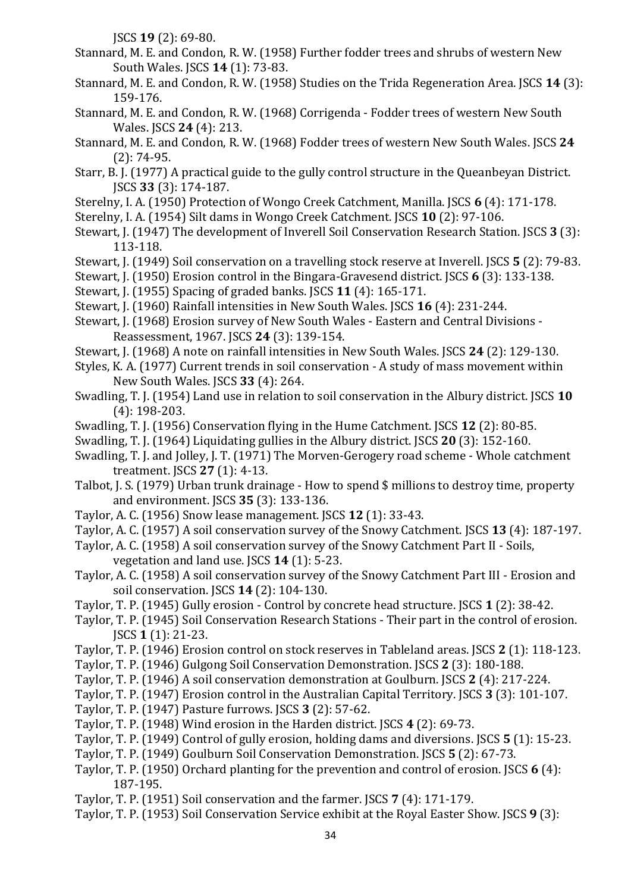JSCS **19** (2): 69-80.

Stannard, M. E. and Condon, R. W. (1958) Further fodder trees and shrubs of western New South Wales. JSCS **14** (1): 73-83.

Stannard, M. E. and Condon, R. W. (1958) Studies on the Trida Regeneration Area. JSCS **14** (3): 159-176.

Stannard, M. E. and Condon, R. W. (1968) Corrigenda - Fodder trees of western New South Wales. JSCS **24** (4): 213.

Stannard, M. E. and Condon, R. W. (1968) Fodder trees of western New South Wales. JSCS **24** (2): 74-95.

Starr, B. J. (1977) A practical guide to the gully control structure in the Queanbeyan District. JSCS **33** (3): 174-187.

Sterelny, I. A. (1950) Protection of Wongo Creek Catchment, Manilla. JSCS **6** (4): 171-178.

Sterelny, I. A. (1954) Silt dams in Wongo Creek Catchment. JSCS **10** (2): 97-106.

Stewart, J. (1947) The development of Inverell Soil Conservation Research Station. JSCS **3** (3): 113-118.

Stewart, J. (1949) Soil conservation on a travelling stock reserve at Inverell. JSCS **5** (2): 79-83.

Stewart, J. (1950) Erosion control in the Bingara-Gravesend district. JSCS **6** (3): 133-138.

Stewart, J. (1955) Spacing of graded banks. JSCS **11** (4): 165-171.

Stewart, J. (1960) Rainfall intensities in New South Wales. JSCS **16** (4): 231-244.

Stewart, J. (1968) Erosion survey of New South Wales - Eastern and Central Divisions - Reassessment, 1967. JSCS **24** (3): 139-154.

Stewart, J. (1968) A note on rainfall intensities in New South Wales. JSCS **24** (2): 129-130.

Styles, K. A. (1977) Current trends in soil conservation - A study of mass movement within New South Wales. JSCS **33** (4): 264.

Swadling, T. J. (1954) Land use in relation to soil conservation in the Albury district. JSCS **10** (4): 198-203.

Swadling, T. J. (1956) Conservation flying in the Hume Catchment. JSCS **12** (2): 80-85.

Swadling, T. J. (1964) Liquidating gullies in the Albury district. JSCS **20** (3): 152-160.

Swadling, T. J. and Jolley, J. T. (1971) The Morven-Gerogery road scheme - Whole catchment treatment. JSCS **27** (1): 4-13.

Talbot, J. S. (1979) Urban trunk drainage - How to spend $ millions to destroy time, property and environment. JSCS **35** (3): 133-136.

Taylor, A. C. (1956) Snow lease management. JSCS **12** (1): 33-43.

Taylor, A. C. (1957) A soil conservation survey of the Snowy Catchment. JSCS **13** (4): 187-197.

Taylor, A. C. (1958) A soil conservation survey of the Snowy Catchment Part II - Soils, vegetation and land use. JSCS **14** (1): 5-23.

Taylor, A. C. (1958) A soil conservation survey of the Snowy Catchment Part III - Erosion and soil conservation. JSCS **14** (2): 104-130.

Taylor, T. P. (1945) Gully erosion - Control by concrete head structure. JSCS **1** (2): 38-42.

Taylor, T. P. (1945) Soil Conservation Research Stations - Their part in the control of erosion. JSCS **1** (1): 21-23.

Taylor, T. P. (1946) Erosion control on stock reserves in Tableland areas. JSCS **2** (1): 118-123.

Taylor, T. P. (1946) Gulgong Soil Conservation Demonstration. JSCS **2** (3): 180-188.

Taylor, T. P. (1946) A soil conservation demonstration at Goulburn. JSCS **2** (4): 217-224.

Taylor, T. P. (1947) Erosion control in the Australian Capital Territory. JSCS **3** (3): 101-107.

Taylor, T. P. (1947) Pasture furrows. JSCS **3** (2): 57-62.

Taylor, T. P. (1948) Wind erosion in the Harden district. JSCS **4** (2): 69-73.

Taylor, T. P. (1949) Control of gully erosion, holding dams and diversions. JSCS **5** (1): 15-23.

Taylor, T. P. (1949) Goulburn Soil Conservation Demonstration. JSCS **5** (2): 67-73.

Taylor, T. P. (1950) Orchard planting for the prevention and control of erosion. JSCS **6** (4): 187-195.

Taylor, T. P. (1951) Soil conservation and the farmer. JSCS **7** (4): 171-179.

Taylor, T. P. (1953) Soil Conservation Service exhibit at the Royal Easter Show. JSCS **9** (3):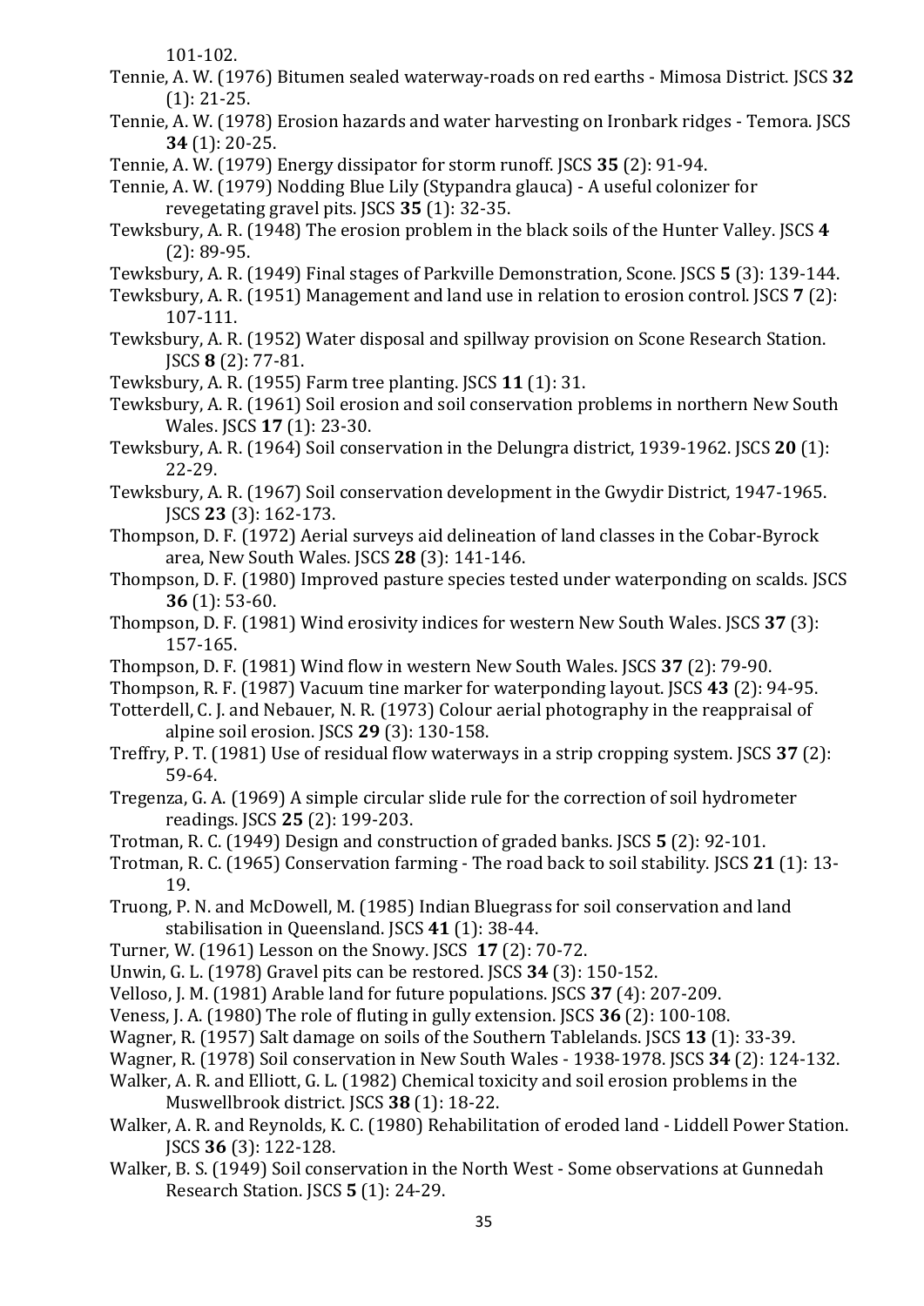101-102.

Tennie, A. W. (1976) Bitumen sealed waterway-roads on red earths - Mimosa District. JSCS **32** (1): 21-25.

Tennie, A. W. (1978) Erosion hazards and water harvesting on Ironbark ridges - Temora. JSCS **34** (1): 20-25.

Tennie, A. W. (1979) Energy dissipator for storm runoff. JSCS **35** (2): 91-94.

Tennie, A. W. (1979) Nodding Blue Lily (Stypandra glauca) - A useful colonizer for revegetating gravel pits. JSCS **35** (1): 32-35.

Tewksbury, A. R. (1948) The erosion problem in the black soils of the Hunter Valley. JSCS **4** (2): 89-95.

Tewksbury, A. R. (1949) Final stages of Parkville Demonstration, Scone. JSCS **5** (3): 139-144.

Tewksbury, A. R. (1951) Management and land use in relation to erosion control. JSCS **7** (2): 107-111.

Tewksbury, A. R. (1952) Water disposal and spillway provision on Scone Research Station. JSCS **8** (2): 77-81.

Tewksbury, A. R. (1955) Farm tree planting. JSCS **11** (1): 31.

Tewksbury, A. R. (1961) Soil erosion and soil conservation problems in northern New South Wales. JSCS **17** (1): 23-30.

Tewksbury, A. R. (1964) Soil conservation in the Delungra district, 1939-1962. JSCS **20** (1): 22-29.

Tewksbury, A. R. (1967) Soil conservation development in the Gwydir District, 1947-1965. JSCS **23** (3): 162-173.

Thompson, D. F. (1972) Aerial surveys aid delineation of land classes in the Cobar-Byrock area, New South Wales. JSCS **28** (3): 141-146.

Thompson, D. F. (1980) Improved pasture species tested under waterponding on scalds. JSCS **36** (1): 53-60.

Thompson, D. F. (1981) Wind erosivity indices for western New South Wales. JSCS **37** (3): 157-165.

Thompson, D. F. (1981) Wind flow in western New South Wales. JSCS **37** (2): 79-90.

Thompson, R. F. (1987) Vacuum tine marker for waterponding layout. JSCS **43** (2): 94-95.

Totterdell, C. J. and Nebauer, N. R. (1973) Colour aerial photography in the reappraisal of alpine soil erosion. JSCS **29** (3): 130-158.

Treffry, P. T. (1981) Use of residual flow waterways in a strip cropping system. JSCS **37** (2): 59-64.

Tregenza, G. A. (1969) A simple circular slide rule for the correction of soil hydrometer readings. JSCS **25** (2): 199-203.

Trotman, R. C. (1949) Design and construction of graded banks. JSCS **5** (2): 92-101.

Trotman, R. C. (1965) Conservation farming - The road back to soil stability. JSCS **21** (1): 13-19.

Truong, P. N. and McDowell, M. (1985) Indian Bluegrass for soil conservation and land stabilisation in Queensland. JSCS **41** (1): 38-44.

Turner, W. (1961) Lesson on the Snowy. JSCS **17** (2): 70-72.

Unwin, G. L. (1978) Gravel pits can be restored. JSCS **34** (3): 150-152.

Velloso, J. M. (1981) Arable land for future populations. JSCS **37** (4): 207-209.

Veness, J. A. (1980) The role of fluting in gully extension. JSCS **36** (2): 100-108.

Wagner, R. (1957) Salt damage on soils of the Southern Tablelands. JSCS **13** (1): 33-39.

Wagner, R. (1978) Soil conservation in New South Wales - 1938-1978. JSCS **34** (2): 124-132.

Walker, A. R. and Elliott, G. L. (1982) Chemical toxicity and soil erosion problems in the Muswellbrook district. JSCS **38** (1): 18-22.

Walker, A. R. and Reynolds, K. C. (1980) Rehabilitation of eroded land - Liddell Power Station. JSCS **36** (3): 122-128.

Walker, B. S. (1949) Soil conservation in the North West - Some observations at Gunnedah Research Station. JSCS **5** (1): 24-29.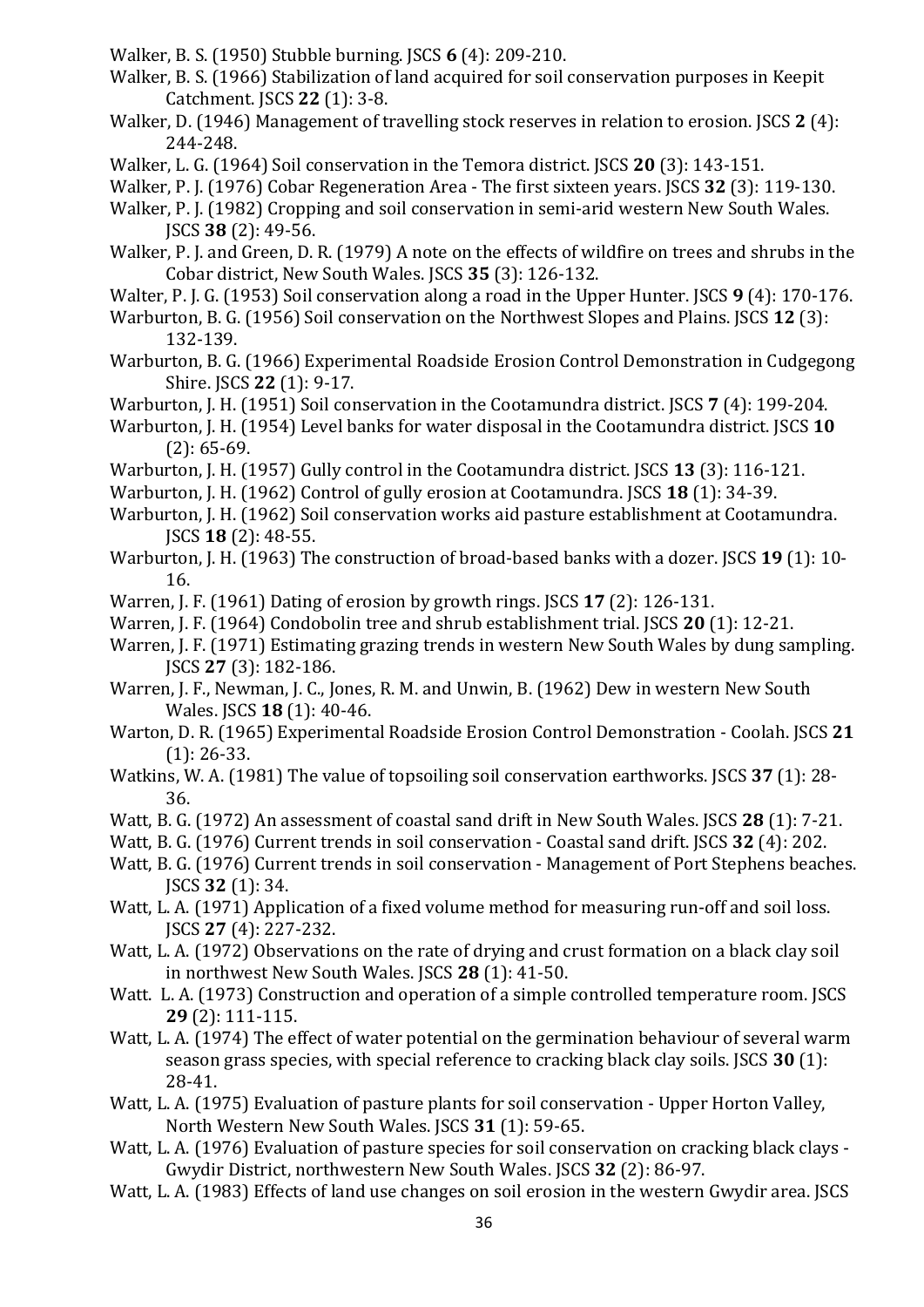Walker, B. S. (1950) Stubble burning. JSCS **6** (4): 209-210.

Walker, B. S. (1966) Stabilization of land acquired for soil conservation purposes in Keepit Catchment. JSCS **22** (1): 3-8.

Walker, D. (1946) Management of travelling stock reserves in relation to erosion. JSCS **2** (4): 244-248.

Walker, L. G. (1964) Soil conservation in the Temora district. JSCS **20** (3): 143-151.

Walker, P. J. (1976) Cobar Regeneration Area - The first sixteen years. JSCS **32** (3): 119-130.

Walker, P. J. (1982) Cropping and soil conservation in semi-arid western New South Wales. JSCS **38** (2): 49-56.

Walker, P. J. and Green, D. R. (1979) A note on the effects of wildfire on trees and shrubs in the Cobar district, New South Wales. JSCS **35** (3): 126-132.

Walter, P. J. G. (1953) Soil conservation along a road in the Upper Hunter. JSCS **9** (4): 170-176.

Warburton, B. G. (1956) Soil conservation on the Northwest Slopes and Plains. JSCS **12** (3): 132-139.

Warburton, B. G. (1966) Experimental Roadside Erosion Control Demonstration in Cudgegong Shire. JSCS **22** (1): 9-17.

Warburton, J. H. (1951) Soil conservation in the Cootamundra district. JSCS **7** (4): 199-204.

Warburton, J. H. (1954) Level banks for water disposal in the Cootamundra district. JSCS **10** (2): 65-69.

Warburton, J. H. (1957) Gully control in the Cootamundra district. JSCS **13** (3): 116-121.

Warburton, J. H. (1962) Control of gully erosion at Cootamundra. JSCS **18** (1): 34-39.

Warburton, J. H. (1962) Soil conservation works aid pasture establishment at Cootamundra. JSCS **18** (2): 48-55.

Warburton, J. H. (1963) The construction of broad-based banks with a dozer. JSCS **19** (1): 10-16.

Warren, J. F. (1961) Dating of erosion by growth rings. JSCS **17** (2): 126-131.

Warren, J. F. (1964) Condobolin tree and shrub establishment trial. JSCS **20** (1): 12-21.

Warren, J. F. (1971) Estimating grazing trends in western New South Wales by dung sampling. JSCS **27** (3): 182-186.

Warren, J. F., Newman, J. C., Jones, R. M. and Unwin, B. (1962) Dew in western New South Wales. JSCS **18** (1): 40-46.

Warton, D. R. (1965) Experimental Roadside Erosion Control Demonstration - Coolah. JSCS **21** (1): 26-33.

Watkins, W. A. (1981) The value of topsoiling soil conservation earthworks. JSCS **37** (1): 28-36.

Watt, B. G. (1972) An assessment of coastal sand drift in New South Wales. JSCS **28** (1): 7-21.

Watt, B. G. (1976) Current trends in soil conservation - Coastal sand drift. JSCS **32** (4): 202.

Watt, B. G. (1976) Current trends in soil conservation - Management of Port Stephens beaches. JSCS **32** (1): 34.

Watt, L. A. (1971) Application of a fixed volume method for measuring run-off and soil loss. JSCS **27** (4): 227-232.

Watt, L. A. (1972) Observations on the rate of drying and crust formation on a black clay soil in northwest New South Wales. JSCS **28** (1): 41-50.

Watt. L. A. (1973) Construction and operation of a simple controlled temperature room. JSCS **29** (2): 111-115.

Watt, L. A. (1974) The effect of water potential on the germination behaviour of several warm season grass species, with special reference to cracking black clay soils. JSCS **30** (1): 28-41.

Watt, L. A. (1975) Evaluation of pasture plants for soil conservation - Upper Horton Valley, North Western New South Wales. JSCS **31** (1): 59-65.

Watt, L. A. (1976) Evaluation of pasture species for soil conservation on cracking black clays - Gwydir District, northwestern New South Wales. JSCS **32** (2): 86-97.

Watt, L. A. (1983) Effects of land use changes on soil erosion in the western Gwydir area. JSCS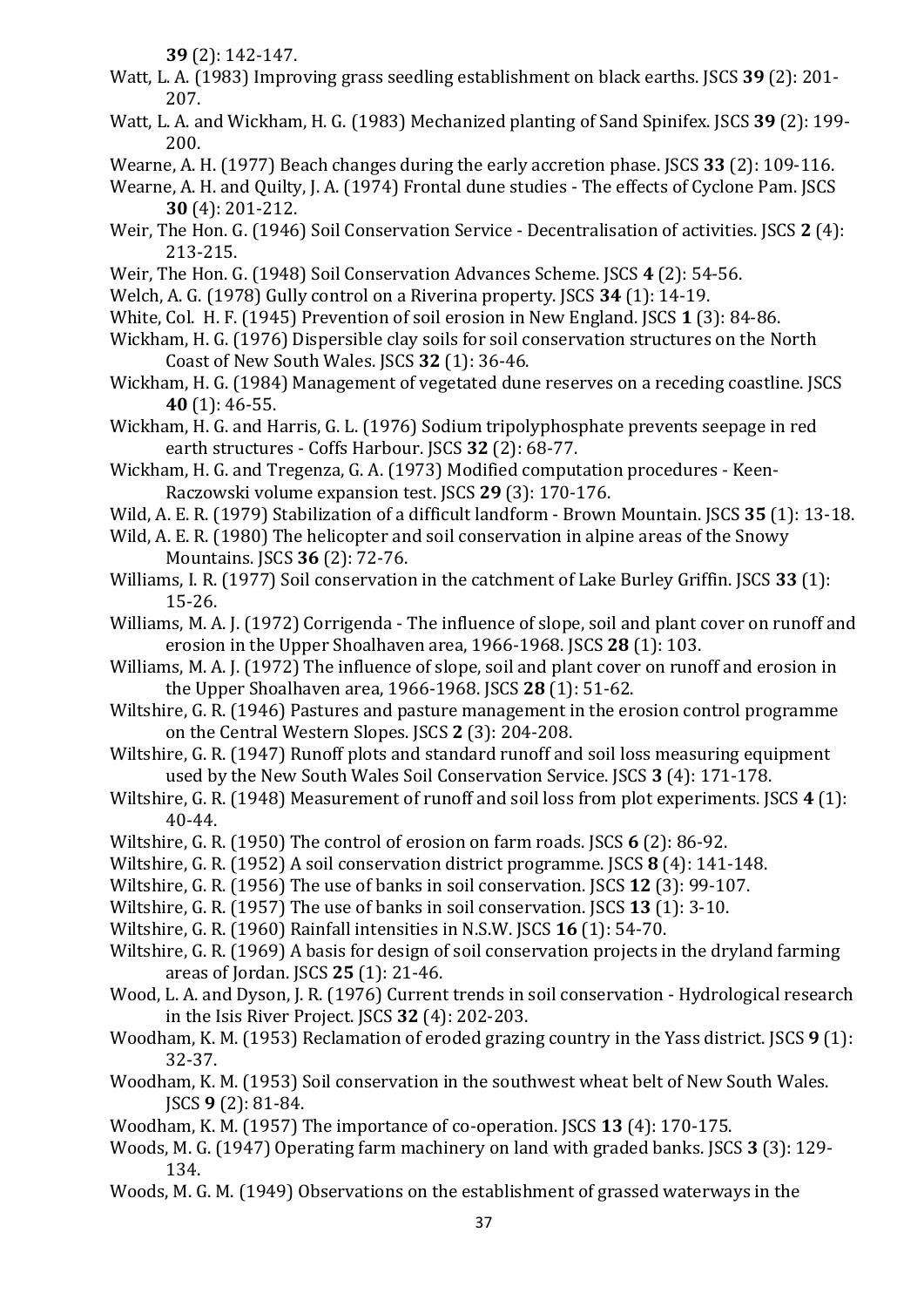**39** (2): 142-147.

Watt, L. A. (1983) Improving grass seedling establishment on black earths. JSCS **39** (2): 201-207.

Watt, L. A. and Wickham, H. G. (1983) Mechanized planting of Sand Spinifex. JSCS **39** (2): 199-200.

Wearne, A. H. (1977) Beach changes during the early accretion phase. JSCS **33** (2): 109-116.

Wearne, A. H. and Quilty, J. A. (1974) Frontal dune studies - The effects of Cyclone Pam. JSCS **30** (4): 201-212.

Weir, The Hon. G. (1946) Soil Conservation Service - Decentralisation of activities. JSCS **2** (4): 213-215.

Weir, The Hon. G. (1948) Soil Conservation Advances Scheme. JSCS **4** (2): 54-56.

Welch, A. G. (1978) Gully control on a Riverina property. JSCS **34** (1): 14-19.

White, Col. H. F. (1945) Prevention of soil erosion in New England. JSCS **1** (3): 84-86.

Wickham, H. G. (1976) Dispersible clay soils for soil conservation structures on the North Coast of New South Wales. JSCS **32** (1): 36-46.

Wickham, H. G. (1984) Management of vegetated dune reserves on a receding coastline. JSCS **40** (1): 46-55.

Wickham, H. G. and Harris, G. L. (1976) Sodium tripolyphosphate prevents seepage in red earth structures - Coffs Harbour. JSCS **32** (2): 68-77.

Wickham, H. G. and Tregenza, G. A. (1973) Modified computation procedures - Keen-Raczowski volume expansion test. JSCS **29** (3): 170-176.

Wild, A. E. R. (1979) Stabilization of a difficult landform - Brown Mountain. JSCS **35** (1): 13-18.

Wild, A. E. R. (1980) The helicopter and soil conservation in alpine areas of the Snowy Mountains. JSCS **36** (2): 72-76.

Williams, I. R. (1977) Soil conservation in the catchment of Lake Burley Griffin. JSCS **33** (1): 15-26.

Williams, M. A. J. (1972) Corrigenda - The influence of slope, soil and plant cover on runoff and erosion in the Upper Shoalhaven area, 1966-1968. JSCS **28** (1): 103.

Williams, M. A. J. (1972) The influence of slope, soil and plant cover on runoff and erosion in the Upper Shoalhaven area, 1966-1968. JSCS **28** (1): 51-62.

Wiltshire, G. R. (1946) Pastures and pasture management in the erosion control programme on the Central Western Slopes. JSCS **2** (3): 204-208.

Wiltshire, G. R. (1947) Runoff plots and standard runoff and soil loss measuring equipment used by the New South Wales Soil Conservation Service. JSCS **3** (4): 171-178.

Wiltshire, G. R. (1948) Measurement of runoff and soil loss from plot experiments. JSCS **4** (1): 40-44.

Wiltshire, G. R. (1950) The control of erosion on farm roads. JSCS **6** (2): 86-92.

Wiltshire, G. R. (1952) A soil conservation district programme. JSCS **8** (4): 141-148.

Wiltshire, G. R. (1956) The use of banks in soil conservation. JSCS **12** (3): 99-107.

Wiltshire, G. R. (1957) The use of banks in soil conservation. JSCS **13** (1): 3-10.

Wiltshire, G. R. (1960) Rainfall intensities in N.S.W. JSCS **16** (1): 54-70.

Wiltshire, G. R. (1969) A basis for design of soil conservation projects in the dryland farming areas of Jordan. JSCS **25** (1): 21-46.

Wood, L. A. and Dyson, J. R. (1976) Current trends in soil conservation - Hydrological research in the Isis River Project. JSCS **32** (4): 202-203.

Woodham, K. M. (1953) Reclamation of eroded grazing country in the Yass district. JSCS **9** (1): 32-37.

Woodham, K. M. (1953) Soil conservation in the southwest wheat belt of New South Wales. JSCS **9** (2): 81-84.

Woodham, K. M. (1957) The importance of co-operation. JSCS **13** (4): 170-175.

Woods, M. G. (1947) Operating farm machinery on land with graded banks. JSCS **3** (3): 129-134.

Woods, M. G. M. (1949) Observations on the establishment of grassed waterways in the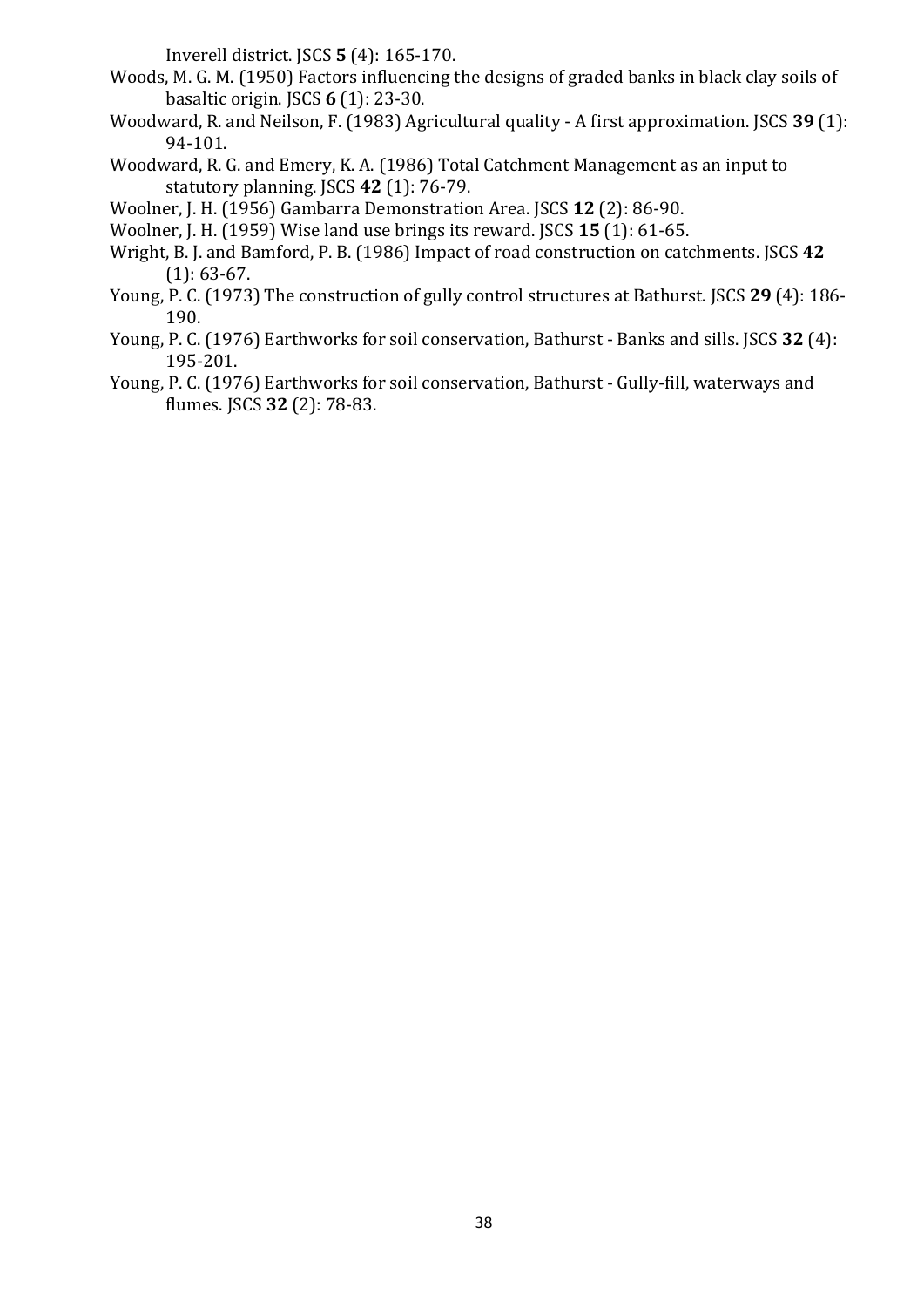Inverell district. JSCS **5** (4): 165-170.

Woods, M. G. M. (1950) Factors influencing the designs of graded banks in black clay soils of basaltic origin. JSCS **6** (1): 23-30.

Woodward, R. and Neilson, F. (1983) Agricultural quality - A first approximation. JSCS **39** (1): 94-101.

Woodward, R. G. and Emery, K. A. (1986) Total Catchment Management as an input to statutory planning. JSCS **42** (1): 76-79.

Woolner, J. H. (1956) Gambarra Demonstration Area. JSCS **12** (2): 86-90.

Woolner, J. H. (1959) Wise land use brings its reward. JSCS **15** (1): 61-65.

Wright, B. J. and Bamford, P. B. (1986) Impact of road construction on catchments. JSCS **42** (1): 63-67.

Young, P. C. (1973) The construction of gully control structures at Bathurst. JSCS **29** (4): 186-190.

Young, P. C. (1976) Earthworks for soil conservation, Bathurst - Banks and sills. JSCS **32** (4): 195-201.

Young, P. C. (1976) Earthworks for soil conservation, Bathurst - Gully-fill, waterways and flumes. JSCS **32** (2): 78-83.